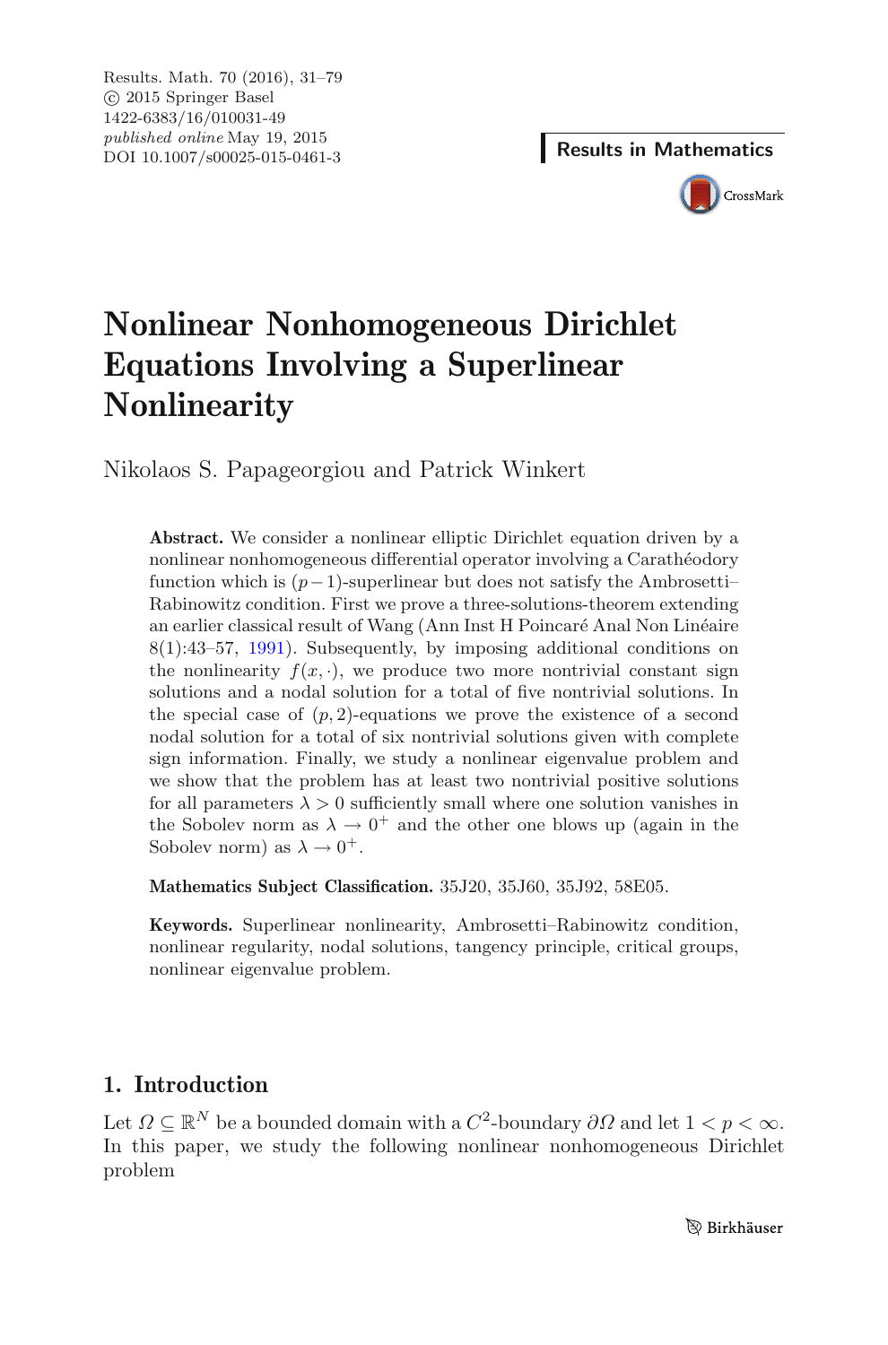# Nonlinear Nonhomogeneous Dirichlet Equations Involving a Superlinear Nonlinearity

Nikolaos S. Papageorgiou and Patrick Winkert

**Abstract.** We consider a nonlinear elliptic Dirichlet equation driven by a nonlinear nonhomogeneous differential operator involving a Carathéodory function which is $(p-1)$-superlinear but does not satisfy the Ambrosetti–Rabinowitz condition. First we prove a three-solutions-theorem extending an earlier classical result of Wang (Ann Inst H Poincaré Anal Non Linéaire 8(1):43–57, 1991). Subsequently, by imposing additional conditions on the nonlinearity $f(x, \cdot)$, we produce two more nontrivial constant sign solutions and a nodal solution for a total of five nontrivial solutions. In the special case of $(p, 2)$-equations we prove the existence of a second nodal solution for a total of six nontrivial solutions given with complete sign information. Finally, we study a nonlinear eigenvalue problem and we show that the problem has at least two nontrivial positive solutions for all parameters $\lambda > 0$ sufficiently small where one solution vanishes in the Sobolev norm as $\lambda \to 0^+$ and the other one blows up (again in the Sobolev norm) as $\lambda \to 0^+$.

**Mathematics Subject Classification.** 35J20, 35J60, 35J92, 58E05.

**Keywords.** Superlinear nonlinearity, Ambrosetti–Rabinowitz condition, nonlinear regularity, nodal solutions, tangency principle, critical groups, nonlinear eigenvalue problem.

## 1. Introduction

Let $\Omega \subseteq \mathbb{R}^N$ be a bounded domain with a $C^2$-boundary $\partial\Omega$ and let $1 < p < \infty$. In this paper, we study the following nonlinear nonhomogeneous Dirichlet problem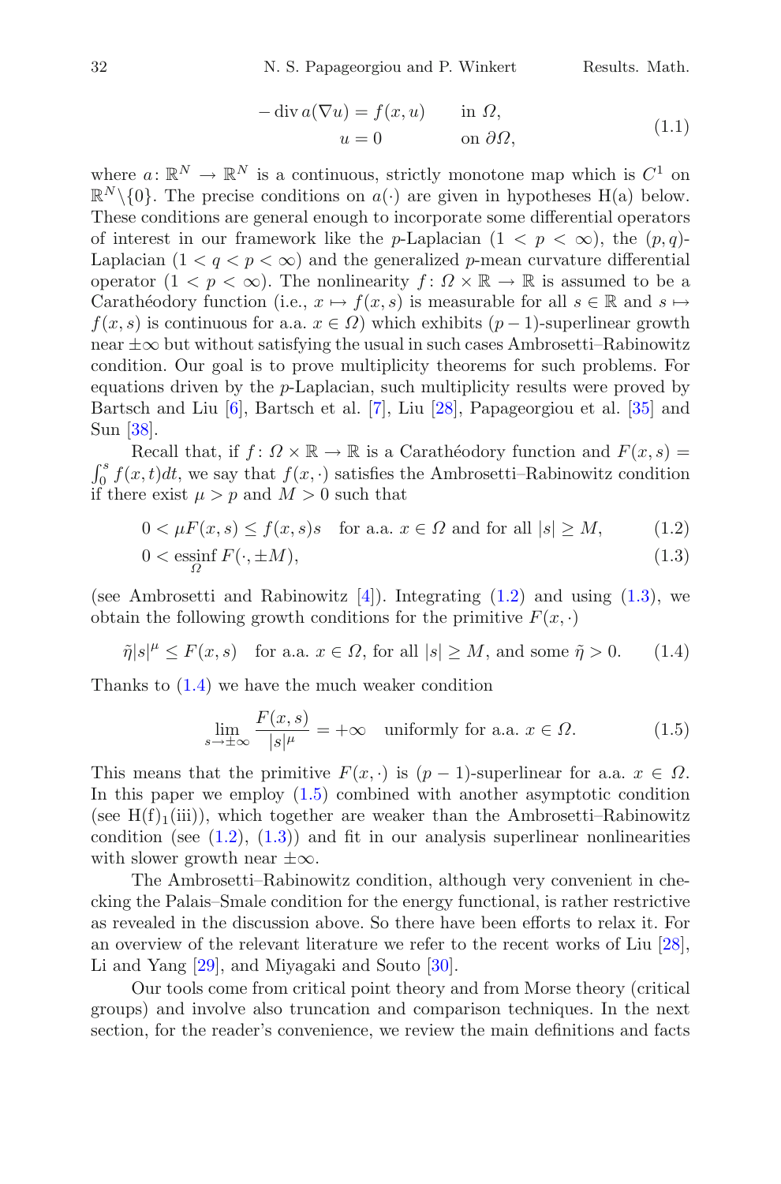$$
\begin{aligned}
-\operatorname{div} a(\nabla u) &= f(x,u) \qquad \text{in } \Omega,\\
u &= 0 \qquad \text{on } \partial\Omega,
\end{aligned}
\tag{1.1}
$$

where $a\colon \mathbb{R}^N \to \mathbb{R}^N$ is a continuous, strictly monotone map which is $C^1$ on $\mathbb{R}^N\setminus\{0\}$. The precise conditions on $a(\cdot)$ are given in hypotheses H(a) below. These conditions are general enough to incorporate some differential operators of interest in our framework like the $p$-Laplacian $(1 < p < \infty)$, the $(p,q)$-Laplacian $(1 < q < p < \infty)$ and the generalized $p$-mean curvature differential operator $(1 < p < \infty)$. The nonlinearity $f\colon \Omega \times \mathbb{R} \to \mathbb{R}$ is assumed to be a Carathéodory function (i.e., $x \mapsto f(x,s)$ is measurable for all $s \in \mathbb{R}$ and $s \mapsto f(x,s)$ is continuous for a.a. $x \in \Omega$) which exhibits $(p-1)$-superlinear growth near $\pm\infty$ but without satisfying the usual in such cases Ambrosetti–Rabinowitz condition. Our goal is to prove multiplicity theorems for such problems. For equations driven by the $p$-Laplacian, such multiplicity results were proved by Bartsch and Liu [6], Bartsch et al. [7], Liu [28], Papageorgiou et al. [35] and Sun [38].

Recall that, if $f\colon \Omega \times \mathbb{R} \to \mathbb{R}$ is a Carathéodory function and $F(x,s) = \int_0^s f(x,t)dt$, we say that $f(x,\cdot)$ satisfies the Ambrosetti–Rabinowitz condition if there exist $\mu > p$ and $M > 0$ such that

$$
0 < \mu F(x,s) \leq f(x,s)s \quad \text{for a.a. } x \in \Omega \text{ and for all } |s| \geq M, \tag{1.2}
$$

$$
0 < \operatorname*{essinf}_{\Omega} F(\cdot, \pm M), \tag{1.3}
$$

(see Ambrosetti and Rabinowitz [4]). Integrating (1.2) and using (1.3), we obtain the following growth conditions for the primitive $F(x,\cdot)$

$$
\tilde{\eta}|s|^{\mu} \leq F(x,s) \quad \text{for a.a. } x \in \Omega, \text{ for all } |s| \geq M, \text{ and some } \tilde{\eta} > 0. \tag{1.4}
$$

Thanks to (1.4) we have the much weaker condition

$$
\lim_{s \to \pm\infty} \frac{F(x,s)}{|s|^{\mu}} = +\infty \quad \text{uniformly for a.a. } x \in \Omega. \tag{1.5}
$$

This means that the primitive $F(x,\cdot)$ is $(p-1)$-superlinear for a.a. $x \in \Omega$. In this paper we employ (1.5) combined with another asymptotic condition (see $\mathrm{H(f)}_1$(iii)), which together are weaker than the Ambrosetti–Rabinowitz condition (see (1.2), (1.3)) and fit in our analysis superlinear nonlinearities with slower growth near $\pm\infty$.

The Ambrosetti–Rabinowitz condition, although very convenient in checking the Palais–Smale condition for the energy functional, is rather restrictive as revealed in the discussion above. So there have been efforts to relax it. For an overview of the relevant literature we refer to the recent works of Liu [28], Li and Yang [29], and Miyagaki and Souto [30].

Our tools come from critical point theory and from Morse theory (critical groups) and involve also truncation and comparison techniques. In the next section, for the reader's convenience, we review the main definitions and facts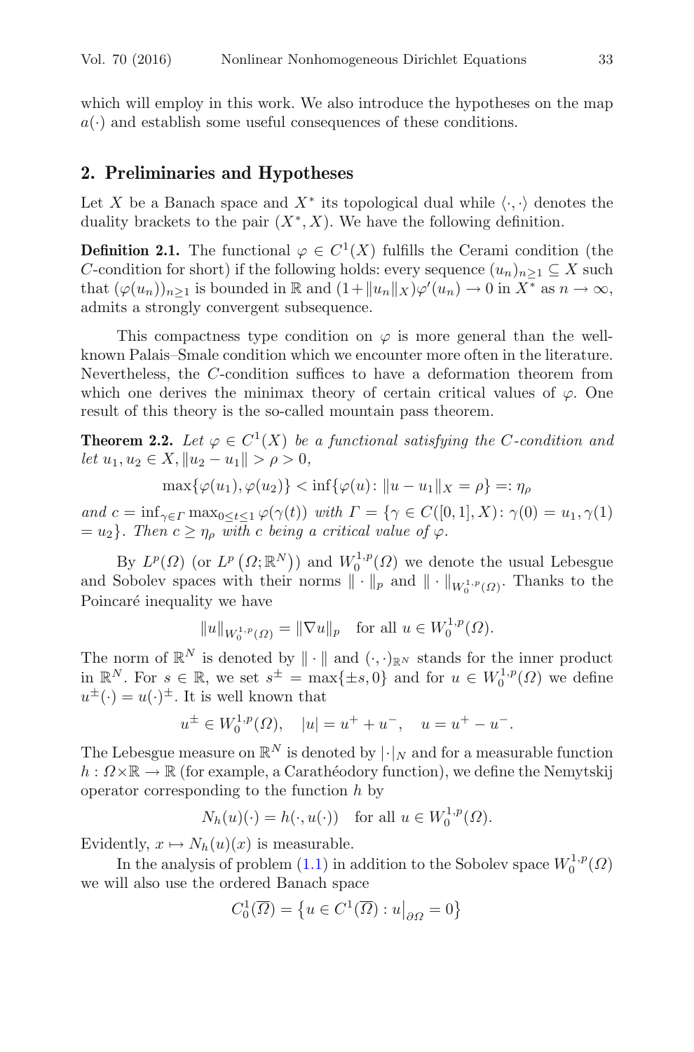which will employ in this work. We also introduce the hypotheses on the map $a(\cdot)$ and establish some useful consequences of these conditions.

## 2. Preliminaries and Hypotheses

Let $X$ be a Banach space and $X^*$ its topological dual while $\langle \cdot, \cdot \rangle$ denotes the duality brackets to the pair $(X^*, X)$. We have the following definition.

**Definition 2.1.** The functional $\varphi \in C^1(X)$ fulfills the Cerami condition (the $C$-condition for short) if the following holds: every sequence $(u_n)_{n\geq 1} \subseteq X$ such that $(\varphi(u_n))_{n\geq 1}$ is bounded in $\mathbb{R}$ and $(1+\|u_n\|_X)\varphi'(u_n) \to 0$ in $X^*$ as $n \to \infty$, admits a strongly convergent subsequence.

This compactness type condition on $\varphi$ is more general than the well-known Palais–Smale condition which we encounter more often in the literature. Nevertheless, the $C$-condition suffices to have a deformation theorem from which one derives the minimax theory of certain critical values of $\varphi$. One result of this theory is the so-called mountain pass theorem.

**Theorem 2.2.** *Let $\varphi \in C^1(X)$ be a functional satisfying the $C$-condition and let $u_1, u_2 \in X, \|u_2 - u_1\| > \rho > 0$,*

$$\max\{\varphi(u_1), \varphi(u_2)\} < \inf\{\varphi(u) \colon \|u - u_1\|_X = \rho\} =: \eta_\rho$$

*and $c = \inf_{\gamma \in \Gamma} \max_{0\leq t\leq 1} \varphi(\gamma(t))$ with $\Gamma = \{\gamma \in C([0,1], X) \colon \gamma(0) = u_1, \gamma(1) = u_2\}$. Then $c \geq \eta_\rho$ with $c$ being a critical value of $\varphi$.*

By $L^p(\Omega)$ (or $L^p\left(\Omega; \mathbb{R}^N\right)$) and $W_0^{1,p}(\Omega)$ we denote the usual Lebesgue and Sobolev spaces with their norms $\|\cdot\|_p$ and $\|\cdot\|_{W_0^{1,p}(\Omega)}$. Thanks to the Poincaré inequality we have

$$\|u\|_{W_0^{1,p}(\Omega)} = \|\nabla u\|_p \quad \text{for all } u \in W_0^{1,p}(\Omega).$$

The norm of $\mathbb{R}^N$ is denoted by $\|\cdot\|$ and $(\cdot,\cdot)_{\mathbb{R}^N}$ stands for the inner product in $\mathbb{R}^N$. For $s \in \mathbb{R}$, we set $s^{\pm} = \max\{\pm s, 0\}$ and for $u \in W_0^{1,p}(\Omega)$ we define $u^{\pm}(\cdot) = u(\cdot)^{\pm}$. It is well known that

$$u^{\pm} \in W_0^{1,p}(\Omega), \quad |u| = u^+ + u^-, \quad u = u^+ - u^-.$$

The Lebesgue measure on $\mathbb{R}^N$ is denoted by $|\cdot|_N$ and for a measurable function $h : \Omega\times\mathbb{R} \to \mathbb{R}$ (for example, a Carathéodory function), we define the Nemytskij operator corresponding to the function $h$ by

$$N_h(u)(\cdot) = h(\cdot, u(\cdot)) \quad \text{for all } u \in W_0^{1,p}(\Omega).$$

Evidently, $x \mapsto N_h(u)(x)$ is measurable.

In the analysis of problem (1.1) in addition to the Sobolev space $W_0^{1,p}(\Omega)$ we will also use the ordered Banach space

$$C_0^1(\overline{\Omega}) = \left\{u \in C^1(\overline{\Omega}) : u\big|_{\partial\Omega} = 0\right\}$$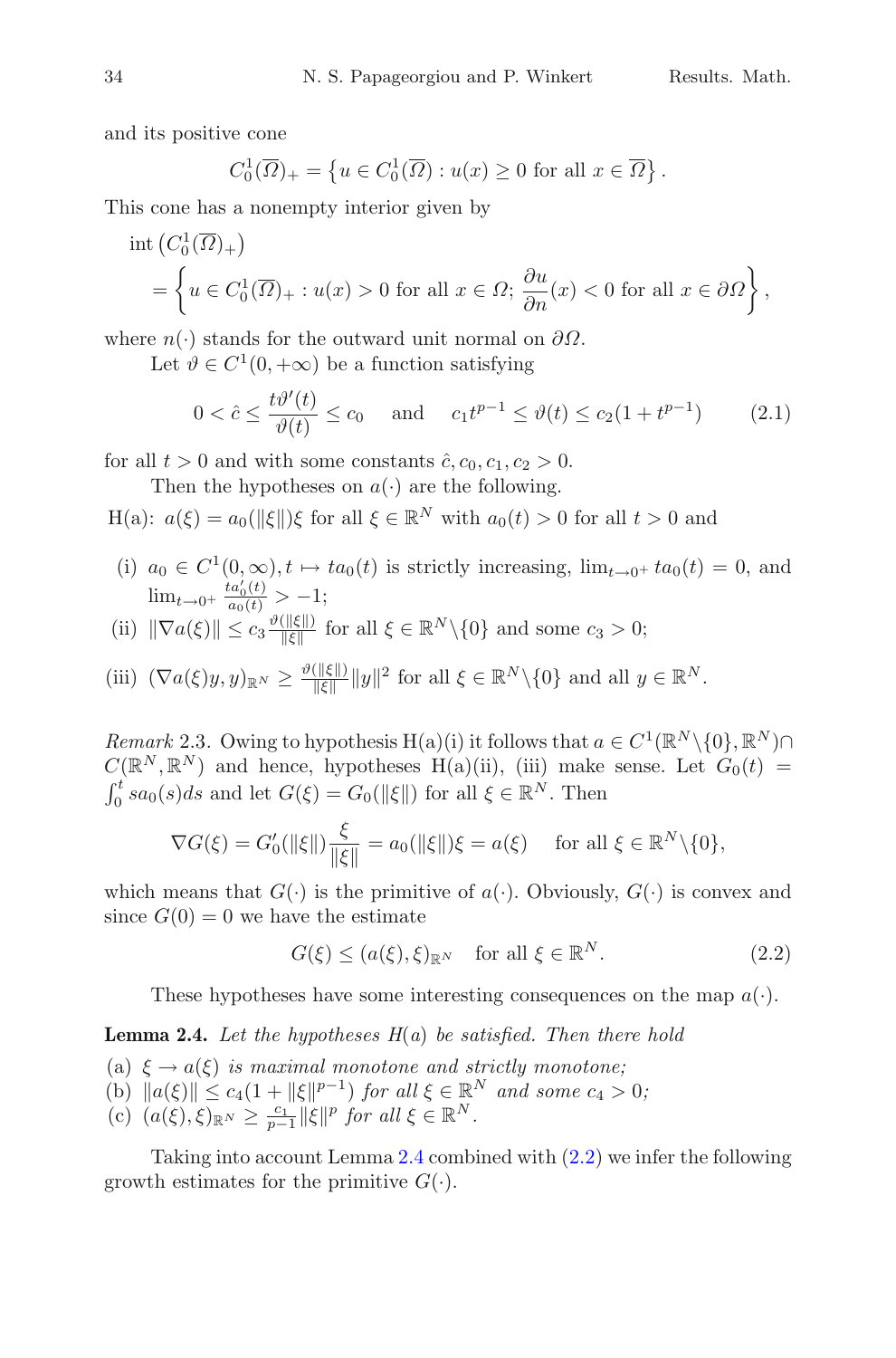and its positive cone

$$C_0^1(\overline{\Omega})_+ = \left\{ u \in C_0^1(\overline{\Omega}) : u(x) \geq 0 \text{ for all } x \in \overline{\Omega} \right\}.$$

This cone has a nonempty interior given by

$$\operatorname{int}\left(C_0^1(\overline{\Omega})_+\right) = \left\{ u \in C_0^1(\overline{\Omega})_+ : u(x) > 0 \text{ for all } x \in \Omega;\ \frac{\partial u}{\partial n}(x) < 0 \text{ for all } x \in \partial\Omega \right\},$$

where $n(\cdot)$ stands for the outward unit normal on $\partial\Omega$.

Let $\vartheta \in C^1(0, +\infty)$ be a function satisfying

$$0 < \hat{c} \leq \frac{t\vartheta'(t)}{\vartheta(t)} \leq c_0 \quad \text{and} \quad c_1 t^{p-1} \leq \vartheta(t) \leq c_2(1 + t^{p-1}) \tag{2.1}$$

for all $t > 0$ and with some constants $\hat{c}, c_0, c_1, c_2 > 0$.

Then the hypotheses on $a(\cdot)$ are the following.

H(a): $a(\xi) = a_0(\|\xi\|)\xi$ for all $\xi \in \mathbb{R}^N$ with $a_0(t) > 0$ for all $t > 0$ and

(i) $a_0 \in C^1(0, \infty), t \mapsto t a_0(t)$ is strictly increasing, $\lim_{t \to 0^+} t a_0(t) = 0$, and $\lim_{t \to 0^+} \frac{t a_0'(t)}{a_0(t)} > -1$;

(ii) $\|\nabla a(\xi)\| \leq c_3 \frac{\vartheta(\|\xi\|)}{\|\xi\|}$ for all $\xi \in \mathbb{R}^N \setminus \{0\}$ and some $c_3 > 0$;

(iii) $(\nabla a(\xi) y, y)_{\mathbb{R}^N} \geq \frac{\vartheta(\|\xi\|)}{\|\xi\|} \|y\|^2$ for all $\xi \in \mathbb{R}^N \setminus \{0\}$ and all $y \in \mathbb{R}^N$.

*Remark* 2.3. Owing to hypothesis H(a)(i) it follows that $a \in C^1(\mathbb{R}^N \setminus \{0\}, \mathbb{R}^N) \cap C(\mathbb{R}^N, \mathbb{R}^N)$ and hence, hypotheses H(a)(ii), (iii) make sense. Let $G_0(t) = \int_0^t s a_0(s) ds$ and let $G(\xi) = G_0(\|\xi\|)$ for all $\xi \in \mathbb{R}^N$. Then

$$\nabla G(\xi) = G_0'(\|\xi\|) \frac{\xi}{\|\xi\|} = a_0(\|\xi\|)\xi = a(\xi) \quad \text{for all } \xi \in \mathbb{R}^N \setminus \{0\},$$

which means that $G(\cdot)$ is the primitive of $a(\cdot)$. Obviously, $G(\cdot)$ is convex and since $G(0) = 0$ we have the estimate

$$G(\xi) \leq (a(\xi), \xi)_{\mathbb{R}^N} \quad \text{for all } \xi \in \mathbb{R}^N. \tag{2.2}$$

These hypotheses have some interesting consequences on the map $a(\cdot)$.

**Lemma 2.4.** *Let the hypotheses H(a) be satisfied. Then there hold*

(a) $\xi \to a(\xi)$ *is maximal monotone and strictly monotone;*
(b) $\|a(\xi)\| \leq c_4(1 + \|\xi\|^{p-1})$ *for all* $\xi \in \mathbb{R}^N$ *and some* $c_4 > 0$*;*
(c) $(a(\xi), \xi)_{\mathbb{R}^N} \geq \frac{c_1}{p-1} \|\xi\|^p$ *for all* $\xi \in \mathbb{R}^N$.

Taking into account Lemma 2.4 combined with (2.2) we infer the following growth estimates for the primitive $G(\cdot)$.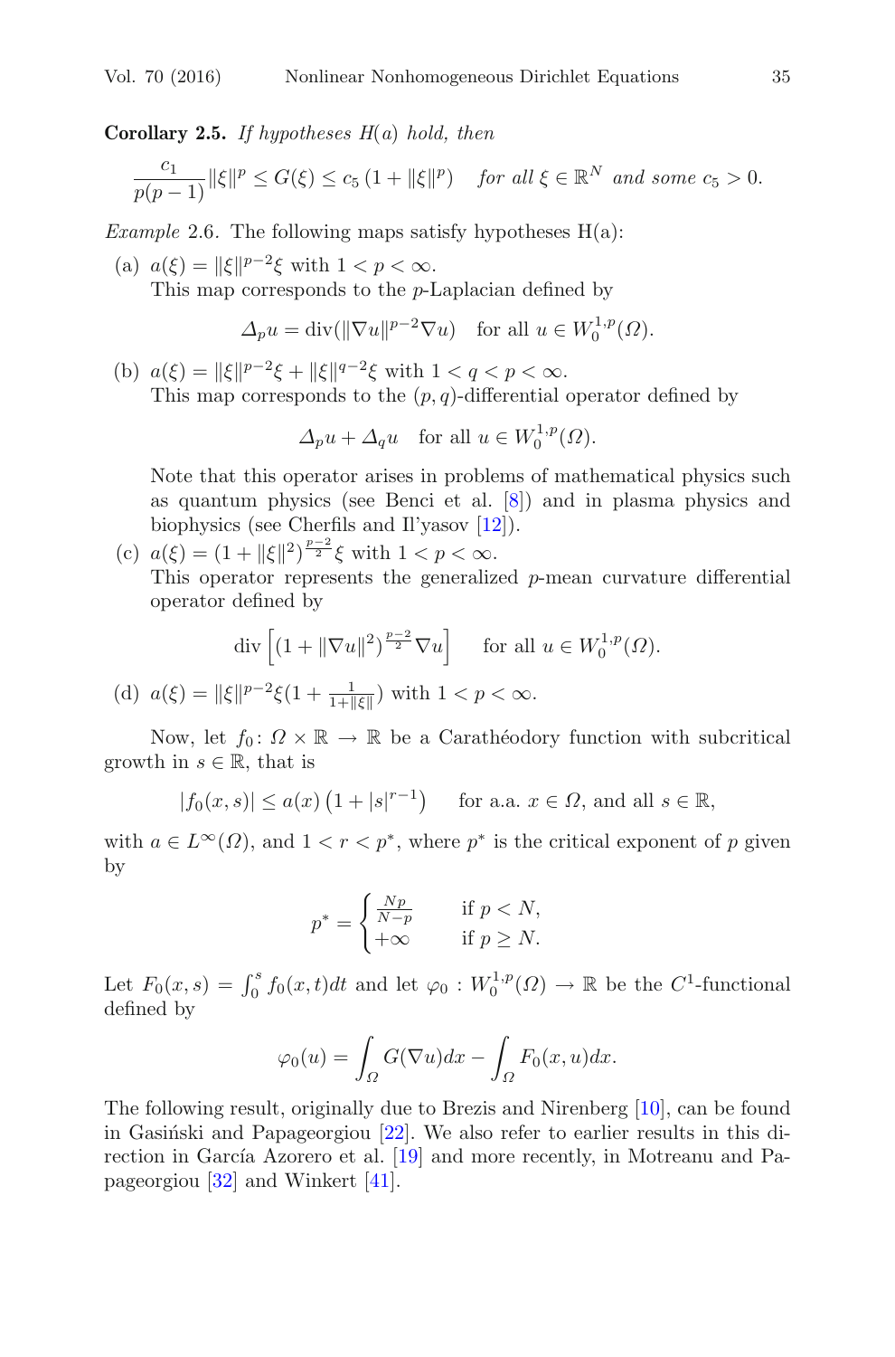**Corollary 2.5.** *If hypotheses H(a) hold, then*

$$\frac{c_1}{p(p-1)}\|\xi\|^p \leq G(\xi) \leq c_5\left(1+\|\xi\|^p\right) \quad \textit{for all } \xi \in \mathbb{R}^N \textit{ and some } c_5 > 0.$$

*Example* 2.6. The following maps satisfy hypotheses H(a):

(a) $a(\xi) = \|\xi\|^{p-2}\xi$ with $1 < p < \infty$.
This map corresponds to the $p$-Laplacian defined by

$$\Delta_p u = \operatorname{div}(\|\nabla u\|^{p-2}\nabla u) \quad \text{for all } u \in W_0^{1,p}(\Omega).$$

(b) $a(\xi) = \|\xi\|^{p-2}\xi + \|\xi\|^{q-2}\xi$ with $1 < q < p < \infty$.
This map corresponds to the $(p, q)$-differential operator defined by

$$\Delta_p u + \Delta_q u \quad \text{for all } u \in W_0^{1,p}(\Omega).$$

Note that this operator arises in problems of mathematical physics such as quantum physics (see Benci et al. [8]) and in plasma physics and biophysics (see Cherfils and Il'yasov [12]).

(c) $a(\xi) = (1 + \|\xi\|^2)^{\frac{p-2}{2}}\xi$ with $1 < p < \infty$.
This operator represents the generalized $p$-mean curvature differential operator defined by

$$\operatorname{div}\left[(1 + \|\nabla u\|^2)^{\frac{p-2}{2}}\nabla u\right] \quad \text{for all } u \in W_0^{1,p}(\Omega).$$

(d) $a(\xi) = \|\xi\|^{p-2}\xi(1 + \frac{1}{1+\|\xi\|})$ with $1 < p < \infty$.

Now, let $f_0 \colon \Omega \times \mathbb{R} \to \mathbb{R}$ be a Carathéodory function with subcritical growth in $s \in \mathbb{R}$, that is

$$|f_0(x, s)| \leq a(x)\left(1 + |s|^{r-1}\right) \quad \text{for a.a. } x \in \Omega, \text{ and all } s \in \mathbb{R},$$

with $a \in L^\infty(\Omega)$, and $1 < r < p^*$, where $p^*$ is the critical exponent of $p$ given by

$$p^* = \begin{cases} \frac{Np}{N-p} & \text{if } p < N, \\ +\infty & \text{if } p \geq N. \end{cases}$$

Let $F_0(x, s) = \int_0^s f_0(x, t)dt$ and let $\varphi_0 : W_0^{1,p}(\Omega) \to \mathbb{R}$ be the $C^1$-functional defined by

$$\varphi_0(u) = \int_\Omega G(\nabla u)dx - \int_\Omega F_0(x, u)dx.$$

The following result, originally due to Brezis and Nirenberg [10], can be found in Gasiński and Papageorgiou [22]. We also refer to earlier results in this direction in García Azorero et al. [19] and more recently, in Motreanu and Papageorgiou [32] and Winkert [41].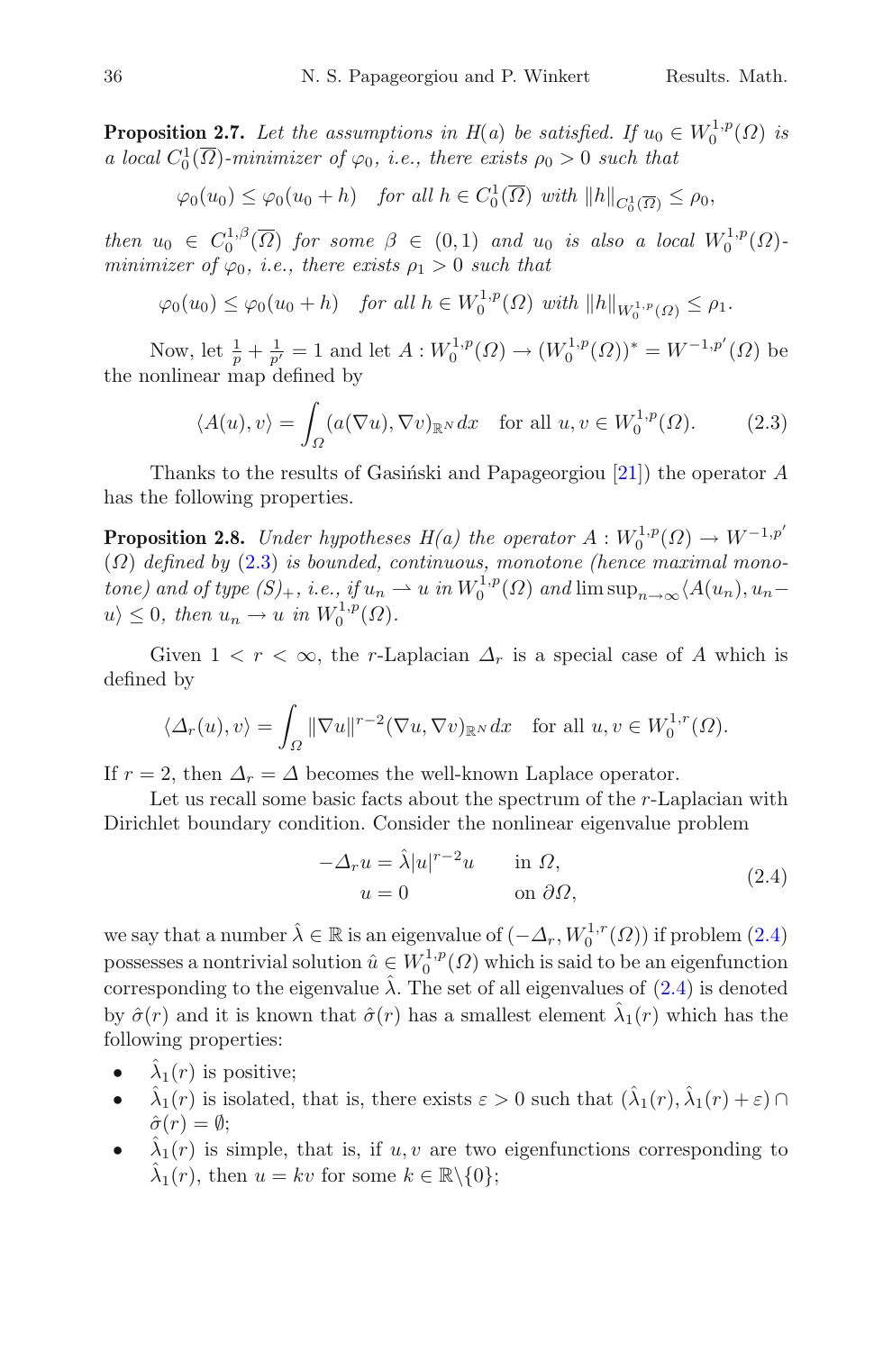**Proposition 2.7.** *Let the assumptions in H(a) be satisfied. If $u_0 \in W_0^{1,p}(\Omega)$ is a local $C_0^1(\overline{\Omega})$-minimizer of $\varphi_0$, i.e., there exists $\rho_0 > 0$ such that*

$$\varphi_0(u_0) \le \varphi_0(u_0 + h) \quad \text{for all } h \in C_0^1(\overline{\Omega}) \text{ with } \|h\|_{C_0^1(\overline{\Omega})} \le \rho_0,$$

*then $u_0 \in C_0^{1,\beta}(\overline{\Omega})$ for some $\beta \in (0,1)$ and $u_0$ is also a local $W_0^{1,p}(\Omega)$-minimizer of $\varphi_0$, i.e., there exists $\rho_1 > 0$ such that*

$$\varphi_0(u_0) \le \varphi_0(u_0 + h) \quad \text{for all } h \in W_0^{1,p}(\Omega) \text{ with } \|h\|_{W_0^{1,p}(\Omega)} \le \rho_1.$$

Now, let $\frac{1}{p} + \frac{1}{p'} = 1$ and let $A : W_0^{1,p}(\Omega) \to (W_0^{1,p}(\Omega))^* = W^{-1,p'}(\Omega)$ be the nonlinear map defined by

$$\langle A(u), v\rangle = \int_\Omega (a(\nabla u), \nabla v)_{\mathbb{R}^N} dx \quad \text{for all } u, v \in W_0^{1,p}(\Omega). \tag{2.3}$$

Thanks to the results of Gasiński and Papageorgiou [21]) the operator $A$ has the following properties.

**Proposition 2.8.** *Under hypotheses H(a) the operator $A : W_0^{1,p}(\Omega) \to W^{-1,p'}(\Omega)$ defined by (2.3) is bounded, continuous, monotone (hence maximal monotone) and of type $(S)_+$, i.e., if $u_n \rightharpoonup u$ in $W_0^{1,p}(\Omega)$ and $\limsup_{n\to\infty}\langle A(u_n), u_n - u\rangle \le 0$, then $u_n \to u$ in $W_0^{1,p}(\Omega)$.*

Given $1 < r < \infty$, the $r$-Laplacian $\Delta_r$ is a special case of $A$ which is defined by

$$\langle \Delta_r(u), v\rangle = \int_\Omega \|\nabla u\|^{r-2}(\nabla u, \nabla v)_{\mathbb{R}^N} dx \quad \text{for all } u, v \in W_0^{1,r}(\Omega).$$

If $r = 2$, then $\Delta_r = \Delta$ becomes the well-known Laplace operator.

Let us recall some basic facts about the spectrum of the $r$-Laplacian with Dirichlet boundary condition. Consider the nonlinear eigenvalue problem

$$\begin{aligned} -\Delta_r u &= \hat{\lambda}|u|^{r-2}u \qquad &&\text{in } \Omega,\\ u &= 0 &&\text{on } \partial\Omega, \end{aligned} \tag{2.4}$$

we say that a number $\hat{\lambda} \in \mathbb{R}$ is an eigenvalue of $(-\Delta_r, W_0^{1,r}(\Omega))$ if problem (2.4) possesses a nontrivial solution $\hat{u} \in W_0^{1,p}(\Omega)$ which is said to be an eigenfunction corresponding to the eigenvalue $\hat{\lambda}$. The set of all eigenvalues of (2.4) is denoted by $\hat{\sigma}(r)$ and it is known that $\hat{\sigma}(r)$ has a smallest element $\hat{\lambda}_1(r)$ which has the following properties:

- $\hat{\lambda}_1(r)$ is positive;
- $\hat{\lambda}_1(r)$ is isolated, that is, there exists $\varepsilon > 0$ such that $(\hat{\lambda}_1(r), \hat{\lambda}_1(r) + \varepsilon) \cap \hat{\sigma}(r) = \emptyset$;
- $\hat{\lambda}_1(r)$ is simple, that is, if $u, v$ are two eigenfunctions corresponding to $\hat{\lambda}_1(r)$, then $u = kv$ for some $k \in \mathbb{R}\backslash\{0\}$;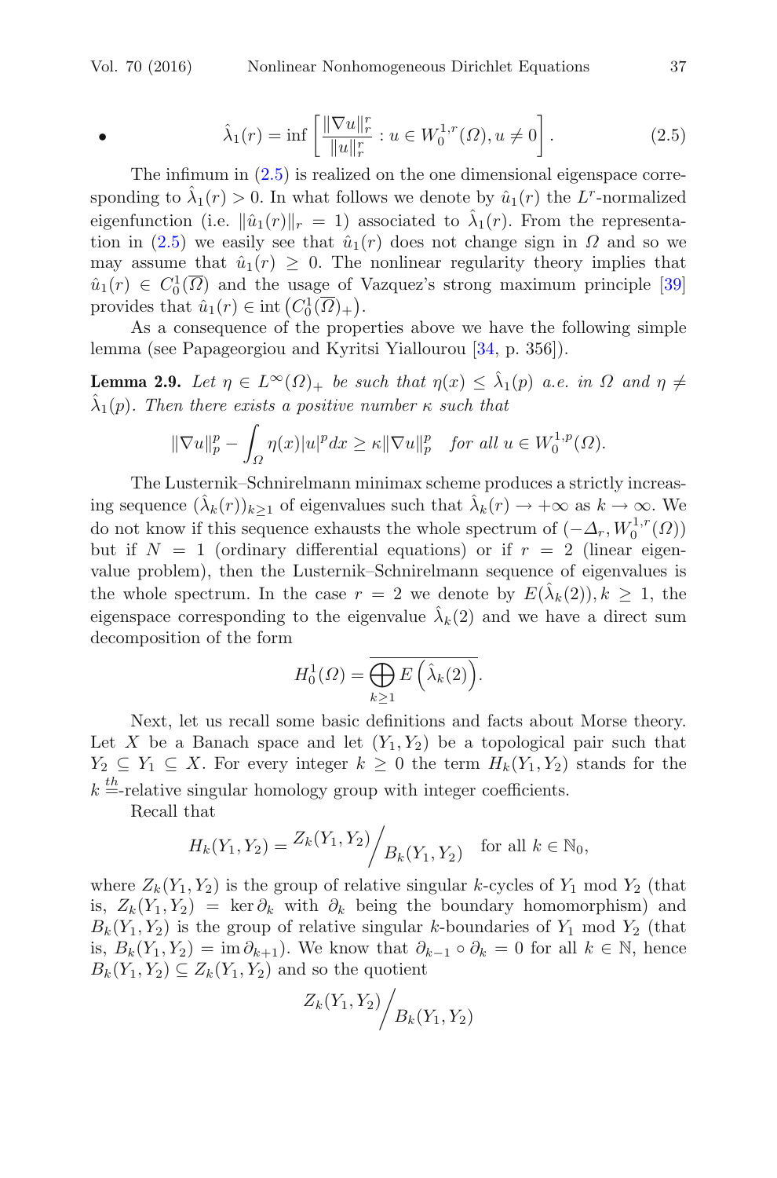- $$\hat{\lambda}_1(r) = \inf \left[ \frac{\|\nabla u\|_r^r}{\|u\|_r^r} : u \in W_0^{1,r}(\Omega), u \neq 0 \right]. \tag{2.5}$$

The infimum in (2.5) is realized on the one dimensional eigenspace corresponding to $\hat{\lambda}_1(r) > 0$. In what follows we denote by $\hat{u}_1(r)$ the $L^r$-normalized eigenfunction (i.e. $\|\hat{u}_1(r)\|_r = 1$) associated to $\hat{\lambda}_1(r)$. From the representation in (2.5) we easily see that $\hat{u}_1(r)$ does not change sign in $\Omega$ and so we may assume that $\hat{u}_1(r) \geq 0$. The nonlinear regularity theory implies that $\hat{u}_1(r) \in C_0^1(\overline{\Omega})$ and the usage of Vazquez's strong maximum principle [39] provides that $\hat{u}_1(r) \in \operatorname{int}\left(C_0^1(\overline{\Omega})_+\right)$.

As a consequence of the properties above we have the following simple lemma (see Papageorgiou and Kyritsi Yiallourou [34, p. 356]).

**Lemma 2.9.** *Let $\eta \in L^\infty(\Omega)_+$ be such that $\eta(x) \leq \hat{\lambda}_1(p)$ a.e. in $\Omega$ and $\eta \neq \hat{\lambda}_1(p)$. Then there exists a positive number $\kappa$ such that*

$$\|\nabla u\|_p^p - \int_\Omega \eta(x)|u|^p dx \geq \kappa \|\nabla u\|_p^p \quad \textit{for all } u \in W_0^{1,p}(\Omega).$$

The Lusternik–Schnirelmann minimax scheme produces a strictly increasing sequence $(\hat{\lambda}_k(r))_{k\geq 1}$ of eigenvalues such that $\hat{\lambda}_k(r) \to +\infty$ as $k \to \infty$. We do not know if this sequence exhausts the whole spectrum of $(-\Delta_r, W_0^{1,r}(\Omega))$ but if $N = 1$ (ordinary differential equations) or if $r = 2$ (linear eigenvalue problem), then the Lusternik–Schnirelmann sequence of eigenvalues is the whole spectrum. In the case $r = 2$ we denote by $E(\hat{\lambda}_k(2)), k \geq 1$, the eigenspace corresponding to the eigenvalue $\hat{\lambda}_k(2)$ and we have a direct sum decomposition of the form

$$H_0^1(\Omega) = \overline{\bigoplus_{k\geq 1} E\left(\hat{\lambda}_k(2)\right)}.$$

Next, let us recall some basic definitions and facts about Morse theory. Let $X$ be a Banach space and let $(Y_1, Y_2)$ be a topological pair such that $Y_2 \subseteq Y_1 \subseteq X$. For every integer $k \geq 0$ the term $H_k(Y_1, Y_2)$ stands for the $k^{\underline{th}}$-relative singular homology group with integer coefficients.

Recall that

$$H_k(Y_1, Y_2) = Z_k(Y_1, Y_2) \big/ B_k(Y_1, Y_2) \quad \text{for all } k \in \mathbb{N}_0,$$

where $Z_k(Y_1, Y_2)$ is the group of relative singular $k$-cycles of $Y_1$ mod $Y_2$ (that is, $Z_k(Y_1, Y_2) = \ker \partial_k$ with $\partial_k$ being the boundary homomorphism) and $B_k(Y_1, Y_2)$ is the group of relative singular $k$-boundaries of $Y_1$ mod $Y_2$ (that is, $B_k(Y_1, Y_2) = \operatorname{im} \partial_{k+1}$). We know that $\partial_{k-1} \circ \partial_k = 0$ for all $k \in \mathbb{N}$, hence $B_k(Y_1, Y_2) \subseteq Z_k(Y_1, Y_2)$ and so the quotient

$$Z_k(Y_1, Y_2) \big/ B_k(Y_1, Y_2)$$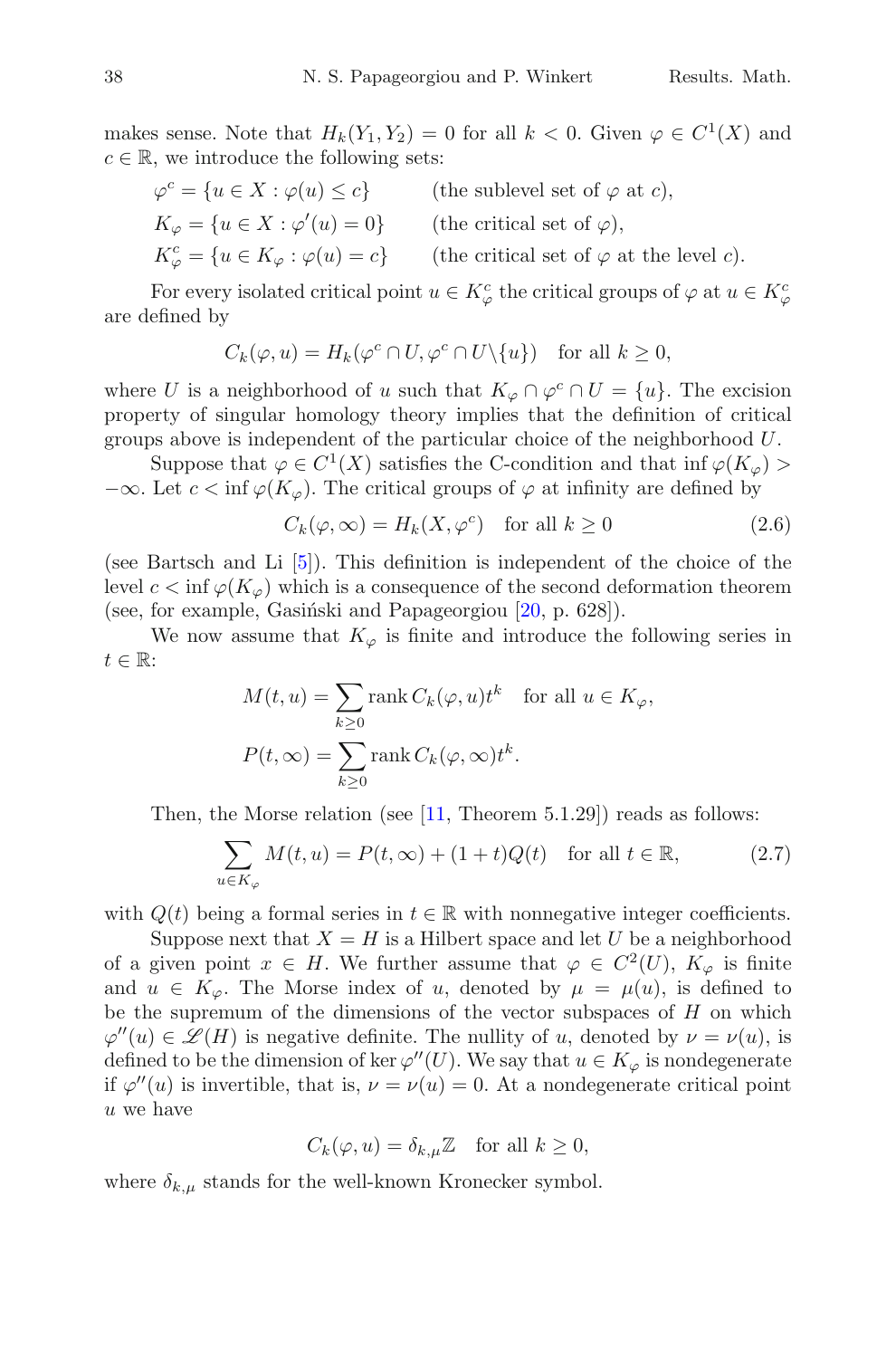makes sense. Note that $H_k(Y_1, Y_2) = 0$ for all $k < 0$. Given $\varphi \in C^1(X)$ and $c \in \mathbb{R}$, we introduce the following sets:

$$
\begin{aligned}
&\varphi^c = \{u \in X : \varphi(u) \le c\} && \text{(the sublevel set of } \varphi \text{ at } c),\\
&K_\varphi = \{u \in X : \varphi'(u) = 0\} && \text{(the critical set of } \varphi),\\
&K_\varphi^c = \{u \in K_\varphi : \varphi(u) = c\} && \text{(the critical set of } \varphi \text{ at the level } c).
\end{aligned}
$$

For every isolated critical point $u \in K_\varphi^c$ the critical groups of $\varphi$ at $u \in K_\varphi^c$ are defined by

$$
C_k(\varphi, u) = H_k(\varphi^c \cap U, \varphi^c \cap U \setminus \{u\}) \quad \text{for all } k \ge 0,
$$

where $U$ is a neighborhood of $u$ such that $K_\varphi \cap \varphi^c \cap U = \{u\}$. The excision property of singular homology theory implies that the definition of critical groups above is independent of the particular choice of the neighborhood $U$.

Suppose that $\varphi \in C^1(X)$ satisfies the C-condition and that $\inf \varphi(K_\varphi) > -\infty$. Let $c < \inf \varphi(K_\varphi)$. The critical groups of $\varphi$ at infinity are defined by

$$
C_k(\varphi, \infty) = H_k(X, \varphi^c) \quad \text{for all } k \ge 0 \tag{2.6}
$$

(see Bartsch and Li [5]). This definition is independent of the choice of the level $c < \inf \varphi(K_\varphi)$ which is a consequence of the second deformation theorem (see, for example, Gasiński and Papageorgiou [20, p. 628]).

We now assume that $K_\varphi$ is finite and introduce the following series in $t \in \mathbb{R}$:

$$
\begin{aligned}
M(t, u) &= \sum_{k \ge 0} \operatorname{rank} C_k(\varphi, u) t^k \quad \text{for all } u \in K_\varphi,\\
P(t, \infty) &= \sum_{k \ge 0} \operatorname{rank} C_k(\varphi, \infty) t^k.
\end{aligned}
$$

Then, the Morse relation (see [11, Theorem 5.1.29]) reads as follows:

$$
\sum_{u \in K_\varphi} M(t, u) = P(t, \infty) + (1 + t) Q(t) \quad \text{for all } t \in \mathbb{R}, \tag{2.7}
$$

with $Q(t)$ being a formal series in $t \in \mathbb{R}$ with nonnegative integer coefficients.

Suppose next that $X = H$ is a Hilbert space and let $U$ be a neighborhood of a given point $x \in H$. We further assume that $\varphi \in C^2(U)$, $K_\varphi$ is finite and $u \in K_\varphi$. The Morse index of $u$, denoted by $\mu = \mu(u)$, is defined to be the supremum of the dimensions of the vector subspaces of $H$ on which $\varphi''(u) \in \mathscr{L}(H)$ is negative definite. The nullity of $u$, denoted by $\nu = \nu(u)$, is defined to be the dimension of $\ker \varphi''(U)$. We say that $u \in K_\varphi$ is nondegenerate if $\varphi''(u)$ is invertible, that is, $\nu = \nu(u) = 0$. At a nondegenerate critical point $u$ we have

$$
C_k(\varphi, u) = \delta_{k,\mu} \mathbb{Z} \quad \text{for all } k \ge 0,
$$

where $\delta_{k,\mu}$ stands for the well-known Kronecker symbol.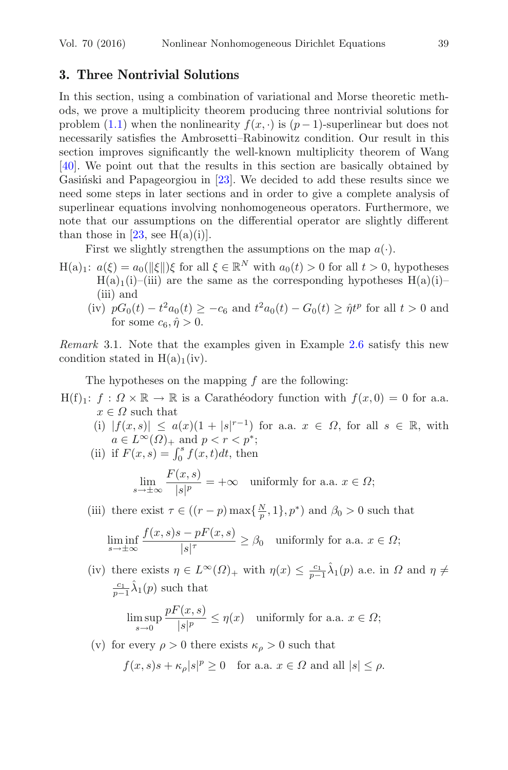## 3. Three Nontrivial Solutions

In this section, using a combination of variational and Morse theoretic methods, we prove a multiplicity theorem producing three nontrivial solutions for problem (1.1) when the nonlinearity $f(x,\cdot)$ is $(p-1)$-superlinear but does not necessarily satisfies the Ambrosetti–Rabinowitz condition. Our result in this section improves significantly the well-known multiplicity theorem of Wang [40]. We point out that the results in this section are basically obtained by Gasiński and Papageorgiou in [23]. We decided to add these results since we need some steps in later sections and in order to give a complete analysis of superlinear equations involving nonhomogeneous operators. Furthermore, we note that our assumptions on the differential operator are slightly different than those in [23, see H(a)(i)].

First we slightly strengthen the assumptions on the map $a(\cdot)$.

H(a)$_1$: $a(\xi) = a_0(\|\xi\|)\xi$ for all $\xi \in \mathbb{R}^N$ with $a_0(t) > 0$ for all $t > 0$, hypotheses H(a)$_1$(i)–(iii) are the same as the corresponding hypotheses H(a)(i)–(iii) and

(iv) $pG_0(t) - t^2 a_0(t) \geq -c_6$ and $t^2 a_0(t) - G_0(t) \geq \hat{\eta} t^p$ for all $t > 0$ and for some $c_6, \hat{\eta} > 0$.

*Remark* 3.1. Note that the examples given in Example 2.6 satisfy this new condition stated in H(a)$_1$(iv).

The hypotheses on the mapping $f$ are the following:

H(f)$_1$: $f : \Omega \times \mathbb{R} \to \mathbb{R}$ is a Carathéodory function with $f(x,0) = 0$ for a.a. $x \in \Omega$ such that

(i) $|f(x,s)| \leq a(x)(1 + |s|^{r-1})$ for a.a. $x \in \Omega$, for all $s \in \mathbb{R}$, with $a \in L^\infty(\Omega)_+$ and $p < r < p^*$;

(ii) if $F(x,s) = \int_0^s f(x,t)dt$, then

$$\lim_{s \to \pm\infty} \frac{F(x,s)}{|s|^p} = +\infty \quad \text{uniformly for a.a. } x \in \Omega;$$

(iii) there exist $\tau \in ((r-p)\max\{\frac{N}{p}, 1\}, p^*)$ and $\beta_0 > 0$ such that

$$\liminf_{s \to \pm\infty} \frac{f(x,s)s - pF(x,s)}{|s|^\tau} \geq \beta_0 \quad \text{uniformly for a.a. } x \in \Omega;$$

(iv) there exists $\eta \in L^\infty(\Omega)_+$ with $\eta(x) \leq \frac{c_1}{p-1}\hat{\lambda}_1(p)$ a.e. in $\Omega$ and $\eta \neq \frac{c_1}{p-1}\hat{\lambda}_1(p)$ such that

$$\limsup_{s \to 0} \frac{pF(x,s)}{|s|^p} \leq \eta(x) \quad \text{uniformly for a.a. } x \in \Omega;$$

(v) for every $\rho > 0$ there exists $\kappa_\rho > 0$ such that

$$f(x,s)s + \kappa_\rho |s|^p \geq 0 \quad \text{for a.a. } x \in \Omega \text{ and all } |s| \leq \rho.$$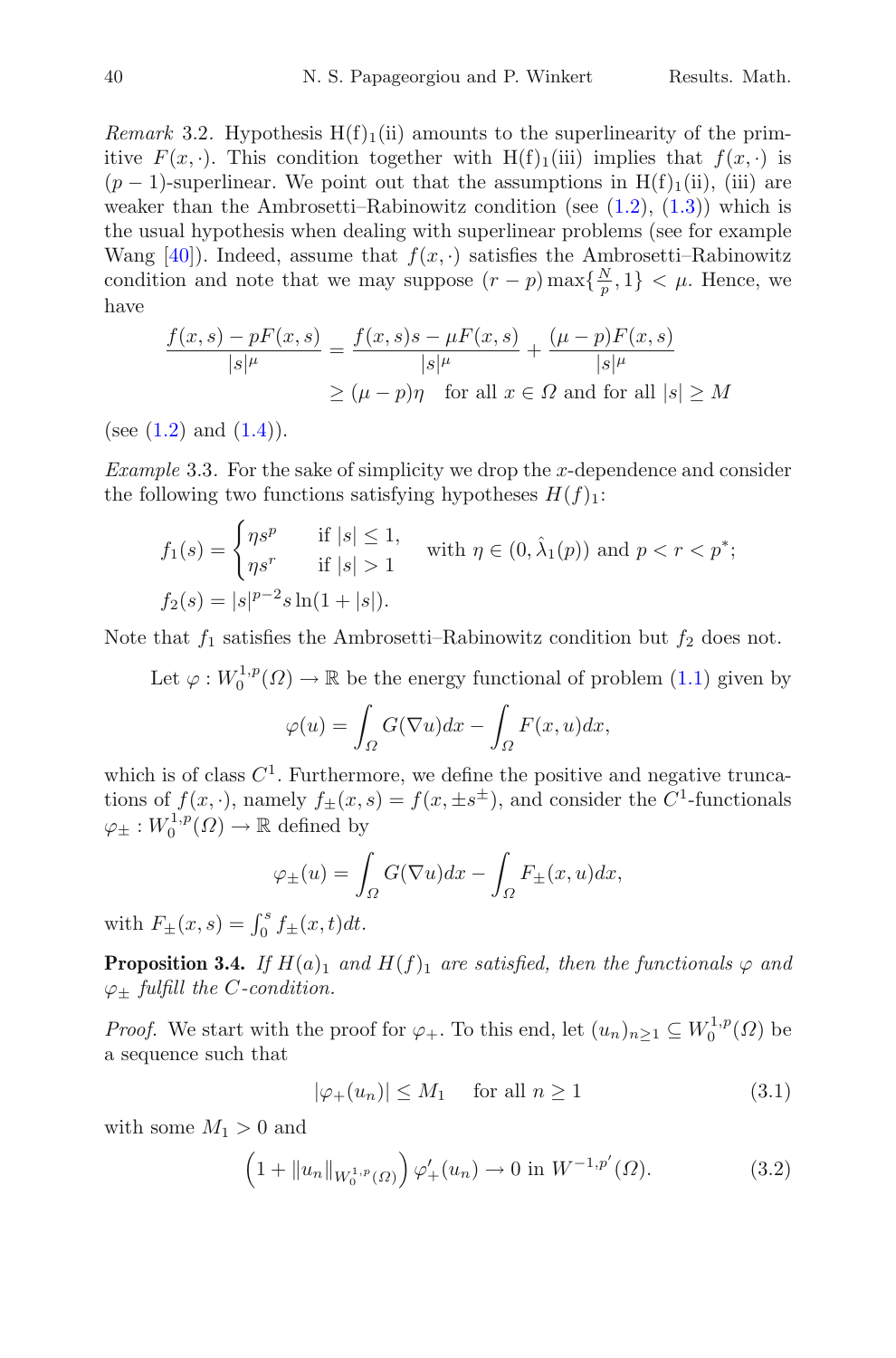*Remark* 3.2. Hypothesis H(f)$_1$(ii) amounts to the superlinearity of the primitive $F(x,\cdot)$. This condition together with H(f)$_1$(iii) implies that $f(x,\cdot)$ is $(p-1)$-superlinear. We point out that the assumptions in H(f)$_1$(ii), (iii) are weaker than the Ambrosetti–Rabinowitz condition (see (1.2), (1.3)) which is the usual hypothesis when dealing with superlinear problems (see for example Wang [40]). Indeed, assume that $f(x,\cdot)$ satisfies the Ambrosetti–Rabinowitz condition and note that we may suppose $(r-p)\max\{\frac{N}{p},1\} < \mu$. Hence, we have

$$\begin{aligned}
\frac{f(x,s)-pF(x,s)}{|s|^\mu} &= \frac{f(x,s)s-\mu F(x,s)}{|s|^\mu} + \frac{(\mu-p)F(x,s)}{|s|^\mu}\\
&\geq (\mu-p)\eta \quad \text{for all } x\in\Omega \text{ and for all } |s|\geq M
\end{aligned}$$

(see (1.2) and (1.4)).

*Example* 3.3. For the sake of simplicity we drop the $x$-dependence and consider the following two functions satisfying hypotheses $H(f)_1$:

$$\begin{aligned}
f_1(s) &= \begin{cases} \eta s^p & \text{if } |s|\leq 1,\\ \eta s^r & \text{if } |s|>1 \end{cases} \quad \text{with } \eta\in(0,\hat{\lambda}_1(p)) \text{ and } p<r<p^*;\\
f_2(s) &= |s|^{p-2}s\ln(1+|s|).
\end{aligned}$$

Note that $f_1$ satisfies the Ambrosetti–Rabinowitz condition but $f_2$ does not.

Let $\varphi: W_0^{1,p}(\Omega)\to\mathbb{R}$ be the energy functional of problem (1.1) given by

$$\varphi(u) = \int_\Omega G(\nabla u)dx - \int_\Omega F(x,u)dx,$$

which is of class $C^1$. Furthermore, we define the positive and negative truncations of $f(x,\cdot)$, namely $f_\pm(x,s) = f(x,\pm s^\pm)$, and consider the $C^1$-functionals $\varphi_\pm: W_0^{1,p}(\Omega)\to\mathbb{R}$ defined by

$$\varphi_\pm(u) = \int_\Omega G(\nabla u)dx - \int_\Omega F_\pm(x,u)dx,$$

with $F_\pm(x,s) = \int_0^s f_\pm(x,t)dt$.

**Proposition 3.4.** *If $H(a)_1$ and $H(f)_1$ are satisfied, then the functionals $\varphi$ and $\varphi_\pm$ fulfill the C-condition.*

*Proof.* We start with the proof for $\varphi_+$. To this end, let $(u_n)_{n\geq 1}\subseteq W_0^{1,p}(\Omega)$ be a sequence such that

$$|\varphi_+(u_n)| \leq M_1 \quad \text{for all } n\geq 1 \tag{3.1}$$

with some $M_1>0$ and

$$\left(1+\|u_n\|_{W_0^{1,p}(\Omega)}\right)\varphi_+'(u_n)\to 0 \text{ in } W^{-1,p'}(\Omega). \tag{3.2}$$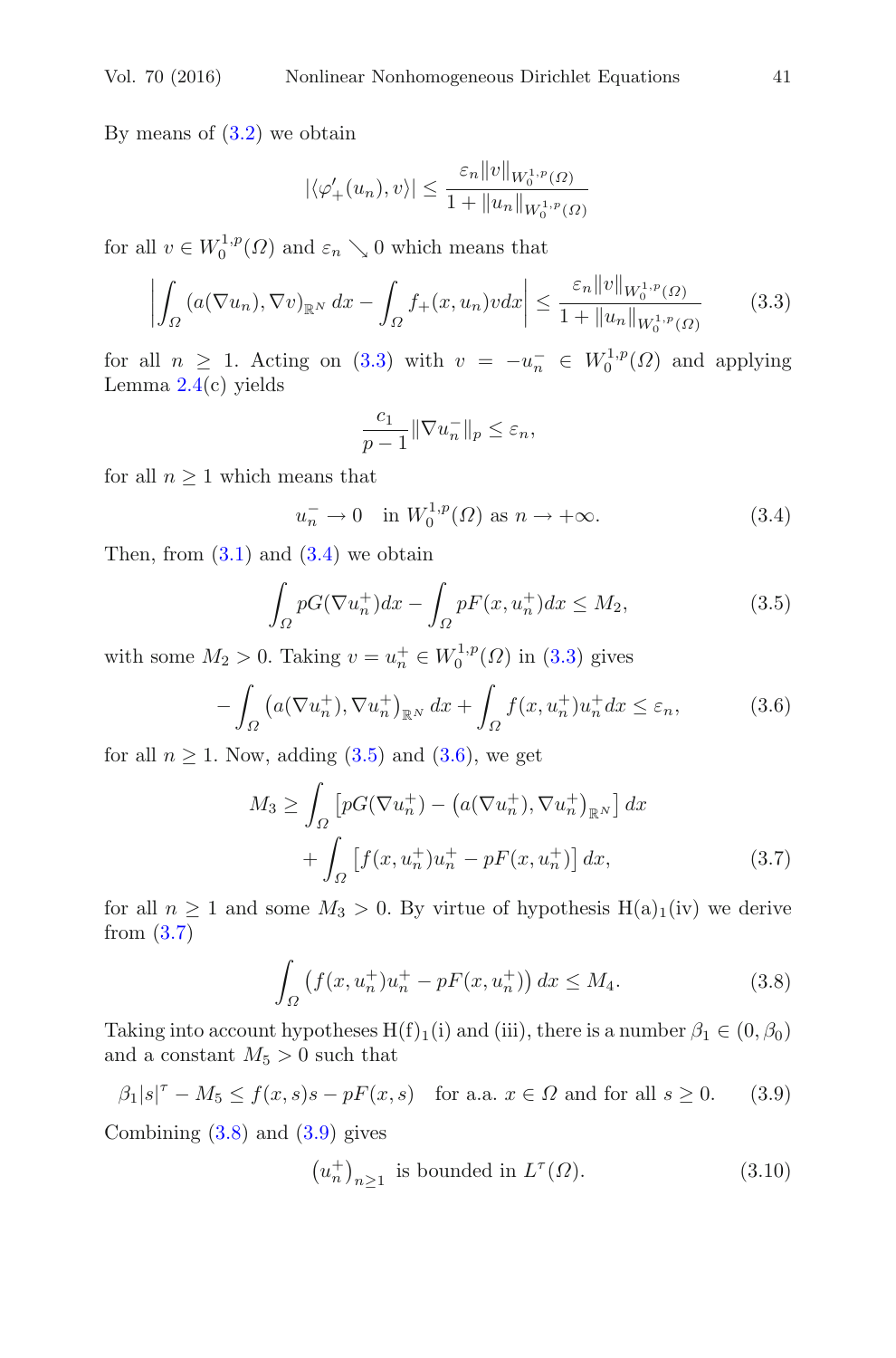By means of (3.2) we obtain

$$|\langle \varphi'_+(u_n), v\rangle| \leq \frac{\varepsilon_n \|v\|_{W_0^{1,p}(\Omega)}}{1+\|u_n\|_{W_0^{1,p}(\Omega)}}$$

for all $v \in W_0^{1,p}(\Omega)$ and $\varepsilon_n \searrow 0$ which means that

$$\left| \int_\Omega (a(\nabla u_n), \nabla v)_{\mathbb{R}^N}\, dx - \int_\Omega f_+(x, u_n) v dx \right| \leq \frac{\varepsilon_n \|v\|_{W_0^{1,p}(\Omega)}}{1+\|u_n\|_{W_0^{1,p}(\Omega)}} \tag{3.3}$$

for all $n \geq 1$. Acting on (3.3) with $v = -u_n^- \in W_0^{1,p}(\Omega)$ and applying Lemma 2.4(c) yields

$$\frac{c_1}{p-1} \|\nabla u_n^-\|_p \leq \varepsilon_n,$$

for all $n \geq 1$ which means that

$$u_n^- \to 0 \quad \text{in } W_0^{1,p}(\Omega) \text{ as } n \to +\infty. \tag{3.4}$$

Then, from (3.1) and (3.4) we obtain

$$\int_\Omega pG(\nabla u_n^+) dx - \int_\Omega pF(x, u_n^+) dx \leq M_2, \tag{3.5}$$

with some $M_2 > 0$. Taking $v = u_n^+ \in W_0^{1,p}(\Omega)$ in (3.3) gives

$$-\int_\Omega \left(a(\nabla u_n^+), \nabla u_n^+\right)_{\mathbb{R}^N} dx + \int_\Omega f(x, u_n^+) u_n^+ dx \leq \varepsilon_n, \tag{3.6}$$

for all $n \geq 1$. Now, adding (3.5) and (3.6), we get

$$\begin{aligned} M_3 \geq & \int_\Omega \left[pG(\nabla u_n^+) - \left(a(\nabla u_n^+), \nabla u_n^+\right)_{\mathbb{R}^N}\right] dx \\ & + \int_\Omega \left[f(x, u_n^+) u_n^+ - pF(x, u_n^+)\right] dx, \end{aligned} \tag{3.7}$$

for all $n \geq 1$ and some $M_3 > 0$. By virtue of hypothesis $\mathrm{H(a)}_1$(iv) we derive from (3.7)

$$\int_\Omega \left(f(x, u_n^+) u_n^+ - pF(x, u_n^+)\right) dx \leq M_4. \tag{3.8}$$

Taking into account hypotheses $\mathrm{H(f)}_1$(i) and (iii), there is a number $\beta_1 \in (0, \beta_0)$ and a constant $M_5 > 0$ such that

$$\beta_1 |s|^\tau - M_5 \leq f(x, s)s - pF(x, s) \quad \text{for a.a. } x \in \Omega \text{ and for all } s \geq 0. \tag{3.9}$$

Combining (3.8) and (3.9) gives

$$\left(u_n^+\right)_{n\geq 1} \text{ is bounded in } L^\tau(\Omega). \tag{3.10}$$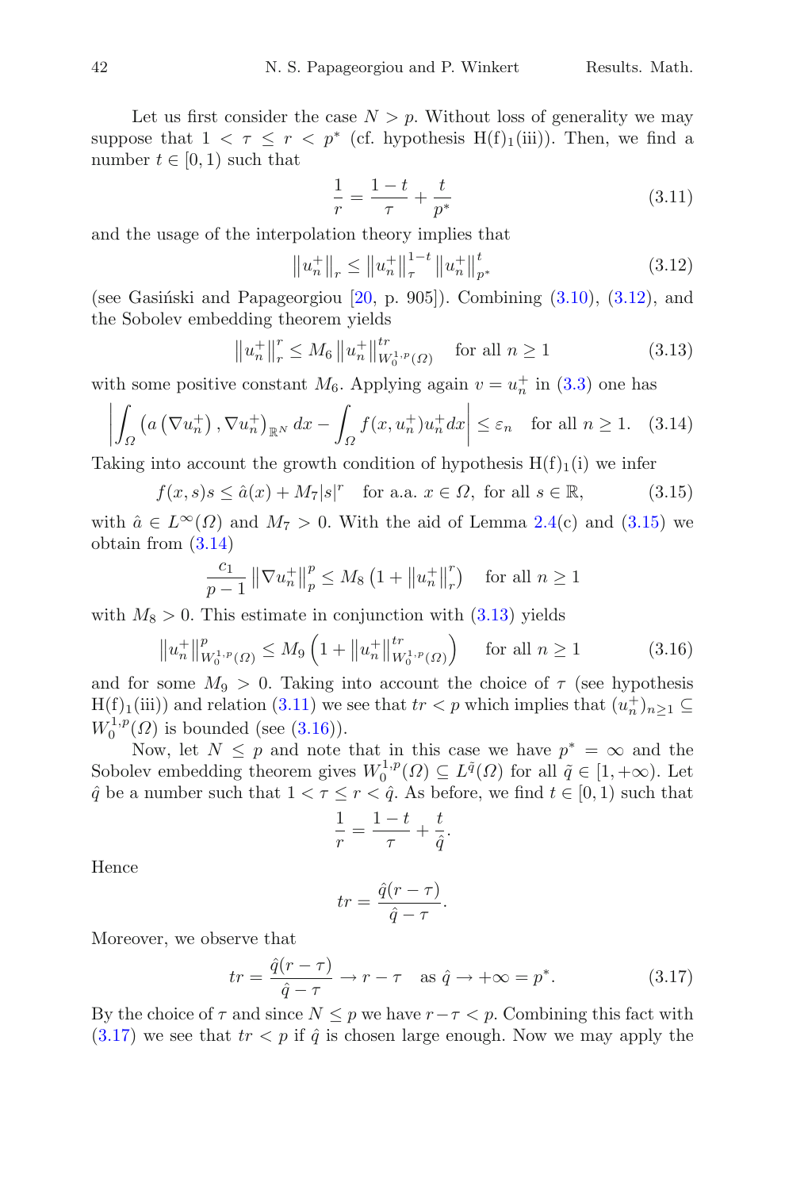Let us first consider the case $N > p$. Without loss of generality we may suppose that $1 < \tau \leq r < p^*$ (cf. hypothesis H(f)$_1$(iii)). Then, we find a number $t \in [0, 1)$ such that

$$\frac{1}{r} = \frac{1-t}{\tau} + \frac{t}{p^*} \tag{3.11}$$

and the usage of the interpolation theory implies that

$$\left\|u_n^+\right\|_r \leq \left\|u_n^+\right\|_\tau^{1-t} \left\|u_n^+\right\|_{p^*}^t \tag{3.12}$$

(see Gasiński and Papageorgiou [20, p. 905]). Combining (3.10), (3.12), and the Sobolev embedding theorem yields

$$\left\|u_n^+\right\|_r^r \leq M_6 \left\|u_n^+\right\|_{W_0^{1,p}(\Omega)}^{tr} \quad \text{for all } n \geq 1 \tag{3.13}$$

with some positive constant $M_6$. Applying again $v = u_n^+$ in (3.3) one has

$$\left| \int_\Omega \left(a\left(\nabla u_n^+\right), \nabla u_n^+\right)_{\mathbb{R}^N} dx - \int_\Omega f(x, u_n^+) u_n^+ dx \right| \leq \varepsilon_n \quad \text{for all } n \geq 1. \tag{3.14}$$

Taking into account the growth condition of hypothesis H(f)$_1$(i) we infer

$$f(x, s)s \leq \hat{a}(x) + M_7 |s|^r \quad \text{for a.a. } x \in \Omega, \text{ for all } s \in \mathbb{R}, \tag{3.15}$$

with $\hat{a} \in L^\infty(\Omega)$ and $M_7 > 0$. With the aid of Lemma 2.4(c) and (3.15) we obtain from (3.14)

$$\frac{c_1}{p-1} \left\|\nabla u_n^+\right\|_p^p \leq M_8 \left(1 + \left\|u_n^+\right\|_r^r\right) \quad \text{for all } n \geq 1$$

with $M_8 > 0$. This estimate in conjunction with (3.13) yields

$$\left\|u_n^+\right\|_{W_0^{1,p}(\Omega)}^p \leq M_9 \left(1 + \left\|u_n^+\right\|_{W_0^{1,p}(\Omega)}^{tr}\right) \quad \text{for all } n \geq 1 \tag{3.16}$$

and for some $M_9 > 0$. Taking into account the choice of $\tau$ (see hypothesis H(f)$_1$(iii)) and relation (3.11) we see that $tr < p$ which implies that $(u_n^+)_{n \geq 1} \subseteq W_0^{1,p}(\Omega)$ is bounded (see (3.16)).

Now, let $N \leq p$ and note that in this case we have $p^* = \infty$ and the Sobolev embedding theorem gives $W_0^{1,p}(\Omega) \subseteq L^{\tilde{q}}(\Omega)$ for all $\tilde{q} \in [1, +\infty)$. Let $\hat{q}$ be a number such that $1 < \tau \leq r < \hat{q}$. As before, we find $t \in [0, 1)$ such that

$$\frac{1}{r} = \frac{1-t}{\tau} + \frac{t}{\hat{q}}.$$

Hence

$$tr = \frac{\hat{q}(r-\tau)}{\hat{q}-\tau}.$$

Moreover, we observe that

$$tr = \frac{\hat{q}(r-\tau)}{\hat{q}-\tau} \to r - \tau \quad \text{as } \hat{q} \to +\infty = p^*. \tag{3.17}$$

By the choice of $\tau$ and since $N \leq p$ we have $r - \tau < p$. Combining this fact with (3.17) we see that $tr < p$ if $\hat{q}$ is chosen large enough. Now we may apply the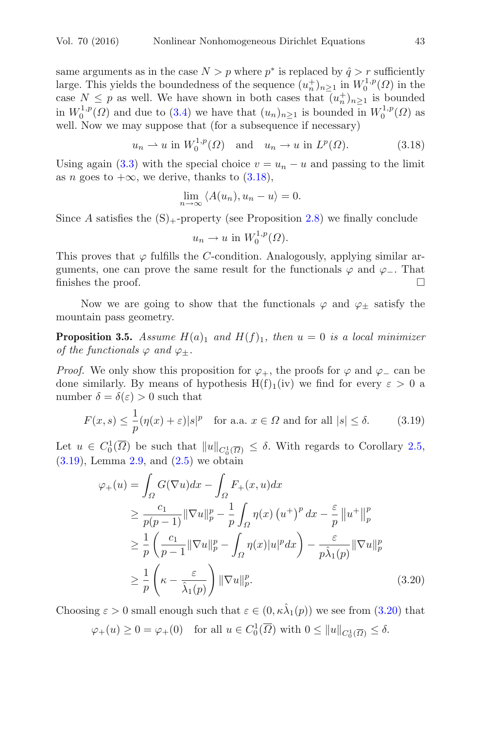same arguments as in the case $N > p$ where $p^*$ is replaced by $\hat{q} > r$ sufficiently large. This yields the boundedness of the sequence $(u_n^+)_{n\geq 1}$ in $W_0^{1,p}(\Omega)$ in the case $N \leq p$ as well. We have shown in both cases that $(u_n^+)_{n\geq 1}$ is bounded in $W_0^{1,p}(\Omega)$ and due to (3.4) we have that $(u_n)_{n\geq 1}$ is bounded in $W_0^{1,p}(\Omega)$ as well. Now we may suppose that (for a subsequence if necessary)

$$u_n \rightharpoonup u \text{ in } W_0^{1,p}(\Omega) \quad \text{and} \quad u_n \to u \text{ in } L^p(\Omega). \tag{3.18}$$

Using again (3.3) with the special choice $v = u_n - u$ and passing to the limit as $n$ goes to $+\infty$, we derive, thanks to (3.18),

$$\lim_{n\to\infty} \langle A(u_n), u_n - u\rangle = 0.$$

Since $A$ satisfies the $(S)_+$-property (see Proposition 2.8) we finally conclude

$$u_n \to u \text{ in } W_0^{1,p}(\Omega).$$

This proves that $\varphi$ fulfills the $C$-condition. Analogously, applying similar arguments, one can prove the same result for the functionals $\varphi$ and $\varphi_-$. That finishes the proof. $\square$

Now we are going to show that the functionals $\varphi$ and $\varphi_\pm$ satisfy the mountain pass geometry.

**Proposition 3.5.** *Assume $H(a)_1$ and $H(f)_1$, then $u = 0$ is a local minimizer of the functionals $\varphi$ and $\varphi_\pm$.*

*Proof.* We only show this proposition for $\varphi_+$, the proofs for $\varphi$ and $\varphi_-$ can be done similarly. By means of hypothesis $H(f)_1$(iv) we find for every $\varepsilon > 0$ a number $\delta = \delta(\varepsilon) > 0$ such that

$$F(x,s) \leq \frac{1}{p}(\eta(x)+\varepsilon)|s|^p \quad \text{for a.a. } x \in \Omega \text{ and for all } |s| \leq \delta. \tag{3.19}$$

Let $u \in C_0^1(\overline{\Omega})$ be such that $\|u\|_{C_0^1(\overline{\Omega})} \leq \delta$. With regards to Corollary 2.5, (3.19), Lemma 2.9, and (2.5) we obtain

$$\begin{aligned}
\varphi_+(u) &= \int_\Omega G(\nabla u)dx - \int_\Omega F_+(x,u)dx \\
&\geq \frac{c_1}{p(p-1)}\|\nabla u\|_p^p - \frac{1}{p}\int_\Omega \eta(x)\left(u^+\right)^p dx - \frac{\varepsilon}{p}\left\|u^+\right\|_p^p \\
&\geq \frac{1}{p}\left(\frac{c_1}{p-1}\|\nabla u\|_p^p - \int_\Omega \eta(x)|u|^p dx\right) - \frac{\varepsilon}{p\hat{\lambda}_1(p)}\|\nabla u\|_p^p \\
&\geq \frac{1}{p}\left(\kappa - \frac{\varepsilon}{\hat{\lambda}_1(p)}\right)\|\nabla u\|_p^p.
\end{aligned} \tag{3.20}$$

Choosing $\varepsilon > 0$ small enough such that $\varepsilon \in (0, \kappa\hat{\lambda}_1(p))$ we see from (3.20) that

$$\varphi_+(u) \geq 0 = \varphi_+(0) \quad \text{for all } u \in C_0^1(\overline{\Omega}) \text{ with } 0 \leq \|u\|_{C_0^1(\overline{\Omega})} \leq \delta.$$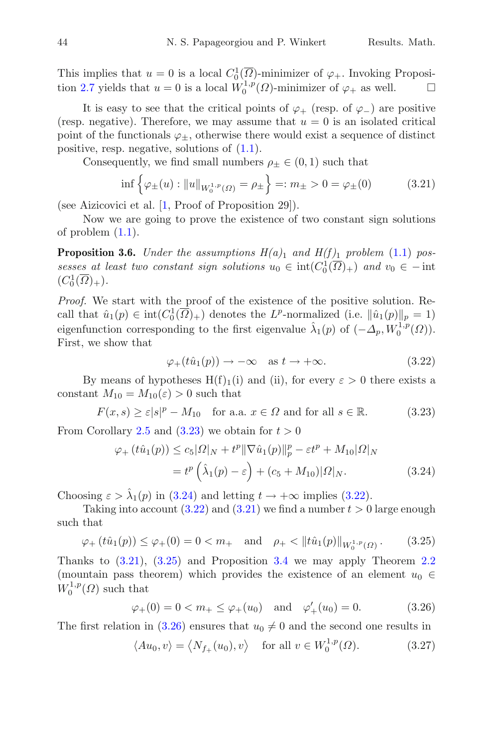This implies that $u = 0$ is a local $C_0^1(\overline{\Omega})$-minimizer of $\varphi_+$. Invoking Proposition 2.7 yields that $u = 0$ is a local $W_0^{1,p}(\Omega)$-minimizer of $\varphi_+$ as well. $\square$

It is easy to see that the critical points of $\varphi_+$ (resp. of $\varphi_-$) are positive (resp. negative). Therefore, we may assume that $u = 0$ is an isolated critical point of the functionals $\varphi_\pm$, otherwise there would exist a sequence of distinct positive, resp. negative, solutions of (1.1).

Consequently, we find small numbers $\rho_\pm \in (0, 1)$ such that

$$\inf \left\{ \varphi_\pm(u) : \|u\|_{W_0^{1,p}(\Omega)} = \rho_\pm \right\} =: m_\pm > 0 = \varphi_\pm(0) \tag{3.21}$$

(see Aizicovici et al. [1, Proof of Proposition 29]).

Now we are going to prove the existence of two constant sign solutions of problem (1.1).

**Proposition 3.6.** *Under the assumptions $H(a)_1$ and $H(f)_1$ problem (1.1) possesses at least two constant sign solutions $u_0 \in \operatorname{int}(C_0^1(\overline{\Omega})_+)$ and $v_0 \in -\operatorname{int}(C_0^1(\overline{\Omega})_+)$.*

*Proof.* We start with the proof of the existence of the positive solution. Recall that $\hat{u}_1(p) \in \operatorname{int}(C_0^1(\overline{\Omega})_+)$ denotes the $L^p$-normalized (i.e. $\|\hat{u}_1(p)\|_p = 1$) eigenfunction corresponding to the first eigenvalue $\hat{\lambda}_1(p)$ of $(-\Delta_p, W_0^{1,p}(\Omega))$. First, we show that

$$\varphi_+(t\hat{u}_1(p)) \to -\infty \quad \text{as } t \to +\infty. \tag{3.22}$$

By means of hypotheses H(f)$_1$(i) and (ii), for every $\varepsilon > 0$ there exists a constant $M_{10} = M_{10}(\varepsilon) > 0$ such that

$$F(x, s) \geq \varepsilon |s|^p - M_{10} \quad \text{for a.a. } x \in \Omega \text{ and for all } s \in \mathbb{R}. \tag{3.23}$$

From Corollary 2.5 and (3.23) we obtain for $t > 0$

$$\begin{aligned}
\varphi_+ (t\hat{u}_1(p)) &\leq c_5 |\Omega|_N + t^p \|\nabla \hat{u}_1(p)\|_p^p - \varepsilon t^p + M_{10}|\Omega|_N \\
&= t^p \left( \hat{\lambda}_1(p) - \varepsilon \right) + (c_5 + M_{10})|\Omega|_N.
\end{aligned} \tag{3.24}$$

Choosing $\varepsilon > \hat{\lambda}_1(p)$ in (3.24) and letting $t \to +\infty$ implies (3.22).

Taking into account (3.22) and (3.21) we find a number $t > 0$ large enough such that

$$\varphi_+ (t\hat{u}_1(p)) \leq \varphi_+(0) = 0 < m_+ \quad \text{and} \quad \rho_+ < \|t\hat{u}_1(p)\|_{W_0^{1,p}(\Omega)}. \tag{3.25}$$

Thanks to (3.21), (3.25) and Proposition 3.4 we may apply Theorem 2.2 (mountain pass theorem) which provides the existence of an element $u_0 \in W_0^{1,p}(\Omega)$ such that

$$\varphi_+(0) = 0 < m_+ \leq \varphi_+(u_0) \quad \text{and} \quad \varphi_+'(u_0) = 0. \tag{3.26}$$

The first relation in (3.26) ensures that $u_0 \neq 0$ and the second one results in

$$\langle Au_0, v \rangle = \left\langle N_{f_+}(u_0), v \right\rangle \quad \text{for all } v \in W_0^{1,p}(\Omega). \tag{3.27}$$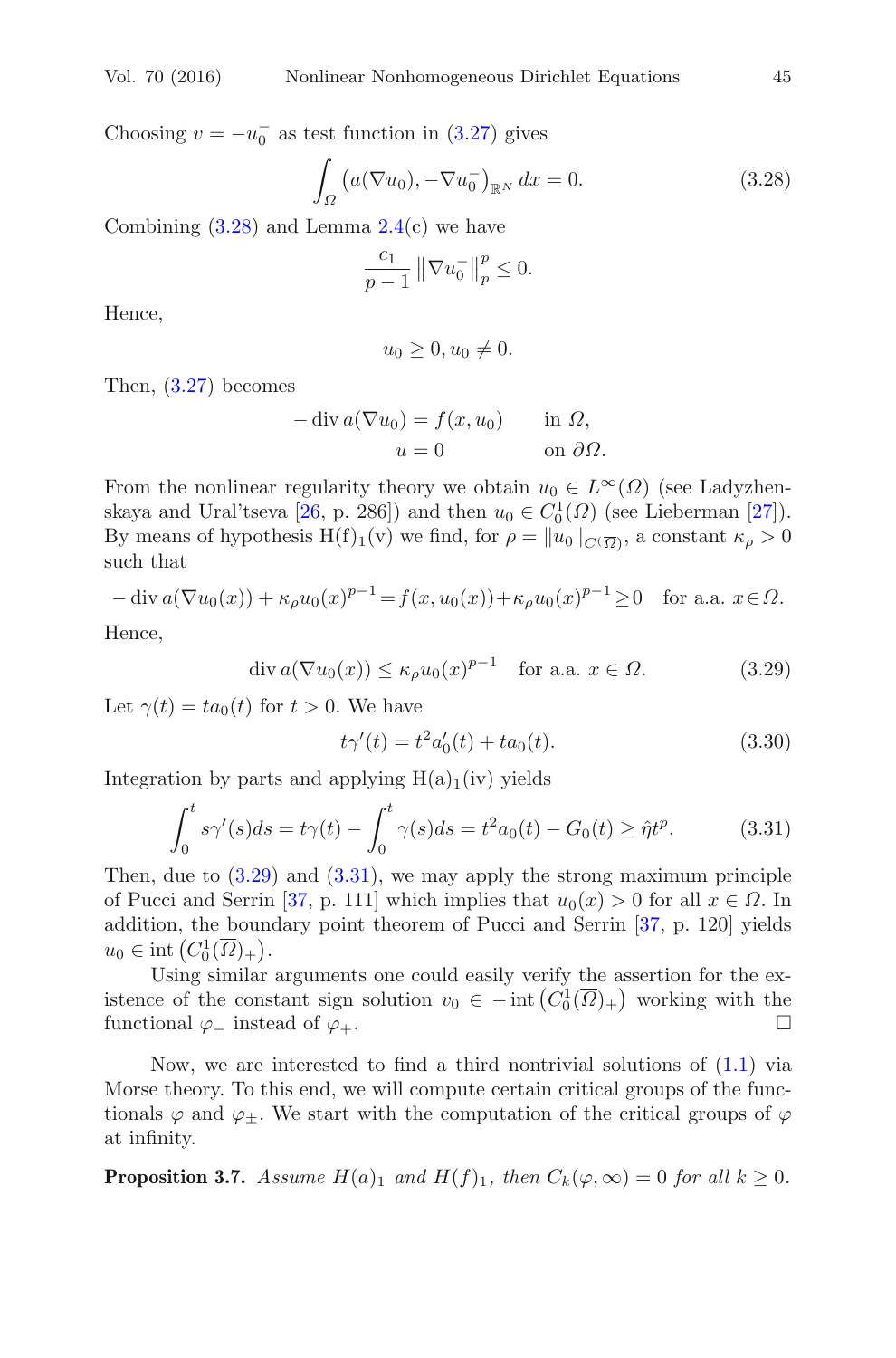Choosing $v = -u_0^-$ as test function in (3.27) gives

$$\int_\Omega \left(a(\nabla u_0), -\nabla u_0^-\right)_{\mathbb{R}^N} dx = 0. \tag{3.28}$$

Combining (3.28) and Lemma 2.4(c) we have

$$\frac{c_1}{p-1} \left\|\nabla u_0^-\right\|_p^p \leq 0.$$

Hence,

$$u_0 \geq 0, u_0 \neq 0.$$

Then, (3.27) becomes

$$\begin{aligned} -\operatorname{div} a(\nabla u_0) &= f(x, u_0) \qquad \text{in } \Omega,\\ u &= 0 \qquad\qquad\quad\; \text{on } \partial\Omega. \end{aligned}$$

From the nonlinear regularity theory we obtain $u_0 \in L^\infty(\Omega)$ (see Ladyzhenskaya and Ural'tseva [26, p. 286]) and then $u_0 \in C_0^1(\overline{\Omega})$ (see Lieberman [27]). By means of hypothesis H(f)$_1$(v) we find, for $\rho = \|u_0\|_{C(\overline{\Omega})}$, a constant $\kappa_\rho > 0$ such that

$$-\operatorname{div} a(\nabla u_0(x)) + \kappa_\rho u_0(x)^{p-1} = f(x, u_0(x)) + \kappa_\rho u_0(x)^{p-1} \geq 0 \quad \text{for a.a. } x \in \Omega.$$

Hence,

$$\operatorname{div} a(\nabla u_0(x)) \leq \kappa_\rho u_0(x)^{p-1} \quad \text{for a.a. } x \in \Omega. \tag{3.29}$$

Let $\gamma(t) = t a_0(t)$ for $t > 0$. We have

$$t\gamma'(t) = t^2 a_0'(t) + t a_0(t). \tag{3.30}$$

Integration by parts and applying H(a)$_1$(iv) yields

$$\int_0^t s\gamma'(s) ds = t\gamma(t) - \int_0^t \gamma(s) ds = t^2 a_0(t) - G_0(t) \geq \hat{\eta} t^p. \tag{3.31}$$

Then, due to (3.29) and (3.31), we may apply the strong maximum principle of Pucci and Serrin [37, p. 111] which implies that $u_0(x) > 0$ for all $x \in \Omega$. In addition, the boundary point theorem of Pucci and Serrin [37, p. 120] yields $u_0 \in \operatorname{int}\left(C_0^1(\overline{\Omega})_+\right)$.

Using similar arguments one could easily verify the assertion for the existence of the constant sign solution $v_0 \in -\operatorname{int}\left(C_0^1(\overline{\Omega})_+\right)$ working with the functional $\varphi_-$ instead of $\varphi_+$. □

Now, we are interested to find a third nontrivial solutions of (1.1) via Morse theory. To this end, we will compute certain critical groups of the functionals $\varphi$ and $\varphi_\pm$. We start with the computation of the critical groups of $\varphi$ at infinity.

**Proposition 3.7.** *Assume $H(a)_1$ and $H(f)_1$, then $C_k(\varphi, \infty) = 0$ for all $k \geq 0$.*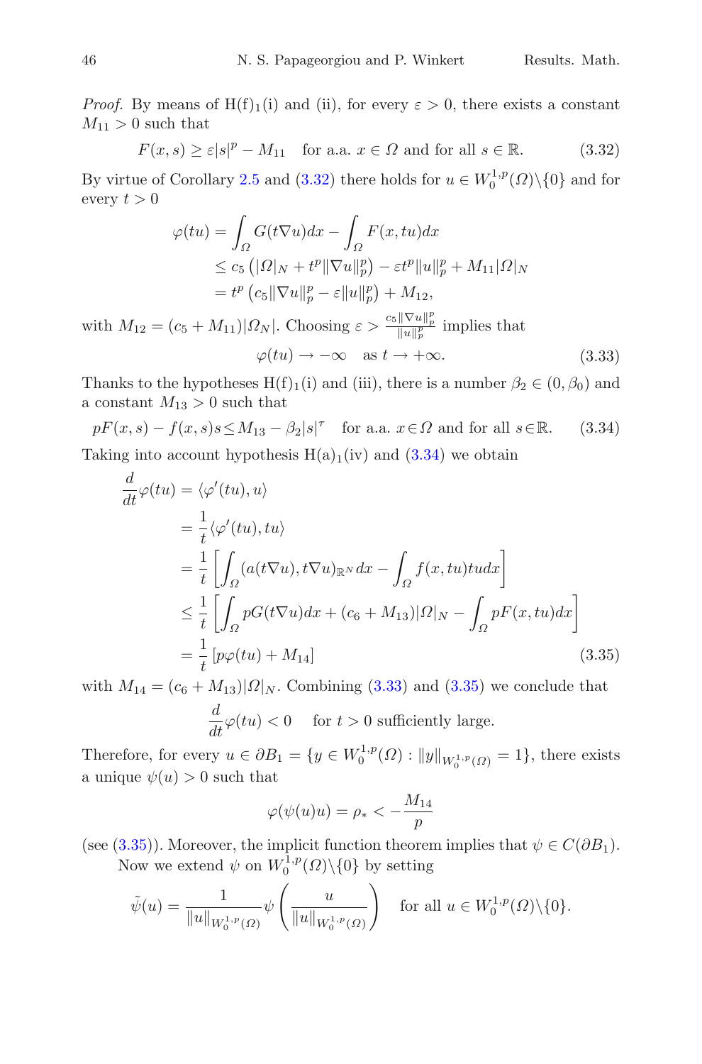*Proof.* By means of $\mathrm{H(f)_1}$(i) and (ii), for every $\varepsilon > 0$, there exists a constant $M_{11} > 0$ such that

$$F(x,s) \geq \varepsilon |s|^p - M_{11} \quad \text{for a.a. } x \in \Omega \text{ and for all } s \in \mathbb{R}. \tag{3.32}$$

By virtue of Corollary 2.5 and (3.32) there holds for $u \in W_0^{1,p}(\Omega)\backslash\{0\}$ and for every $t > 0$

$$\begin{aligned}
\varphi(tu) &= \int_\Omega G(t\nabla u)dx - \int_\Omega F(x,tu)dx \\
&\leq c_5 \left(|\Omega|_N + t^p \|\nabla u\|_p^p\right) - \varepsilon t^p \|u\|_p^p + M_{11}|\Omega|_N \\
&= t^p \left(c_5 \|\nabla u\|_p^p - \varepsilon \|u\|_p^p\right) + M_{12},
\end{aligned}$$

with $M_{12} = (c_5 + M_{11})|\Omega_N|$. Choosing $\varepsilon > \frac{c_5 \|\nabla u\|_p^p}{\|u\|_p^p}$ implies that

$$\varphi(tu) \to -\infty \quad \text{as } t \to +\infty. \tag{3.33}$$

Thanks to the hypotheses $\mathrm{H(f)_1}$(i) and (iii), there is a number $\beta_2 \in (0, \beta_0)$ and a constant $M_{13} > 0$ such that

$$pF(x,s) - f(x,s)s \leq M_{13} - \beta_2 |s|^\tau \quad \text{for a.a. } x \in \Omega \text{ and for all } s \in \mathbb{R}. \tag{3.34}$$

Taking into account hypothesis $\mathrm{H(a)_1}$(iv) and (3.34) we obtain

$$\begin{aligned}
\frac{d}{dt}\varphi(tu) &= \langle \varphi'(tu), u\rangle \\
&= \frac{1}{t}\langle \varphi'(tu), tu\rangle \\
&= \frac{1}{t}\left[\int_\Omega (a(t\nabla u), t\nabla u)_{\mathbb{R}^N} dx - \int_\Omega f(x,tu)tu dx\right] \\
&\leq \frac{1}{t}\left[\int_\Omega pG(t\nabla u)dx + (c_6 + M_{13})|\Omega|_N - \int_\Omega pF(x,tu)dx\right] \\
&= \frac{1}{t}\left[p\varphi(tu) + M_{14}\right]
\end{aligned} \tag{3.35}$$

with $M_{14} = (c_6 + M_{13})|\Omega|_N$. Combining (3.33) and (3.35) we conclude that

$$\frac{d}{dt}\varphi(tu) < 0 \quad \text{ for } t > 0 \text{ sufficiently large.}$$

Therefore, for every $u \in \partial B_1 = \{y \in W_0^{1,p}(\Omega) : \|y\|_{W_0^{1,p}(\Omega)} = 1\}$, there exists a unique $\psi(u) > 0$ such that

$$\varphi(\psi(u)u) = \rho_* < -\frac{M_{14}}{p}$$

(see (3.35)). Moreover, the implicit function theorem implies that $\psi \in C(\partial B_1)$.

Now we extend $\psi$ on $W_0^{1,p}(\Omega)\backslash\{0\}$ by setting

$$\tilde{\psi}(u) = \frac{1}{\|u\|_{W_0^{1,p}(\Omega)}} \psi\left(\frac{u}{\|u\|_{W_0^{1,p}(\Omega)}}\right) \quad \text{for all } u \in W_0^{1,p}(\Omega)\backslash\{0\}.$$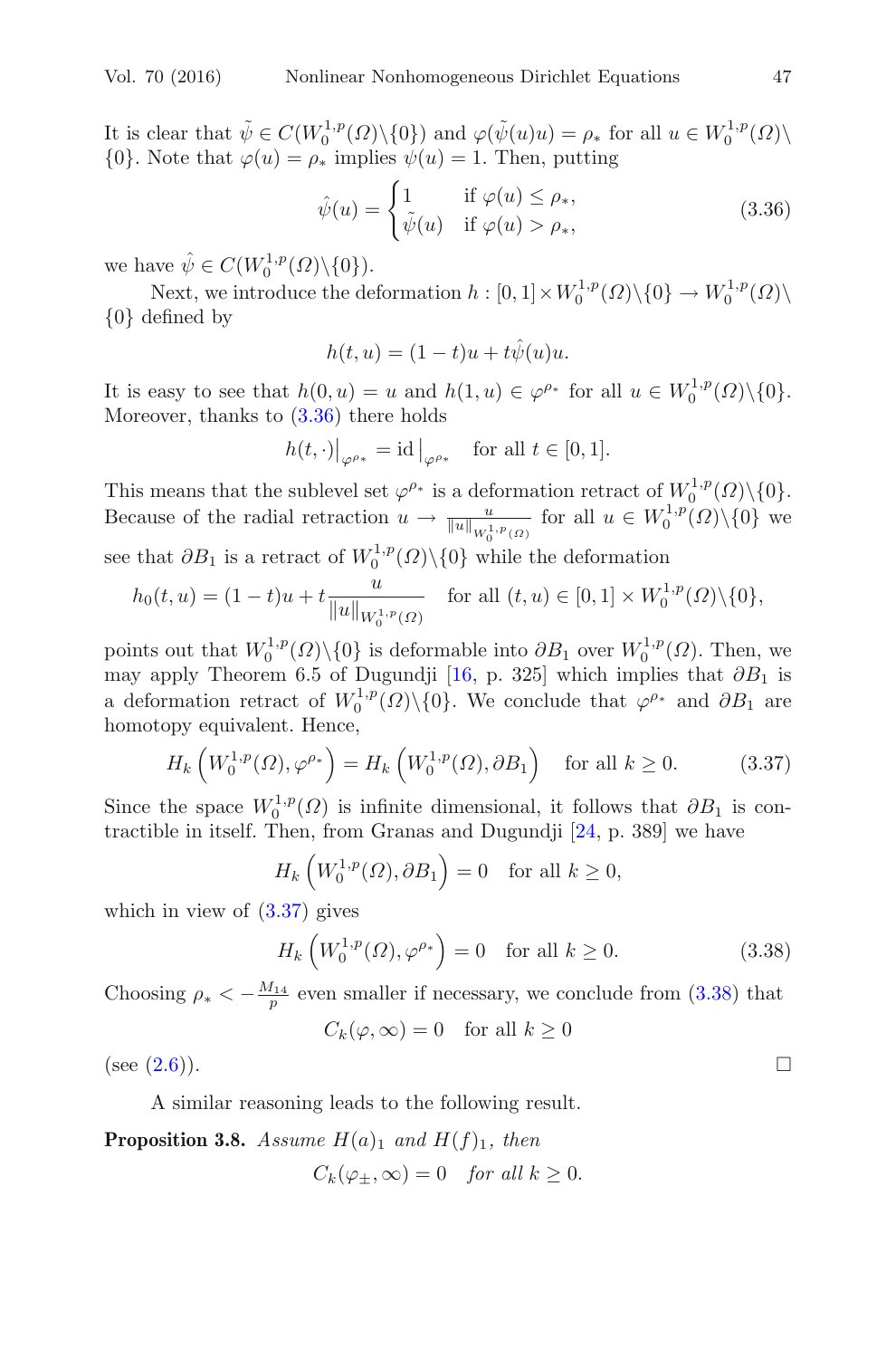It is clear that $\tilde{\psi} \in C(W_0^{1,p}(\Omega)\backslash\{0\})$ and $\varphi(\tilde{\psi}(u)u) = \rho_*$ for all $u \in W_0^{1,p}(\Omega)\backslash\{0\}$. Note that $\varphi(u) = \rho_*$ implies $\psi(u) = 1$. Then, putting

$$\hat{\psi}(u) = \begin{cases} 1 & \text{if } \varphi(u) \leq \rho_*, \\ \tilde{\psi}(u) & \text{if } \varphi(u) > \rho_*, \end{cases} \tag{3.36}$$

we have $\hat{\psi} \in C(W_0^{1,p}(\Omega)\backslash\{0\})$.

Next, we introduce the deformation $h : [0,1] \times W_0^{1,p}(\Omega)\backslash\{0\} \to W_0^{1,p}(\Omega)\backslash\{0\}$ defined by

$$h(t,u) = (1-t)u + t\hat{\psi}(u)u.$$

It is easy to see that $h(0,u) = u$ and $h(1,u) \in \varphi^{\rho_*}$ for all $u \in W_0^{1,p}(\Omega)\backslash\{0\}$. Moreover, thanks to (3.36) there holds

$$h(t,\cdot)\big|_{\varphi^{\rho_*}} = \mathrm{id}\big|_{\varphi^{\rho_*}} \quad \text{for all } t \in [0,1].$$

This means that the sublevel set $\varphi^{\rho_*}$ is a deformation retract of $W_0^{1,p}(\Omega)\backslash\{0\}$. Because of the radial retraction $u \to \frac{u}{\|u\|_{W_0^{1,p}(\Omega)}}$ for all $u \in W_0^{1,p}(\Omega)\backslash\{0\}$ we see that $\partial B_1$ is a retract of $W_0^{1,p}(\Omega)\backslash\{0\}$ while the deformation

$$h_0(t,u) = (1-t)u + t\frac{u}{\|u\|_{W_0^{1,p}(\Omega)}} \quad \text{for all } (t,u) \in [0,1] \times W_0^{1,p}(\Omega)\backslash\{0\},$$

points out that $W_0^{1,p}(\Omega)\backslash\{0\}$ is deformable into $\partial B_1$ over $W_0^{1,p}(\Omega)$. Then, we may apply Theorem 6.5 of Dugundji [16, p. 325] which implies that $\partial B_1$ is a deformation retract of $W_0^{1,p}(\Omega)\backslash\{0\}$. We conclude that $\varphi^{\rho_*}$ and $\partial B_1$ are homotopy equivalent. Hence,

$$H_k\left(W_0^{1,p}(\Omega), \varphi^{\rho_*}\right) = H_k\left(W_0^{1,p}(\Omega), \partial B_1\right) \quad \text{for all } k \geq 0. \tag{3.37}$$

Since the space $W_0^{1,p}(\Omega)$ is infinite dimensional, it follows that $\partial B_1$ is contractible in itself. Then, from Granas and Dugundji [24, p. 389] we have

$$H_k\left(W_0^{1,p}(\Omega), \partial B_1\right) = 0 \quad \text{for all } k \geq 0,$$

which in view of (3.37) gives

$$H_k\left(W_0^{1,p}(\Omega), \varphi^{\rho_*}\right) = 0 \quad \text{for all } k \geq 0. \tag{3.38}$$

Choosing $\rho_* < -\frac{M_{14}}{p}$ even smaller if necessary, we conclude from (3.38) that

$$C_k(\varphi, \infty) = 0 \quad \text{for all } k \geq 0$$

(see (2.6)). $\square$

A similar reasoning leads to the following result.

**Proposition 3.8.** *Assume $H(a)_1$ and $H(f)_1$, then*

$$C_k(\varphi_\pm, \infty) = 0 \quad \textit{for all } k \geq 0.$$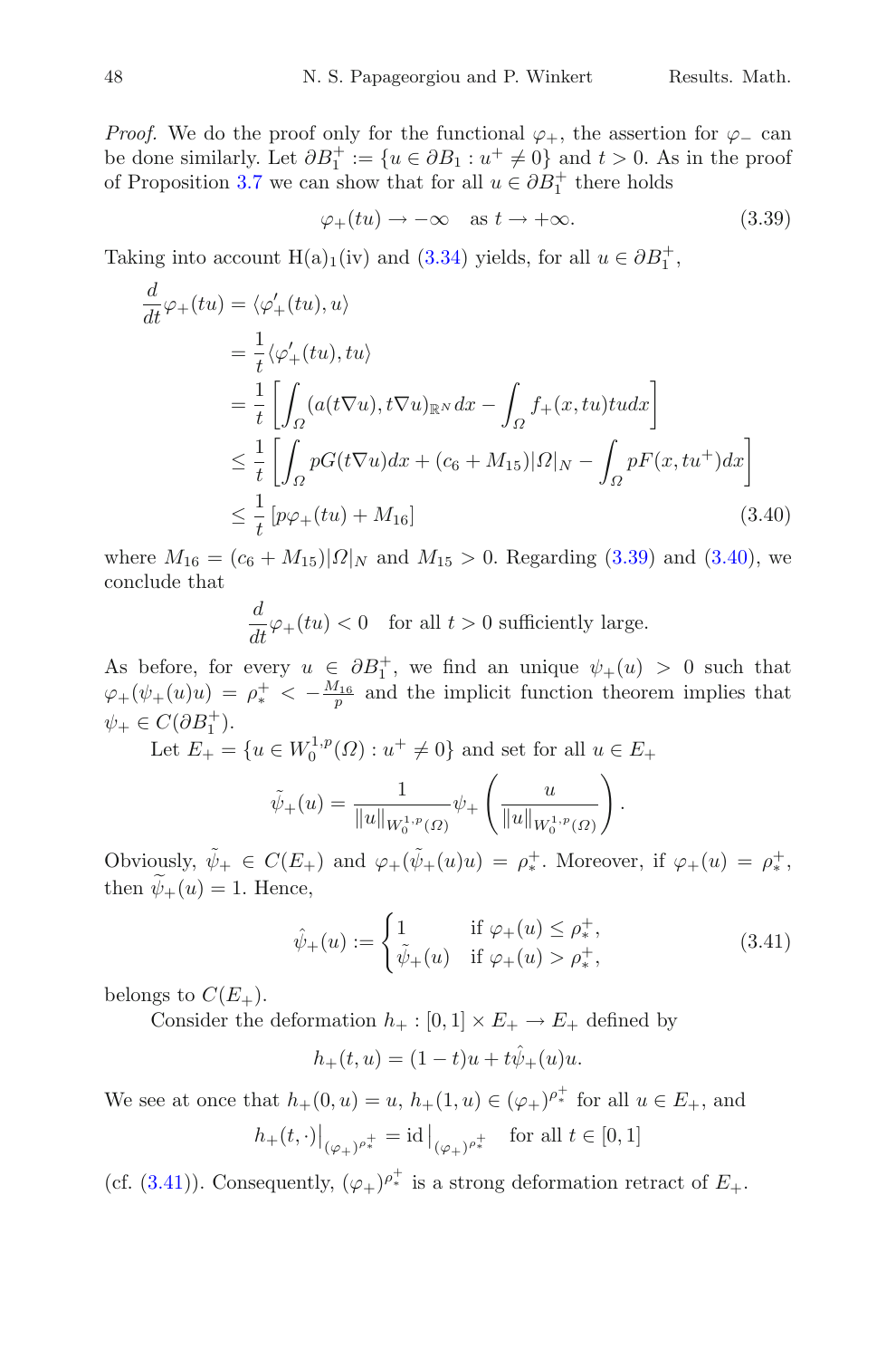*Proof.* We do the proof only for the functional $\varphi_+$, the assertion for $\varphi_-$ can be done similarly. Let $\partial B_1^+ := \{u \in \partial B_1 : u^+ \neq 0\}$ and $t > 0$. As in the proof of Proposition 3.7 we can show that for all $u \in \partial B_1^+$ there holds

$$\varphi_+(tu) \to -\infty \quad \text{as } t \to +\infty. \tag{3.39}$$

Taking into account H(a)$_1$(iv) and (3.34) yields, for all $u \in \partial B_1^+$,

$$\begin{aligned}
\frac{d}{dt}\varphi_+(tu) &= \langle \varphi_+'(tu), u\rangle \\
&= \frac{1}{t}\langle \varphi_+'(tu), tu\rangle \\
&= \frac{1}{t}\left[\int_\Omega (a(t\nabla u), t\nabla u)_{\mathbb{R}^N} dx - \int_\Omega f_+(x,tu)tu dx\right] \\
&\le \frac{1}{t}\left[\int_\Omega pG(t\nabla u)dx + (c_6 + M_{15})|\Omega|_N - \int_\Omega pF(x,tu^+)dx\right] \\
&\le \frac{1}{t}\left[p\varphi_+(tu) + M_{16}\right]
\end{aligned} \tag{3.40}$$

where $M_{16} = (c_6 + M_{15})|\Omega|_N$ and $M_{15} > 0$. Regarding (3.39) and (3.40), we conclude that

$$\frac{d}{dt}\varphi_+(tu) < 0 \quad \text{for all } t > 0 \text{ sufficiently large.}$$

As before, for every $u \in \partial B_1^+$, we find an unique $\psi_+(u) > 0$ such that $\varphi_+(\psi_+(u)u) = \rho_*^+ < -\frac{M_{16}}{p}$ and the implicit function theorem implies that $\psi_+ \in C(\partial B_1^+)$.

Let $E_+ = \{u \in W_0^{1,p}(\Omega) : u^+ \neq 0\}$ and set for all $u \in E_+$

$$\tilde{\psi}_+(u) = \frac{1}{\|u\|_{W_0^{1,p}(\Omega)}}\psi_+\left(\frac{u}{\|u\|_{W_0^{1,p}(\Omega)}}\right).$$

Obviously, $\tilde{\psi}_+ \in C(E_+)$ and $\varphi_+(\tilde{\psi}_+(u)u) = \rho_*^+$. Moreover, if $\varphi_+(u) = \rho_*^+$, then $\tilde{\psi}_+(u) = 1$. Hence,

$$\hat{\psi}_+(u) := \begin{cases} 1 & \text{if } \varphi_+(u) \le \rho_*^+, \\ \tilde{\psi}_+(u) & \text{if } \varphi_+(u) > \rho_*^+, \end{cases} \tag{3.41}$$

belongs to $C(E_+)$.

Consider the deformation $h_+ : [0,1] \times E_+ \to E_+$ defined by

$$h_+(t,u) = (1-t)u + t\hat{\psi}_+(u)u.$$

We see at once that $h_+(0,u) = u$, $h_+(1,u) \in (\varphi_+)^{\rho_*^+}$ for all $u \in E_+$, and

$$h_+(t,\cdot)\big|_{(\varphi_+)^{\rho_*^+}} = \mathrm{id}\big|_{(\varphi_+)^{\rho_*^+}} \quad \text{for all } t \in [0,1]$$

(cf. (3.41)). Consequently, $(\varphi_+)^{\rho_*^+}$ is a strong deformation retract of $E_+$.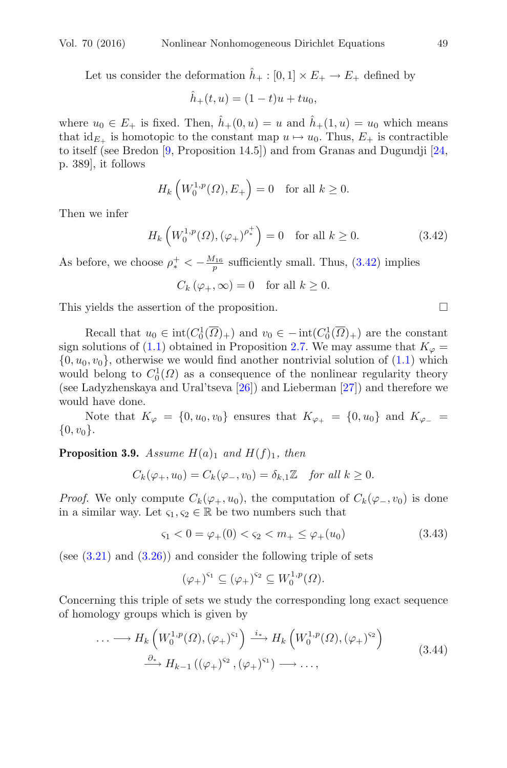Let us consider the deformation $\hat{h}_+ : [0,1] \times E_+ \to E_+$ defined by

$$\hat{h}_+(t,u) = (1-t)u + tu_0,$$

where $u_0 \in E_+$ is fixed. Then, $\hat{h}_+(0,u) = u$ and $\hat{h}_+(1,u) = u_0$ which means that $\mathrm{id}_{E_+}$ is homotopic to the constant map $u \mapsto u_0$. Thus, $E_+$ is contractible to itself (see Bredon [9, Proposition 14.5]) and from Granas and Dugundji [24, p. 389], it follows

$$H_k\left(W_0^{1,p}(\Omega), E_+\right) = 0 \quad \text{for all } k \geq 0.$$

Then we infer

$$H_k\left(W_0^{1,p}(\Omega), (\varphi_+)^{\rho_*^+}\right) = 0 \quad \text{for all } k \geq 0. \tag{3.42}$$

As before, we choose $\rho_*^+ < -\frac{M_{16}}{p}$ sufficiently small. Thus, (3.42) implies

$$C_k\left(\varphi_+, \infty\right) = 0 \quad \text{for all } k \geq 0.$$

This yields the assertion of the proposition. $\square$

Recall that $u_0 \in \mathrm{int}(C_0^1(\overline{\Omega})_+)$ and $v_0 \in -\mathrm{int}(C_0^1(\overline{\Omega})_+)$ are the constant sign solutions of (1.1) obtained in Proposition 2.7. We may assume that $K_\varphi = \{0, u_0, v_0\}$, otherwise we would find another nontrivial solution of (1.1) which would belong to $C_0^1(\Omega)$ as a consequence of the nonlinear regularity theory (see Ladyzhenskaya and Ural'tseva [26]) and Lieberman [27]) and therefore we would have done.

Note that $K_\varphi = \{0, u_0, v_0\}$ ensures that $K_{\varphi_+} = \{0, u_0\}$ and $K_{\varphi_-} = \{0, v_0\}$.

**Proposition 3.9.** *Assume $H(a)_1$ and $H(f)_1$, then*

$$C_k(\varphi_+, u_0) = C_k(\varphi_-, v_0) = \delta_{k,1}\mathbb{Z} \quad \textit{for all } k \geq 0.$$

*Proof.* We only compute $C_k(\varphi_+, u_0)$, the computation of $C_k(\varphi_-, v_0)$ is done in a similar way. Let $\varsigma_1, \varsigma_2 \in \mathbb{R}$ be two numbers such that

$$\varsigma_1 < 0 = \varphi_+(0) < \varsigma_2 < m_+ \leq \varphi_+(u_0) \tag{3.43}$$

(see (3.21) and (3.26)) and consider the following triple of sets

$$(\varphi_+)^{\varsigma_1} \subseteq (\varphi_+)^{\varsigma_2} \subseteq W_0^{1,p}(\Omega).$$

Concerning this triple of sets we study the corresponding long exact sequence of homology groups which is given by

$$\begin{aligned} \ldots \longrightarrow H_k\left(W_0^{1,p}(\Omega), (\varphi_+)^{\varsigma_1}\right) &\xrightarrow{i_*} H_k\left(W_0^{1,p}(\Omega), (\varphi_+)^{\varsigma_2}\right) \\ &\xrightarrow{\partial_*} H_{k-1}\left((\varphi_+)^{\varsigma_2}, (\varphi_+)^{\varsigma_1}\right) \longrightarrow \ldots, \end{aligned} \tag{3.44}$$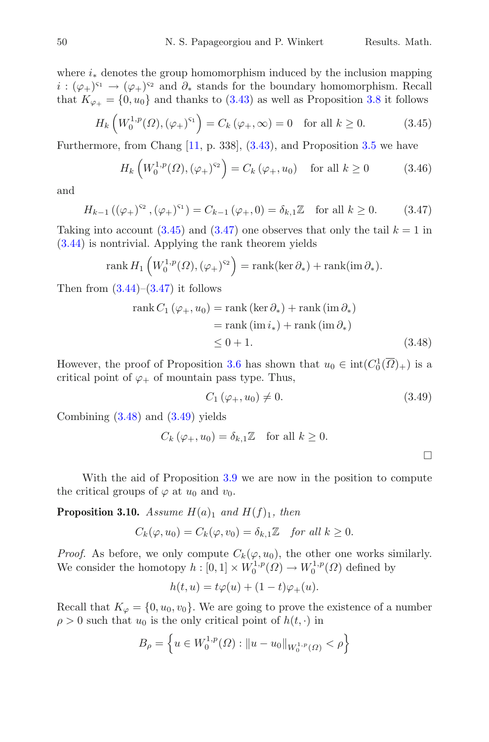where $i_*$ denotes the group homomorphism induced by the inclusion mapping $i : (\varphi_+)^{\varsigma_1} \to (\varphi_+)^{\varsigma_2}$ and $\partial_*$ stands for the boundary homomorphism. Recall that $K_{\varphi_+} = \{0, u_0\}$ and thanks to (3.43) as well as Proposition 3.8 it follows

$$H_k\left(W_0^{1,p}(\Omega), (\varphi_+)^{\varsigma_1}\right) = C_k(\varphi_+, \infty) = 0 \quad \text{for all } k \geq 0. \tag{3.45}$$

Furthermore, from Chang [11, p. 338], (3.43), and Proposition 3.5 we have

$$H_k\left(W_0^{1,p}(\Omega), (\varphi_+)^{\varsigma_2}\right) = C_k(\varphi_+, u_0) \quad \text{for all } k \geq 0 \tag{3.46}$$

and

$$H_{k-1}\left((\varphi_+)^{\varsigma_2}, (\varphi_+)^{\varsigma_1}\right) = C_{k-1}(\varphi_+, 0) = \delta_{k,1}\mathbb{Z} \quad \text{for all } k \geq 0. \tag{3.47}$$

Taking into account (3.45) and (3.47) one observes that only the tail $k = 1$ in (3.44) is nontrivial. Applying the rank theorem yields

$$\operatorname{rank} H_1\left(W_0^{1,p}(\Omega), (\varphi_+)^{\varsigma_2}\right) = \operatorname{rank}(\ker \partial_*) + \operatorname{rank}(\operatorname{im} \partial_*).$$

Then from (3.44)–(3.47) it follows

$$\begin{aligned}
\operatorname{rank} C_1(\varphi_+, u_0) &= \operatorname{rank}(\ker \partial_*) + \operatorname{rank}(\operatorname{im} \partial_*) \\
&= \operatorname{rank}(\operatorname{im} i_*) + \operatorname{rank}(\operatorname{im} \partial_*) \\
&\leq 0 + 1.
\end{aligned} \tag{3.48}$$

However, the proof of Proposition 3.6 has shown that $u_0 \in \operatorname{int}(C_0^1(\overline{\Omega})_+)$ is a critical point of $\varphi_+$ of mountain pass type. Thus,

$$C_1(\varphi_+, u_0) \neq 0. \tag{3.49}$$

Combining (3.48) and (3.49) yields

$$C_k(\varphi_+, u_0) = \delta_{k,1}\mathbb{Z} \quad \text{for all } k \geq 0.$$

□

With the aid of Proposition 3.9 we are now in the position to compute the critical groups of $\varphi$ at $u_0$ and $v_0$.

**Proposition 3.10.** *Assume $H(a)_1$ and $H(f)_1$, then*

$$C_k(\varphi, u_0) = C_k(\varphi, v_0) = \delta_{k,1}\mathbb{Z} \quad \textit{for all } k \geq 0.$$

*Proof.* As before, we only compute $C_k(\varphi, u_0)$, the other one works similarly. We consider the homotopy $h : [0,1] \times W_0^{1,p}(\Omega) \to W_0^{1,p}(\Omega)$ defined by

$$h(t, u) = t\varphi(u) + (1-t)\varphi_+(u).$$

Recall that $K_\varphi = \{0, u_0, v_0\}$. We are going to prove the existence of a number $\rho > 0$ such that $u_0$ is the only critical point of $h(t, \cdot)$ in

$$B_\rho = \left\{u \in W_0^{1,p}(\Omega) : \|u - u_0\|_{W_0^{1,p}(\Omega)} < \rho\right\}$$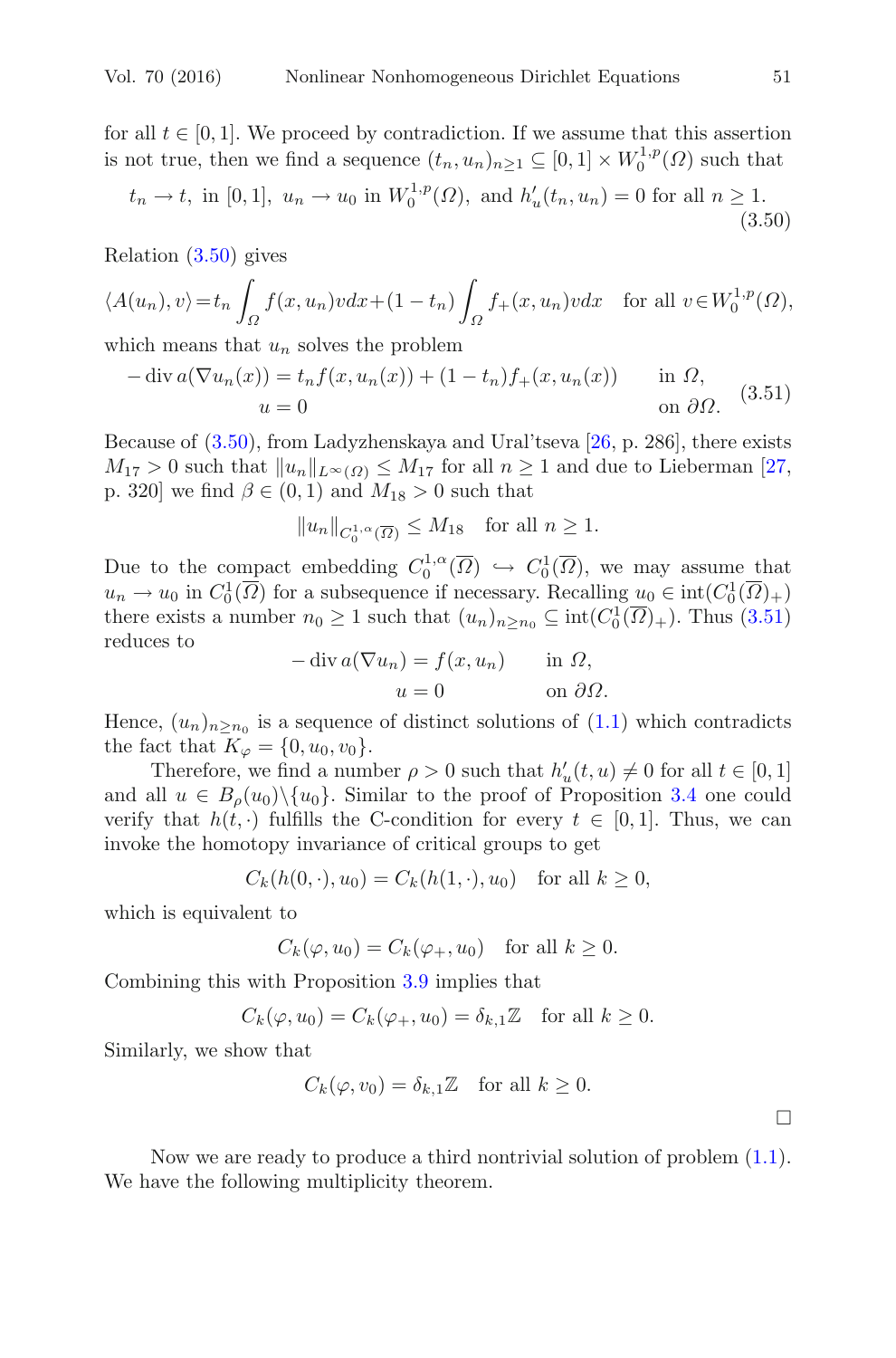for all $t \in [0, 1]$. We proceed by contradiction. If we assume that this assertion is not true, then we find a sequence $(t_n, u_n)_{n\geq 1} \subseteq [0, 1] \times W_0^{1,p}(\Omega)$ such that

$$t_n \to t, \text{ in } [0,1], \ u_n \to u_0 \text{ in } W_0^{1,p}(\Omega), \text{ and } h'_u(t_n, u_n) = 0 \text{ for all } n \geq 1. \tag{3.50}$$

Relation (3.50) gives

$$\langle A(u_n), v\rangle = t_n \int_\Omega f(x, u_n) v dx + (1 - t_n) \int_\Omega f_+(x, u_n) v dx \quad \text{for all } v \in W_0^{1,p}(\Omega),$$

which means that $u_n$ solves the problem

$$\begin{aligned} -\operatorname{div} a(\nabla u_n(x)) &= t_n f(x, u_n(x)) + (1 - t_n) f_+(x, u_n(x)) \qquad &&\text{in } \Omega, \\ u &= 0 &&\text{on } \partial\Omega. \end{aligned} \tag{3.51}$$

Because of (3.50), from Ladyzhenskaya and Ural'tseva [26, p. 286], there exists $M_{17} > 0$ such that $\|u_n\|_{L^\infty(\Omega)} \leq M_{17}$ for all $n \geq 1$ and due to Lieberman [27, p. 320] we find $\beta \in (0, 1)$ and $M_{18} > 0$ such that

$$\|u_n\|_{C_0^{1,\alpha}(\overline{\Omega})} \leq M_{18} \quad \text{for all } n \geq 1.$$

Due to the compact embedding $C_0^{1,\alpha}(\overline{\Omega}) \hookrightarrow C_0^1(\overline{\Omega})$, we may assume that $u_n \to u_0$ in $C_0^1(\overline{\Omega})$ for a subsequence if necessary. Recalling $u_0 \in \operatorname{int}(C_0^1(\overline{\Omega})_+)$ there exists a number $n_0 \geq 1$ such that $(u_n)_{n\geq n_0} \subseteq \operatorname{int}(C_0^1(\overline{\Omega})_+)$. Thus (3.51) reduces to

$$\begin{aligned} -\operatorname{div} a(\nabla u_n) &= f(x, u_n) \qquad &&\text{in } \Omega, \\ u &= 0 &&\text{on } \partial\Omega. \end{aligned}$$

Hence, $(u_n)_{n\geq n_0}$ is a sequence of distinct solutions of (1.1) which contradicts the fact that $K_\varphi = \{0, u_0, v_0\}$.

Therefore, we find a number $\rho > 0$ such that $h'_u(t, u) \neq 0$ for all $t \in [0, 1]$ and all $u \in B_\rho(u_0)\backslash\{u_0\}$. Similar to the proof of Proposition 3.4 one could verify that $h(t, \cdot)$ fulfills the C-condition for every $t \in [0, 1]$. Thus, we can invoke the homotopy invariance of critical groups to get

$$C_k(h(0, \cdot), u_0) = C_k(h(1, \cdot), u_0) \quad \text{for all } k \geq 0,$$

which is equivalent to

$$C_k(\varphi, u_0) = C_k(\varphi_+, u_0) \quad \text{for all } k \geq 0.$$

Combining this with Proposition 3.9 implies that

$$C_k(\varphi, u_0) = C_k(\varphi_+, u_0) = \delta_{k,1}\mathbb{Z} \quad \text{for all } k \geq 0.$$

Similarly, we show that

$$C_k(\varphi, v_0) = \delta_{k,1}\mathbb{Z} \quad \text{for all } k \geq 0.$$

□

Now we are ready to produce a third nontrivial solution of problem (1.1). We have the following multiplicity theorem.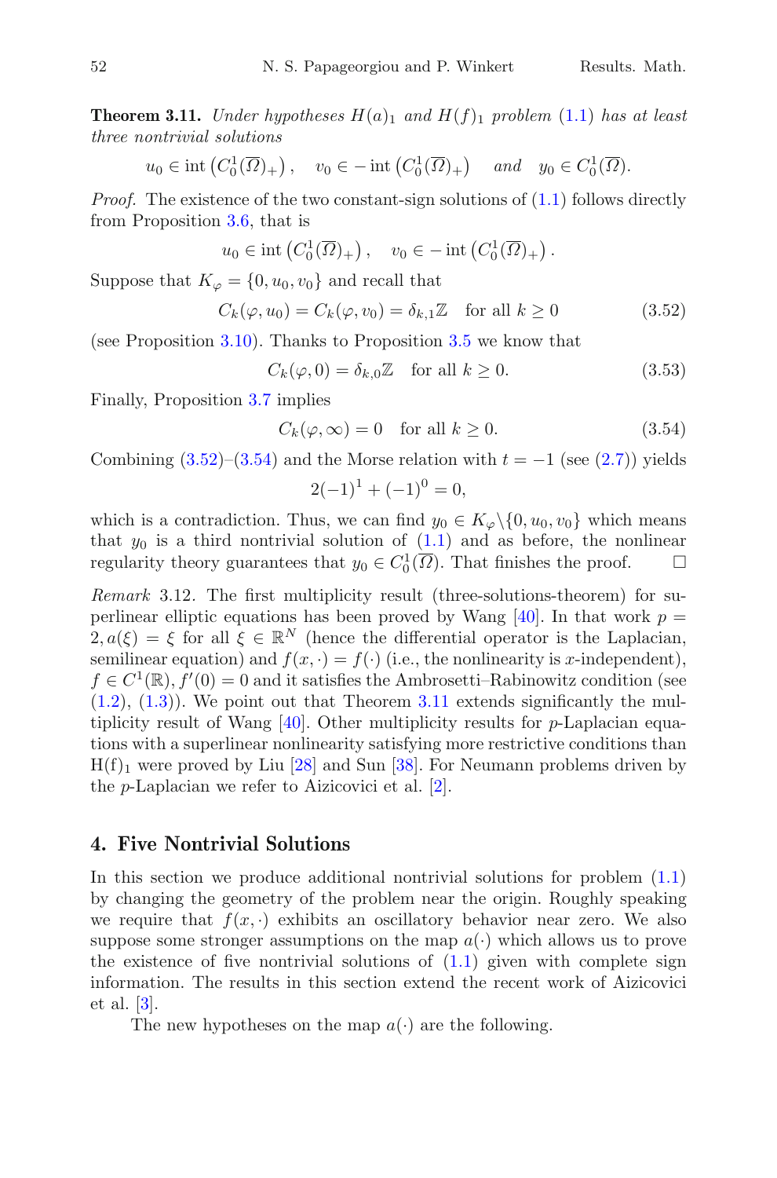**Theorem 3.11.** *Under hypotheses $H(a)_1$ and $H(f)_1$ problem (1.1) has at least three nontrivial solutions*

$$u_0 \in \operatorname{int}\left(C_0^1(\overline{\Omega})_+\right), \quad v_0 \in -\operatorname{int}\left(C_0^1(\overline{\Omega})_+\right) \quad \text{and} \quad y_0 \in C_0^1(\overline{\Omega}).$$

*Proof.* The existence of the two constant-sign solutions of (1.1) follows directly from Proposition 3.6, that is

$$u_0 \in \operatorname{int}\left(C_0^1(\overline{\Omega})_+\right), \quad v_0 \in -\operatorname{int}\left(C_0^1(\overline{\Omega})_+\right).$$

Suppose that $K_\varphi = \{0, u_0, v_0\}$ and recall that

$$C_k(\varphi, u_0) = C_k(\varphi, v_0) = \delta_{k,1}\mathbb{Z} \quad \text{for all } k \geq 0 \tag{3.52}$$

(see Proposition 3.10). Thanks to Proposition 3.5 we know that

$$C_k(\varphi, 0) = \delta_{k,0}\mathbb{Z} \quad \text{for all } k \geq 0. \tag{3.53}$$

Finally, Proposition 3.7 implies

$$C_k(\varphi, \infty) = 0 \quad \text{for all } k \geq 0. \tag{3.54}$$

Combining (3.52)–(3.54) and the Morse relation with $t = -1$ (see (2.7)) yields

$$2(-1)^1 + (-1)^0 = 0,$$

which is a contradiction. Thus, we can find $y_0 \in K_\varphi \setminus \{0, u_0, v_0\}$ which means that $y_0$ is a third nontrivial solution of (1.1) and as before, the nonlinear regularity theory guarantees that $y_0 \in C_0^1(\overline{\Omega})$. That finishes the proof. □

*Remark* 3.12. The first multiplicity result (three-solutions-theorem) for superlinear elliptic equations has been proved by Wang [40]. In that work $p = 2, a(\xi) = \xi$ for all $\xi \in \mathbb{R}^N$ (hence the differential operator is the Laplacian, semilinear equation) and $f(x, \cdot) = f(\cdot)$ (i.e., the nonlinearity is $x$-independent), $f \in C^1(\mathbb{R}), f'(0) = 0$ and it satisfies the Ambrosetti–Rabinowitz condition (see (1.2), (1.3)). We point out that Theorem 3.11 extends significantly the multiplicity result of Wang [40]. Other multiplicity results for $p$-Laplacian equations with a superlinear nonlinearity satisfying more restrictive conditions than $H(f)_1$ were proved by Liu [28] and Sun [38]. For Neumann problems driven by the $p$-Laplacian we refer to Aizicovici et al. [2].

## 4. Five Nontrivial Solutions

In this section we produce additional nontrivial solutions for problem (1.1) by changing the geometry of the problem near the origin. Roughly speaking we require that $f(x, \cdot)$ exhibits an oscillatory behavior near zero. We also suppose some stronger assumptions on the map $a(\cdot)$ which allows us to prove the existence of five nontrivial solutions of (1.1) given with complete sign information. The results in this section extend the recent work of Aizicovici et al. [3].

The new hypotheses on the map $a(\cdot)$ are the following.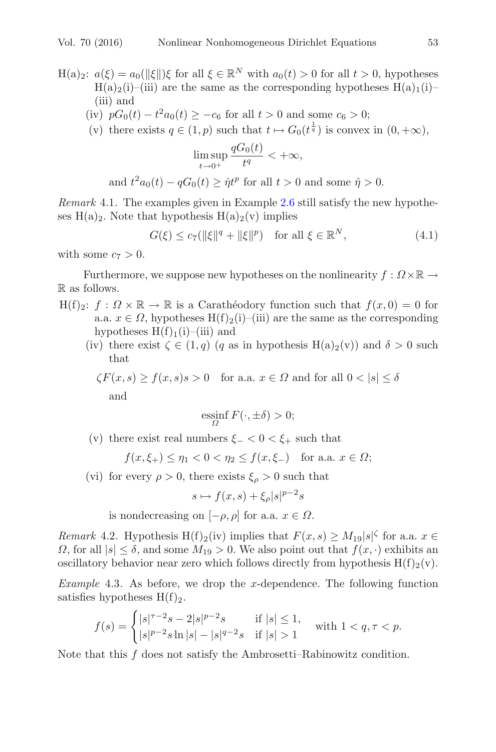H(a)$_2$: $a(\xi) = a_0(\|\xi\|)\xi$ for all $\xi \in \mathbb{R}^N$ with $a_0(t) > 0$ for all $t > 0$, hypotheses H(a)$_2$(i)–(iii) are the same as the corresponding hypotheses H(a)$_1$(i)–(iii) and

(iv) $pG_0(t) - t^2 a_0(t) \geq -c_6$ for all $t > 0$ and some $c_6 > 0$;

(v) there exists $q \in (1, p)$ such that $t \mapsto G_0(t^{\frac{1}{q}})$ is convex in $(0, +\infty)$,

$$\limsup_{t \to 0^+} \frac{qG_0(t)}{t^q} < +\infty,$$

and $t^2 a_0(t) - qG_0(t) \geq \hat{\eta} t^p$ for all $t > 0$ and some $\hat{\eta} > 0$.

*Remark* 4.1. The examples given in Example 2.6 still satisfy the new hypotheses H(a)$_2$. Note that hypothesis H(a)$_2$(v) implies

$$G(\xi) \leq c_7(\|\xi\|^q + \|\xi\|^p) \quad \text{for all } \xi \in \mathbb{R}^N, \tag{4.1}$$

with some $c_7 > 0$.

Furthermore, we suppose new hypotheses on the nonlinearity $f : \Omega \times \mathbb{R} \to \mathbb{R}$ as follows.

H(f)$_2$: $f : \Omega \times \mathbb{R} \to \mathbb{R}$ is a Carathéodory function such that $f(x, 0) = 0$ for a.a. $x \in \Omega$, hypotheses H(f)$_2$(i)–(iii) are the same as the corresponding hypotheses H(f)$_1$(i)–(iii) and

(iv) there exist $\zeta \in (1, q)$ ($q$ as in hypothesis H(a)$_2$(v)) and $\delta > 0$ such that

$$\zeta F(x, s) \geq f(x, s)s > 0 \quad \text{for a.a. } x \in \Omega \text{ and for all } 0 < |s| \leq \delta$$

and

$$\operatorname*{essinf}_{\Omega} F(\cdot, \pm\delta) > 0;$$

(v) there exist real numbers $\xi_- < 0 < \xi_+$ such that

$$f(x, \xi_+) \leq \eta_1 < 0 < \eta_2 \leq f(x, \xi_-) \quad \text{for a.a. } x \in \Omega;$$

(vi) for every $\rho > 0$, there exists $\xi_\rho > 0$ such that

$$s \mapsto f(x, s) + \xi_\rho |s|^{p-2} s$$

is nondecreasing on $[-\rho, \rho]$ for a.a. $x \in \Omega$.

*Remark* 4.2. Hypothesis H(f)$_2$(iv) implies that $F(x, s) \geq M_{19}|s|^\zeta$ for a.a. $x \in \Omega$, for all $|s| \leq \delta$, and some $M_{19} > 0$. We also point out that $f(x, \cdot)$ exhibits an oscillatory behavior near zero which follows directly from hypothesis H(f)$_2$(v).

*Example* 4.3. As before, we drop the $x$-dependence. The following function satisfies hypotheses H(f)$_2$.

$$f(s) = \begin{cases} |s|^{\tau-2}s - 2|s|^{p-2}s & \text{if } |s| \leq 1, \\ |s|^{p-2}s \ln|s| - |s|^{q-2}s & \text{if } |s| > 1 \end{cases} \quad \text{with } 1 < q, \tau < p.$$

Note that this $f$ does not satisfy the Ambrosetti–Rabinowitz condition.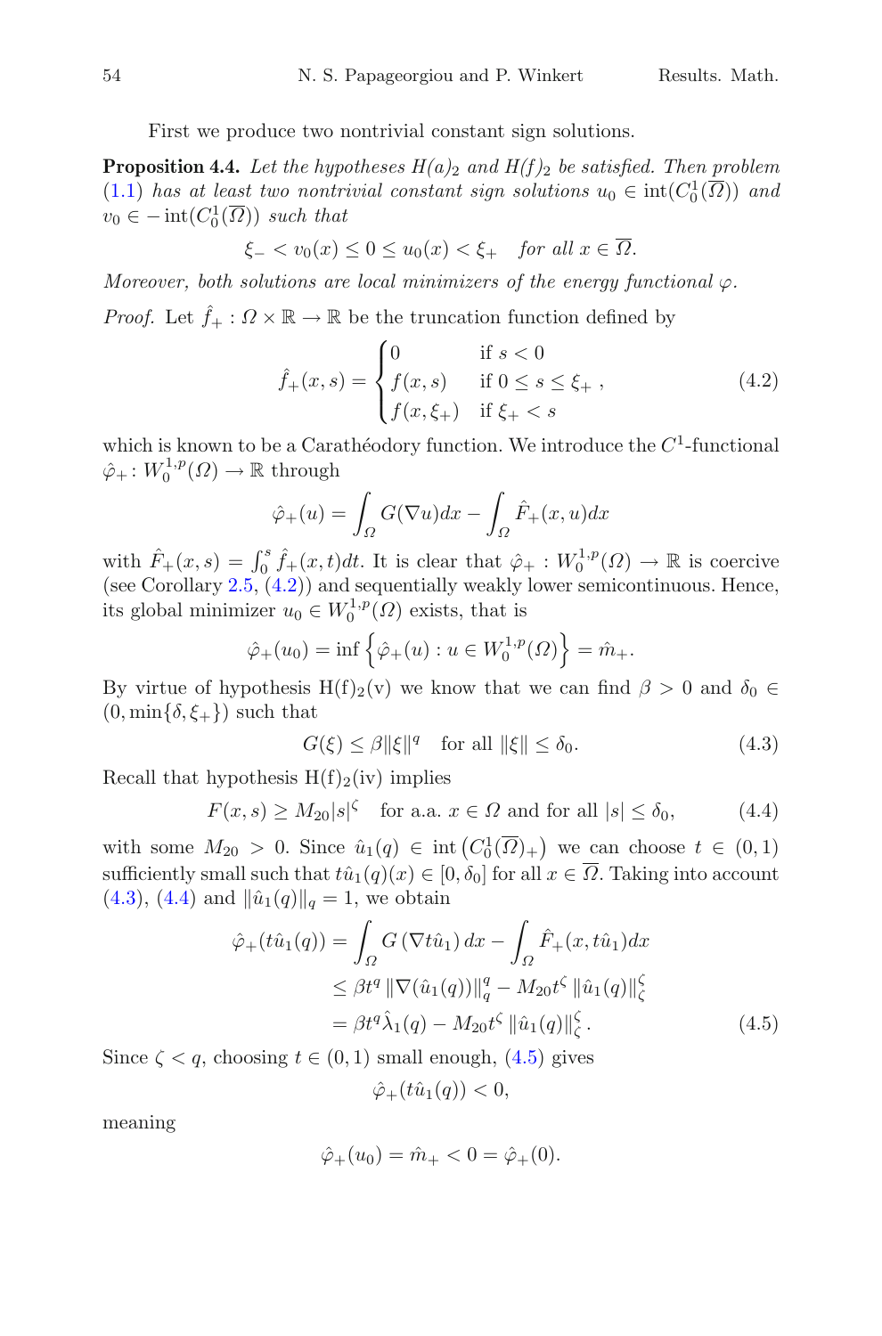First we produce two nontrivial constant sign solutions.

**Proposition 4.4.** *Let the hypotheses $H(a)_2$ and $H(f)_2$ be satisfied. Then problem (1.1) has at least two nontrivial constant sign solutions $u_0 \in \operatorname{int}(C_0^1(\overline{\Omega}))$ and $v_0 \in -\operatorname{int}(C_0^1(\overline{\Omega}))$ such that*

$$\xi_- < v_0(x) \leq 0 \leq u_0(x) < \xi_+ \quad \textit{for all } x \in \overline{\Omega}.$$

*Moreover, both solutions are local minimizers of the energy functional $\varphi$.*

*Proof.* Let $\hat{f}_+ : \Omega \times \mathbb{R} \to \mathbb{R}$ be the truncation function defined by

$$\hat{f}_+(x,s) = \begin{cases} 0 & \text{if } s < 0 \\ f(x,s) & \text{if } 0 \leq s \leq \xi_+ \\ f(x,\xi_+) & \text{if } \xi_+ < s \end{cases}, \tag{4.2}$$

which is known to be a Carathéodory function. We introduce the $C^1$-functional $\hat{\varphi}_+ \colon W_0^{1,p}(\Omega) \to \mathbb{R}$ through

$$\hat{\varphi}_+(u) = \int_\Omega G(\nabla u)dx - \int_\Omega \hat{F}_+(x,u)dx$$

with $\hat{F}_+(x,s) = \int_0^s \hat{f}_+(x,t)dt$. It is clear that $\hat{\varphi}_+ : W_0^{1,p}(\Omega) \to \mathbb{R}$ is coercive (see Corollary 2.5, (4.2)) and sequentially weakly lower semicontinuous. Hence, its global minimizer $u_0 \in W_0^{1,p}(\Omega)$ exists, that is

$$\hat{\varphi}_+(u_0) = \inf \left\{ \hat{\varphi}_+(u) : u \in W_0^{1,p}(\Omega) \right\} = \hat{m}_+.$$

By virtue of hypothesis H(f)$_2$(v) we know that we can find $\beta > 0$ and $\delta_0 \in (0, \min\{\delta, \xi_+\})$ such that

$$G(\xi) \leq \beta \|\xi\|^q \quad \text{for all } \|\xi\| \leq \delta_0. \tag{4.3}$$

Recall that hypothesis H(f)$_2$(iv) implies

$$F(x,s) \geq M_{20}|s|^\zeta \quad \text{for a.a. } x \in \Omega \text{ and for all } |s| \leq \delta_0, \tag{4.4}$$

with some $M_{20} > 0$. Since $\hat{u}_1(q) \in \operatorname{int}\left(C_0^1(\overline{\Omega})_+\right)$ we can choose $t \in (0,1)$ sufficiently small such that $t\hat{u}_1(q)(x) \in [0, \delta_0]$ for all $x \in \overline{\Omega}$. Taking into account (4.3), (4.4) and $\|\hat{u}_1(q)\|_q = 1$, we obtain

$$\begin{aligned} \hat{\varphi}_+(t\hat{u}_1(q)) &= \int_\Omega G\left(\nabla t\hat{u}_1\right)dx - \int_\Omega \hat{F}_+(x, t\hat{u}_1)dx \\ &\leq \beta t^q \left\|\nabla(\hat{u}_1(q))\right\|_q^q - M_{20}t^\zeta \left\|\hat{u}_1(q)\right\|_\zeta^\zeta \\ &= \beta t^q \hat{\lambda}_1(q) - M_{20}t^\zeta \left\|\hat{u}_1(q)\right\|_\zeta^\zeta. \end{aligned} \tag{4.5}$$

Since $\zeta < q$, choosing $t \in (0,1)$ small enough, (4.5) gives

$$\hat{\varphi}_+(t\hat{u}_1(q)) < 0,$$

meaning

$$\hat{\varphi}_+(u_0) = \hat{m}_+ < 0 = \hat{\varphi}_+(0).$$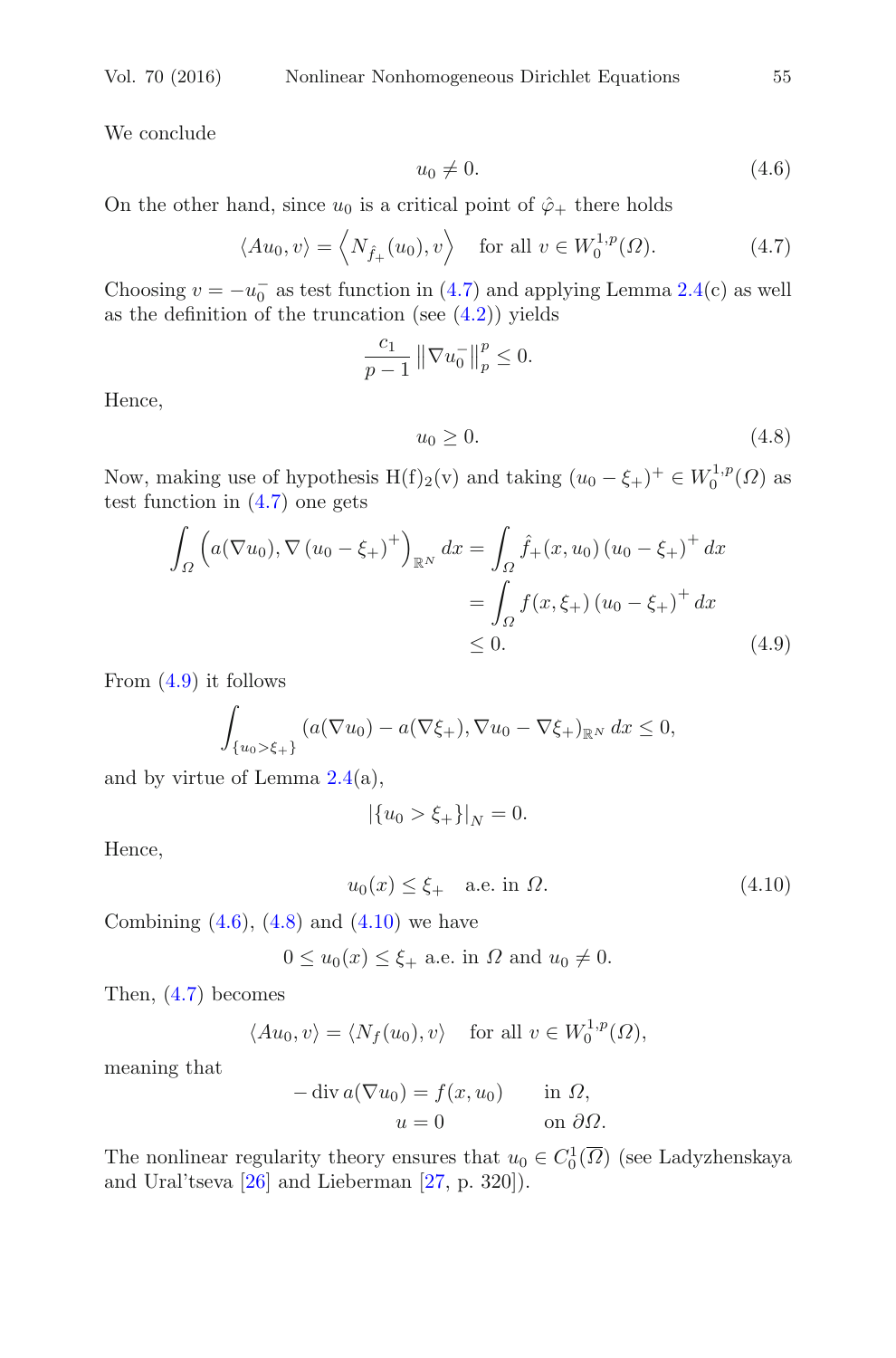We conclude

$$u_0 \neq 0. \tag{4.6}$$

On the other hand, since $u_0$ is a critical point of $\hat{\varphi}_+$ there holds

$$\langle Au_0, v \rangle = \left\langle N_{\hat{f}_+}(u_0), v \right\rangle \quad \text{for all } v \in W_0^{1,p}(\Omega). \tag{4.7}$$

Choosing $v = -u_0^-$ as test function in (4.7) and applying Lemma 2.4(c) as well as the definition of the truncation (see (4.2)) yields

$$\frac{c_1}{p-1} \left\| \nabla u_0^- \right\|_p^p \leq 0.$$

Hence,

$$u_0 \geq 0. \tag{4.8}$$

Now, making use of hypothesis H(f)$_2$(v) and taking $(u_0 - \xi_+)^+ \in W_0^{1,p}(\Omega)$ as test function in (4.7) one gets

$$\begin{aligned}
\int_\Omega \left( a(\nabla u_0), \nabla (u_0 - \xi_+)^+ \right)_{\mathbb{R}^N} dx &= \int_\Omega \hat{f}_+(x, u_0) (u_0 - \xi_+)^+ \, dx \\
&= \int_\Omega f(x, \xi_+) (u_0 - \xi_+)^+ \, dx \\
&\leq 0.
\end{aligned} \tag{4.9}$$

From (4.9) it follows

$$\int_{\{u_0 > \xi_+\}} \left( a(\nabla u_0) - a(\nabla \xi_+), \nabla u_0 - \nabla \xi_+ \right)_{\mathbb{R}^N} dx \leq 0,$$

and by virtue of Lemma 2.4(a),

$$|\{u_0 > \xi_+\}|_N = 0.$$

Hence,

$$u_0(x) \leq \xi_+ \quad \text{a.e. in } \Omega. \tag{4.10}$$

Combining (4.6), (4.8) and (4.10) we have

$$0 \leq u_0(x) \leq \xi_+ \text{ a.e. in } \Omega \text{ and } u_0 \neq 0.$$

Then, (4.7) becomes

$$\langle Au_0, v \rangle = \langle N_f(u_0), v \rangle \quad \text{for all } v \in W_0^{1,p}(\Omega),$$

meaning that

$$\begin{aligned}
-\operatorname{div} a(\nabla u_0) &= f(x, u_0) \qquad && \text{in } \Omega, \\
u &= 0 && \text{on } \partial\Omega.
\end{aligned}$$

The nonlinear regularity theory ensures that $u_0 \in C_0^1(\overline{\Omega})$ (see Ladyzhenskaya and Ural'tseva [26] and Lieberman [27, p. 320]).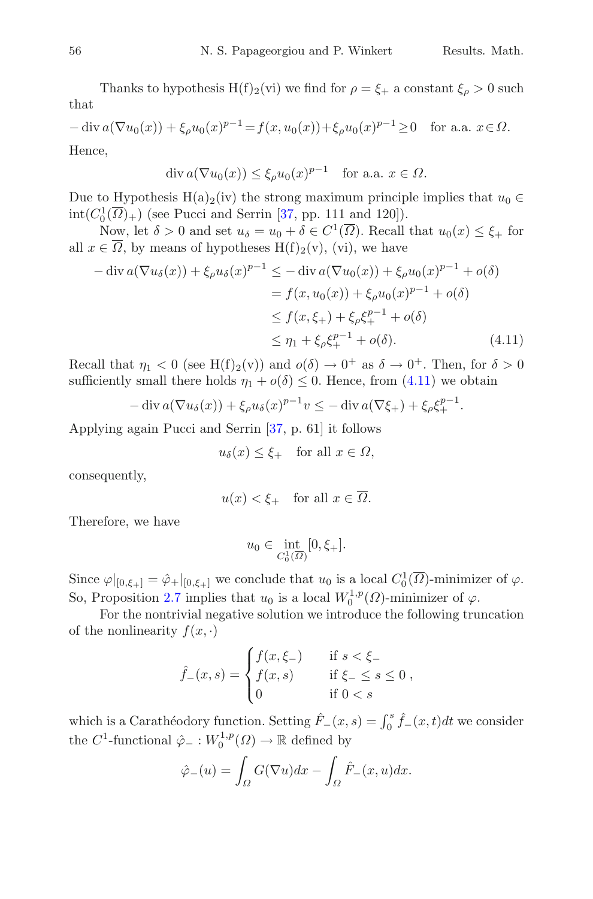Thanks to hypothesis H(f)$_2$(vi) we find for $\rho = \xi_+$ a constant $\xi_\rho > 0$ such that

$$-\operatorname{div} a(\nabla u_0(x)) + \xi_\rho u_0(x)^{p-1} = f(x, u_0(x)) + \xi_\rho u_0(x)^{p-1} \geq 0 \quad \text{for a.a. } x \in \Omega.$$

Hence,

$$\operatorname{div} a(\nabla u_0(x)) \leq \xi_\rho u_0(x)^{p-1} \quad \text{for a.a. } x \in \Omega.$$

Due to Hypothesis H(a)$_2$(iv) the strong maximum principle implies that $u_0 \in \operatorname{int}(C_0^1(\overline{\Omega})_+)$ (see Pucci and Serrin [37, pp. 111 and 120]).

Now, let $\delta > 0$ and set $u_\delta = u_0 + \delta \in C^1(\overline{\Omega})$. Recall that $u_0(x) \leq \xi_+$ for all $x \in \overline{\Omega}$, by means of hypotheses H(f)$_2$(v), (vi), we have

$$\begin{aligned}
-\operatorname{div} a(\nabla u_\delta(x)) + \xi_\rho u_\delta(x)^{p-1} &\leq -\operatorname{div} a(\nabla u_0(x)) + \xi_\rho u_0(x)^{p-1} + o(\delta) \\
&= f(x, u_0(x)) + \xi_\rho u_0(x)^{p-1} + o(\delta) \\
&\leq f(x, \xi_+) + \xi_\rho \xi_+^{p-1} + o(\delta) \\
&\leq \eta_1 + \xi_\rho \xi_+^{p-1} + o(\delta).
\end{aligned} \tag{4.11}$$

Recall that $\eta_1 < 0$ (see H(f)$_2$(v)) and $o(\delta) \to 0^+$ as $\delta \to 0^+$. Then, for $\delta > 0$ sufficiently small there holds $\eta_1 + o(\delta) \leq 0$. Hence, from (4.11) we obtain

$$-\operatorname{div} a(\nabla u_\delta(x)) + \xi_\rho u_\delta(x)^{p-1} v \leq -\operatorname{div} a(\nabla \xi_+) + \xi_\rho \xi_+^{p-1}.$$

Applying again Pucci and Serrin [37, p. 61] it follows

$$u_\delta(x) \leq \xi_+ \quad \text{for all } x \in \Omega,$$

consequently,

$$u(x) < \xi_+ \quad \text{for all } x \in \overline{\Omega}.$$

Therefore, we have

$$u_0 \in \operatorname*{int}_{C_0^1(\overline{\Omega})} [0, \xi_+].$$

Since $\varphi|_{[0,\xi_+]} = \hat{\varphi}_+|_{[0,\xi_+]}$ we conclude that $u_0$ is a local $C_0^1(\overline{\Omega})$-minimizer of $\varphi$. So, Proposition 2.7 implies that $u_0$ is a local $W_0^{1,p}(\Omega)$-minimizer of $\varphi$.

For the nontrivial negative solution we introduce the following truncation of the nonlinearity $f(x, \cdot)$

$$\hat{f}_-(x, s) = \begin{cases} f(x, \xi_-) & \text{if } s < \xi_- \\ f(x, s) & \text{if } \xi_- \leq s \leq 0 \\ 0 & \text{if } 0 < s \end{cases},$$

which is a Carathéodory function. Setting $\hat{F}_-(x, s) = \int_0^s \hat{f}_-(x, t) dt$ we consider the $C^1$-functional $\hat{\varphi}_- : W_0^{1,p}(\Omega) \to \mathbb{R}$ defined by

$$\hat{\varphi}_-(u) = \int_\Omega G(\nabla u) dx - \int_\Omega \hat{F}_-(x, u) dx.$$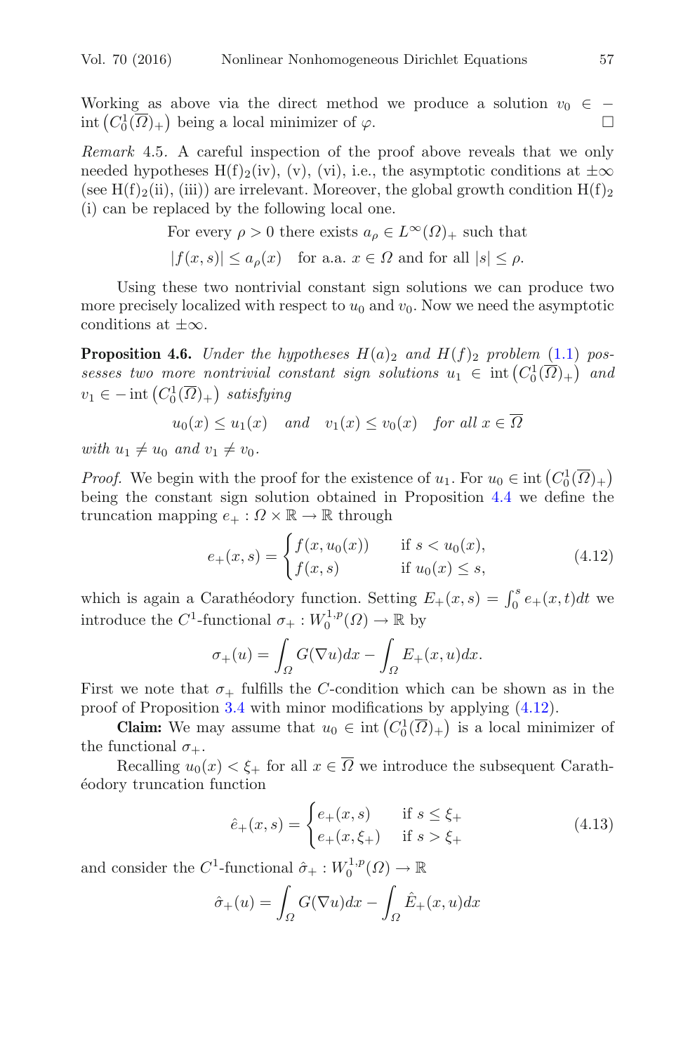Working as above via the direct method we produce a solution $v_0 \in -\operatorname{int}\left(C_0^1(\overline{\Omega})_+\right)$ being a local minimizer of $\varphi$. $\square$

*Remark* 4.5. A careful inspection of the proof above reveals that we only needed hypotheses $\mathrm{H(f)}_2$(iv), (v), (vi), i.e., the asymptotic conditions at $\pm\infty$ (see $\mathrm{H(f)}_2$(ii), (iii)) are irrelevant. Moreover, the global growth condition $\mathrm{H(f)}_2$ (i) can be replaced by the following local one.

$$\text{For every } \rho > 0 \text{ there exists } a_\rho \in L^\infty(\Omega)_+ \text{ such that}$$

$$|f(x,s)| \leq a_\rho(x) \quad \text{for a.a. } x \in \Omega \text{ and for all } |s| \leq \rho.$$

Using these two nontrivial constant sign solutions we can produce two more precisely localized with respect to $u_0$ and $v_0$. Now we need the asymptotic conditions at $\pm\infty$.

**Proposition 4.6.** *Under the hypotheses $H(a)_2$ and $H(f)_2$ problem (1.1) possesses two more nontrivial constant sign solutions $u_1 \in \operatorname{int}\left(C_0^1(\overline{\Omega})_+\right)$ and $v_1 \in -\operatorname{int}\left(C_0^1(\overline{\Omega})_+\right)$ satisfying*

$$u_0(x) \leq u_1(x) \quad \text{and} \quad v_1(x) \leq v_0(x) \quad \text{for all } x \in \overline{\Omega}$$

*with $u_1 \neq u_0$ and $v_1 \neq v_0$.*

*Proof.* We begin with the proof for the existence of $u_1$. For $u_0 \in \operatorname{int}\left(C_0^1(\overline{\Omega})_+\right)$ being the constant sign solution obtained in Proposition 4.4 we define the truncation mapping $e_+ : \Omega \times \mathbb{R} \to \mathbb{R}$ through

$$e_+(x,s) = \begin{cases} f(x, u_0(x)) & \text{if } s < u_0(x), \\ f(x,s) & \text{if } u_0(x) \leq s, \end{cases} \tag{4.12}$$

which is again a Carathéodory function. Setting $E_+(x,s) = \int_0^s e_+(x,t)dt$ we introduce the $C^1$-functional $\sigma_+ : W_0^{1,p}(\Omega) \to \mathbb{R}$ by

$$\sigma_+(u) = \int_\Omega G(\nabla u)dx - \int_\Omega E_+(x,u)dx.$$

First we note that $\sigma_+$ fulfills the $C$-condition which can be shown as in the proof of Proposition 3.4 with minor modifications by applying (4.12).

**Claim:** We may assume that $u_0 \in \operatorname{int}\left(C_0^1(\overline{\Omega})_+\right)$ is a local minimizer of the functional $\sigma_+$.

Recalling $u_0(x) < \xi_+$ for all $x \in \overline{\Omega}$ we introduce the subsequent Carathéodory truncation function

$$\hat{e}_+(x,s) = \begin{cases} e_+(x,s) & \text{if } s \leq \xi_+ \\ e_+(x,\xi_+) & \text{if } s > \xi_+ \end{cases} \tag{4.13}$$

and consider the $C^1$-functional $\hat{\sigma}_+ : W_0^{1,p}(\Omega) \to \mathbb{R}$

$$\hat{\sigma}_+(u) = \int_\Omega G(\nabla u)dx - \int_\Omega \hat{E}_+(x,u)dx$$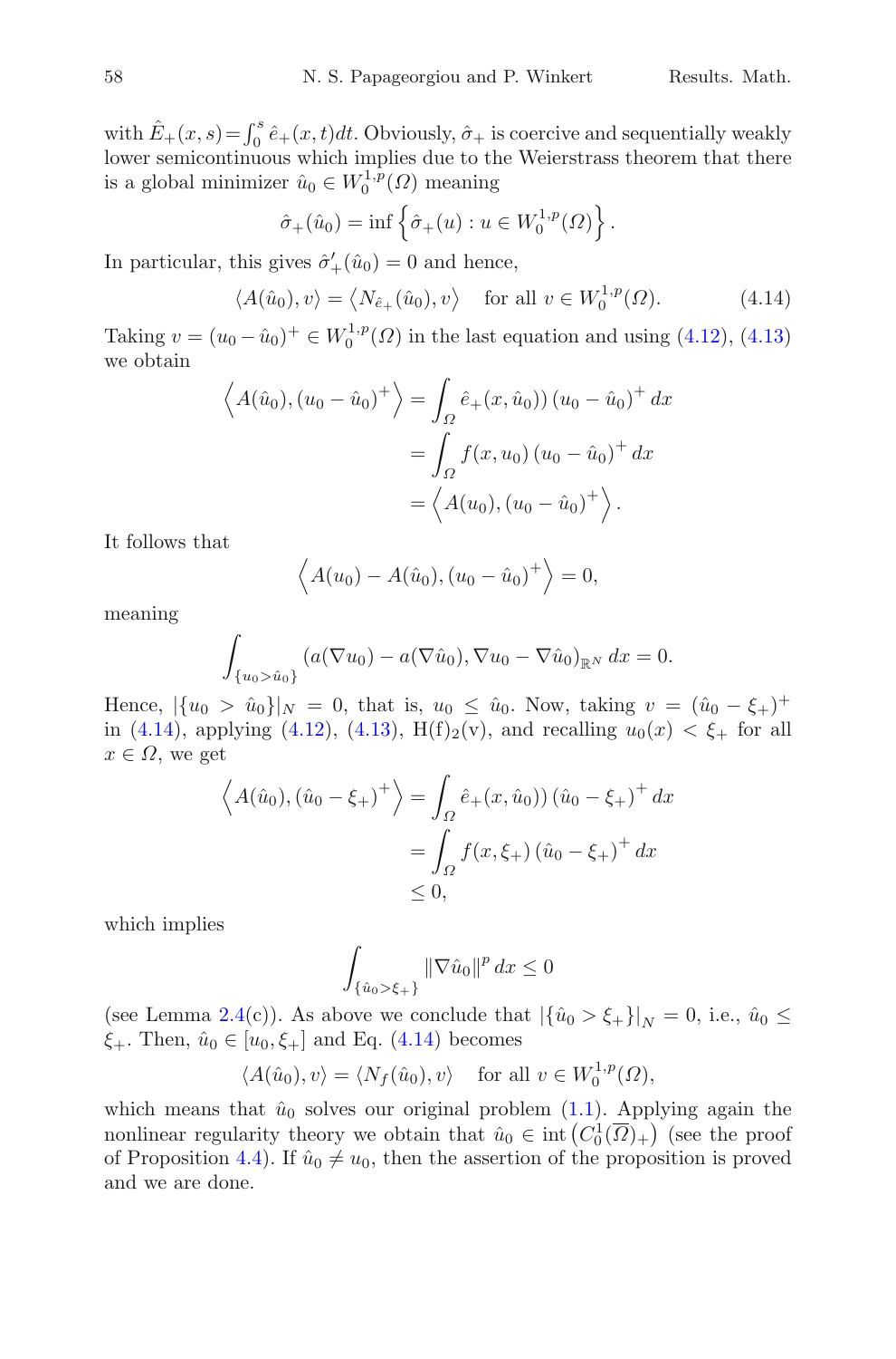with $\hat{E}_+(x,s) = \int_0^s \hat{e}_+(x,t)dt$. Obviously, $\hat{\sigma}_+$ is coercive and sequentially weakly lower semicontinuous which implies due to the Weierstrass theorem that there is a global minimizer $\hat{u}_0 \in W_0^{1,p}(\Omega)$ meaning

$$\hat{\sigma}_+(\hat{u}_0) = \inf \left\{ \hat{\sigma}_+(u) : u \in W_0^{1,p}(\Omega) \right\}.$$

In particular, this gives $\hat{\sigma}_+'(\hat{u}_0) = 0$ and hence,

$$\langle A(\hat{u}_0), v \rangle = \left\langle N_{\hat{e}_+}(\hat{u}_0), v \right\rangle \quad \text{for all } v \in W_0^{1,p}(\Omega). \tag{4.14}$$

Taking $v = (u_0 - \hat{u}_0)^+ \in W_0^{1,p}(\Omega)$ in the last equation and using (4.12), (4.13) we obtain

$$\begin{aligned}
\left\langle A(\hat{u}_0), (u_0 - \hat{u}_0)^+ \right\rangle &= \int_\Omega \hat{e}_+(x, \hat{u}_0))\, (u_0 - \hat{u}_0)^+ \, dx \\
&= \int_\Omega f(x, u_0)\, (u_0 - \hat{u}_0)^+ \, dx \\
&= \left\langle A(u_0), (u_0 - \hat{u}_0)^+ \right\rangle.
\end{aligned}$$

It follows that

$$\left\langle A(u_0) - A(\hat{u}_0), (u_0 - \hat{u}_0)^+ \right\rangle = 0,$$

meaning

$$\int_{\{u_0 > \hat{u}_0\}} (a(\nabla u_0) - a(\nabla \hat{u}_0), \nabla u_0 - \nabla \hat{u}_0)_{\mathbb{R}^N} \, dx = 0.$$

Hence, $|\{u_0 > \hat{u}_0\}|_N = 0$, that is, $u_0 \le \hat{u}_0$. Now, taking $v = (\hat{u}_0 - \xi_+)^+$ in (4.14), applying (4.12), (4.13), H(f)$_2$(v), and recalling $u_0(x) < \xi_+$ for all $x \in \Omega$, we get

$$\begin{aligned}
\left\langle A(\hat{u}_0), (\hat{u}_0 - \xi_+)^+ \right\rangle &= \int_\Omega \hat{e}_+(x, \hat{u}_0))\, (\hat{u}_0 - \xi_+)^+ \, dx \\
&= \int_\Omega f(x, \xi_+)\, (\hat{u}_0 - \xi_+)^+ \, dx \\
&\le 0,
\end{aligned}$$

which implies

$$\int_{\{\hat{u}_0 > \xi_+\}} \|\nabla \hat{u}_0\|^p \, dx \le 0$$

(see Lemma 2.4(c)). As above we conclude that $|\{\hat{u}_0 > \xi_+\}|_N = 0$, i.e., $\hat{u}_0 \le \xi_+$. Then, $\hat{u}_0 \in [u_0, \xi_+]$ and Eq. (4.14) becomes

$$\langle A(\hat{u}_0), v \rangle = \langle N_f(\hat{u}_0), v \rangle \quad \text{for all } v \in W_0^{1,p}(\Omega),$$

which means that $\hat{u}_0$ solves our original problem (1.1). Applying again the nonlinear regularity theory we obtain that $\hat{u}_0 \in \operatorname{int}\left(C_0^1(\overline{\Omega})_+\right)$ (see the proof of Proposition 4.4). If $\hat{u}_0 \neq u_0$, then the assertion of the proposition is proved and we are done.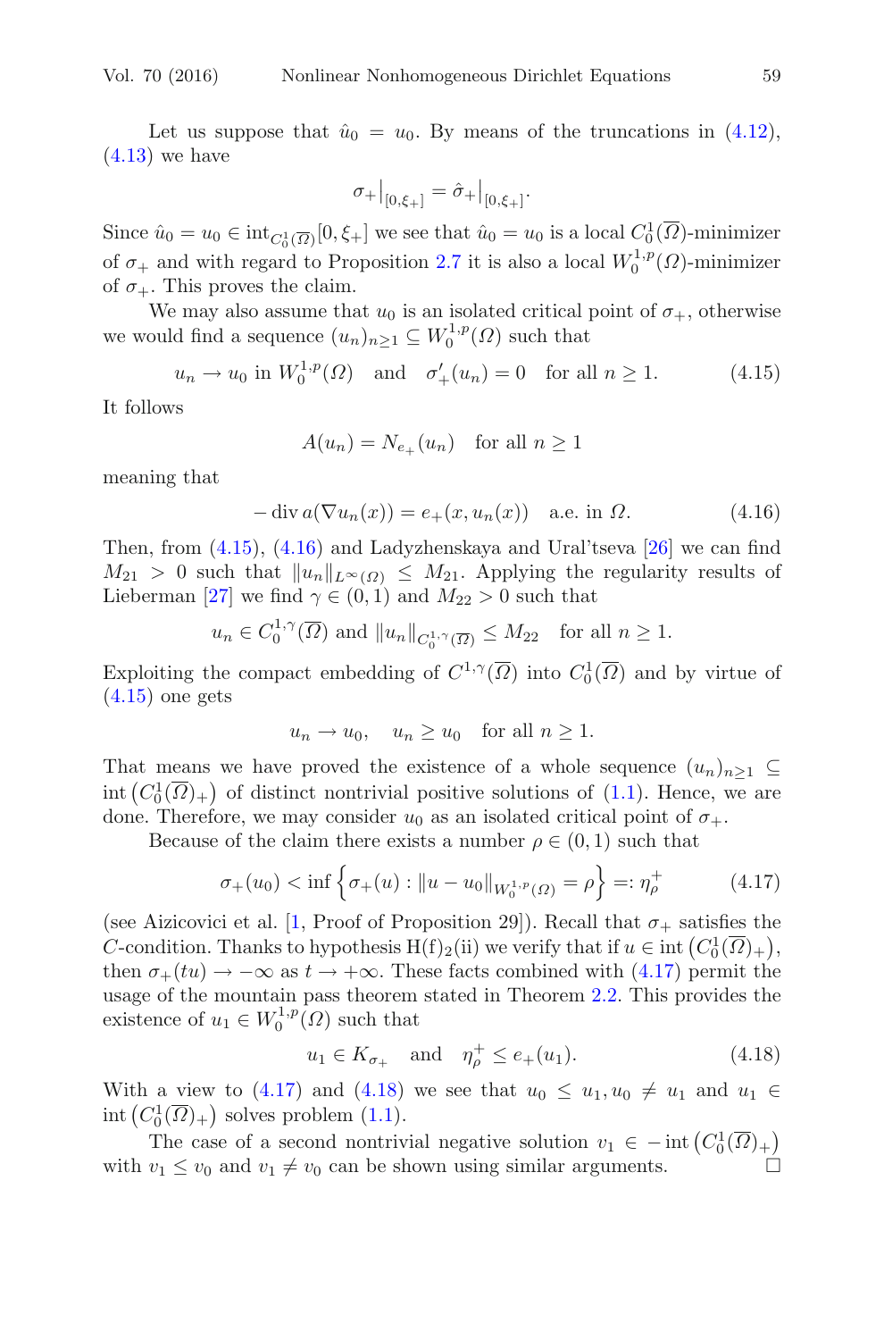Let us suppose that $\hat{u}_0 = u_0$. By means of the truncations in (4.12), (4.13) we have

$$\sigma_+\big|_{[0,\xi_+]} = \hat{\sigma}_+\big|_{[0,\xi_+]}.$$

Since $\hat{u}_0 = u_0 \in \mathrm{int}_{C_0^1(\overline{\Omega})}[0,\xi_+]$ we see that $\hat{u}_0 = u_0$ is a local $C_0^1(\overline{\Omega})$-minimizer of $\sigma_+$ and with regard to Proposition 2.7 it is also a local $W_0^{1,p}(\Omega)$-minimizer of $\sigma_+$. This proves the claim.

We may also assume that $u_0$ is an isolated critical point of $\sigma_+$, otherwise we would find a sequence $(u_n)_{n\geq 1} \subseteq W_0^{1,p}(\Omega)$ such that

$$u_n \to u_0 \text{ in } W_0^{1,p}(\Omega) \quad \text{and} \quad \sigma_+'(u_n) = 0 \quad \text{for all } n \geq 1. \tag{4.15}$$

It follows

$$A(u_n) = N_{e_+}(u_n) \quad \text{for all } n \geq 1$$

meaning that

$$-\operatorname{div} a(\nabla u_n(x)) = e_+(x, u_n(x)) \quad \text{a.e. in } \Omega. \tag{4.16}$$

Then, from (4.15), (4.16) and Ladyzhenskaya and Ural'tseva [26] we can find $M_{21} > 0$ such that $\|u_n\|_{L^\infty(\Omega)} \leq M_{21}$. Applying the regularity results of Lieberman [27] we find $\gamma \in (0,1)$ and $M_{22} > 0$ such that

$$u_n \in C_0^{1,\gamma}(\overline{\Omega}) \text{ and } \|u_n\|_{C_0^{1,\gamma}(\overline{\Omega})} \leq M_{22} \quad \text{for all } n \geq 1.$$

Exploiting the compact embedding of $C^{1,\gamma}(\overline{\Omega})$ into $C_0^1(\overline{\Omega})$ and by virtue of (4.15) one gets

$$u_n \to u_0, \quad u_n \geq u_0 \quad \text{for all } n \geq 1.$$

That means we have proved the existence of a whole sequence $(u_n)_{n\geq 1} \subseteq \mathrm{int}\left(C_0^1(\overline{\Omega})_+\right)$ of distinct nontrivial positive solutions of (1.1). Hence, we are done. Therefore, we may consider $u_0$ as an isolated critical point of $\sigma_+$.

Because of the claim there exists a number $\rho \in (0,1)$ such that

$$\sigma_+(u_0) < \inf\left\{\sigma_+(u) : \|u - u_0\|_{W_0^{1,p}(\Omega)} = \rho\right\} =: \eta_\rho^+ \tag{4.17}$$

(see Aizicovici et al. [1, Proof of Proposition 29]). Recall that $\sigma_+$ satisfies the $C$-condition. Thanks to hypothesis H(f)$_2$(ii) we verify that if $u \in \mathrm{int}\left(C_0^1(\overline{\Omega})_+\right)$, then $\sigma_+(tu) \to -\infty$ as $t \to +\infty$. These facts combined with (4.17) permit the usage of the mountain pass theorem stated in Theorem 2.2. This provides the existence of $u_1 \in W_0^{1,p}(\Omega)$ such that

$$u_1 \in K_{\sigma_+} \quad \text{and} \quad \eta_\rho^+ \leq e_+(u_1). \tag{4.18}$$

With a view to (4.17) and (4.18) we see that $u_0 \leq u_1, u_0 \neq u_1$ and $u_1 \in \mathrm{int}\left(C_0^1(\overline{\Omega})_+\right)$ solves problem (1.1).

The case of a second nontrivial negative solution $v_1 \in -\mathrm{int}\left(C_0^1(\overline{\Omega})_+\right)$ with $v_1 \leq v_0$ and $v_1 \neq v_0$ can be shown using similar arguments. $\square$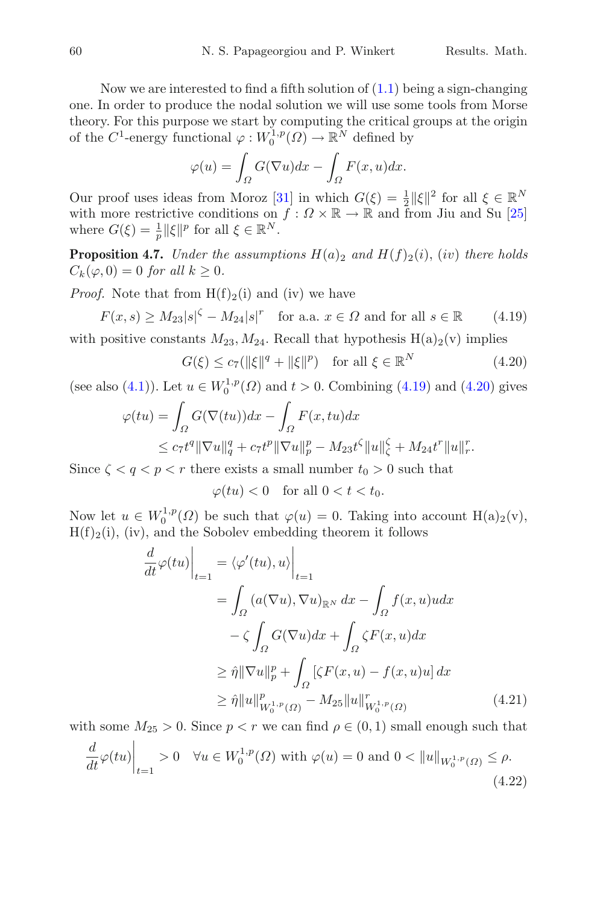Now we are interested to find a fifth solution of (1.1) being a sign-changing one. In order to produce the nodal solution we will use some tools from Morse theory. For this purpose we start by computing the critical groups at the origin of the $C^1$-energy functional $\varphi : W_0^{1,p}(\Omega) \to \mathbb{R}^N$ defined by

$$\varphi(u) = \int_\Omega G(\nabla u)dx - \int_\Omega F(x,u)dx.$$

Our proof uses ideas from Moroz [31] in which $G(\xi) = \frac{1}{2}\|\xi\|^2$ for all $\xi \in \mathbb{R}^N$ with more restrictive conditions on $f : \Omega \times \mathbb{R} \to \mathbb{R}$ and from Jiu and Su [25] where $G(\xi) = \frac{1}{p}\|\xi\|^p$ for all $\xi \in \mathbb{R}^N$.

**Proposition 4.7.** *Under the assumptions $H(a)_2$ and $H(f)_2(i)$, $(iv)$ there holds $C_k(\varphi, 0) = 0$ for all $k \geq 0$.*

*Proof.* Note that from $H(f)_2$(i) and (iv) we have

$$F(x,s) \geq M_{23}|s|^\zeta - M_{24}|s|^r \quad \text{for a.a. } x \in \Omega \text{ and for all } s \in \mathbb{R} \tag{4.19}$$

with positive constants $M_{23}, M_{24}$. Recall that hypothesis $H(a)_2$(v) implies

$$G(\xi) \leq c_7(\|\xi\|^q + \|\xi\|^p) \quad \text{for all } \xi \in \mathbb{R}^N \tag{4.20}$$

(see also (4.1)). Let $u \in W_0^{1,p}(\Omega)$ and $t > 0$. Combining (4.19) and (4.20) gives

$$\begin{aligned}
\varphi(tu) &= \int_\Omega G(\nabla(tu))dx - \int_\Omega F(x,tu)dx \\
&\leq c_7 t^q \|\nabla u\|_q^q + c_7 t^p \|\nabla u\|_p^p - M_{23} t^\zeta \|u\|_\zeta^\zeta + M_{24} t^r \|u\|_r^r.
\end{aligned}$$

Since $\zeta < q < p < r$ there exists a small number $t_0 > 0$ such that

$$\varphi(tu) < 0 \quad \text{for all } 0 < t < t_0.$$

Now let $u \in W_0^{1,p}(\Omega)$ be such that $\varphi(u) = 0$. Taking into account $H(a)_2$(v), $H(f)_2$(i), (iv), and the Sobolev embedding theorem it follows

$$\begin{aligned}
\left.\frac{d}{dt}\varphi(tu)\right|_{t=1} &= \left.\langle \varphi'(tu), u\rangle\right|_{t=1} \\
&= \int_\Omega (a(\nabla u), \nabla u)_{\mathbb{R}^N} \, dx - \int_\Omega f(x,u)u dx \\
&\quad - \zeta \int_\Omega G(\nabla u)dx + \int_\Omega \zeta F(x,u)dx \\
&\geq \hat{\eta}\|\nabla u\|_p^p + \int_\Omega [\zeta F(x,u) - f(x,u)u] \, dx \\
&\geq \hat{\eta}\|u\|_{W_0^{1,p}(\Omega)}^p - M_{25}\|u\|_{W_0^{1,p}(\Omega)}^r
\end{aligned} \tag{4.21}$$

with some $M_{25} > 0$. Since $p < r$ we can find $\rho \in (0,1)$ small enough such that

$$\left.\frac{d}{dt}\varphi(tu)\right|_{t=1} > 0 \quad \forall u \in W_0^{1,p}(\Omega) \text{ with } \varphi(u) = 0 \text{ and } 0 < \|u\|_{W_0^{1,p}(\Omega)} \leq \rho. \tag{4.22}$$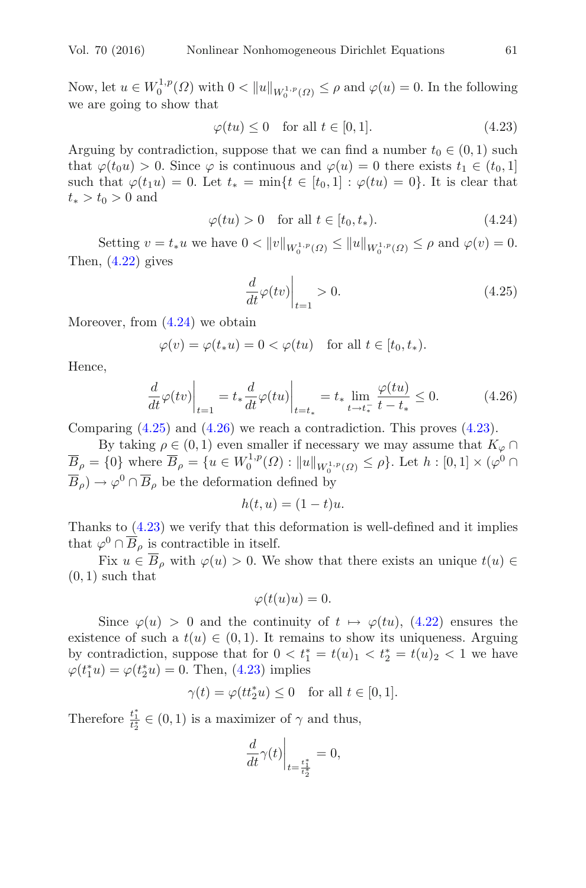Now, let $u \in W_0^{1,p}(\Omega)$ with $0 < \|u\|_{W_0^{1,p}(\Omega)} \le \rho$ and $\varphi(u) = 0$. In the following we are going to show that

$$\varphi(tu) \le 0 \quad \text{for all } t \in [0,1]. \tag{4.23}$$

Arguing by contradiction, suppose that we can find a number $t_0 \in (0,1)$ such that $\varphi(t_0 u) > 0$. Since $\varphi$ is continuous and $\varphi(u) = 0$ there exists $t_1 \in (t_0, 1]$ such that $\varphi(t_1 u) = 0$. Let $t_* = \min\{t \in [t_0, 1] : \varphi(tu) = 0\}$. It is clear that $t_* > t_0 > 0$ and

$$\varphi(tu) > 0 \quad \text{for all } t \in [t_0, t_*). \tag{4.24}$$

Setting $v = t_* u$ we have $0 < \|v\|_{W_0^{1,p}(\Omega)} \le \|u\|_{W_0^{1,p}(\Omega)} \le \rho$ and $\varphi(v) = 0$. Then, (4.22) gives

$$\left.\frac{d}{dt}\varphi(tv)\right|_{t=1} > 0. \tag{4.25}$$

Moreover, from (4.24) we obtain

$$\varphi(v) = \varphi(t_* u) = 0 < \varphi(tu) \quad \text{for all } t \in [t_0, t_*).$$

Hence,

$$\left.\frac{d}{dt}\varphi(tv)\right|_{t=1} = t_* \left.\frac{d}{dt}\varphi(tu)\right|_{t=t_*} = t_* \lim_{t \to t_*^-} \frac{\varphi(tu)}{t - t_*} \le 0. \tag{4.26}$$

Comparing (4.25) and (4.26) we reach a contradiction. This proves (4.23).

By taking $\rho \in (0,1)$ even smaller if necessary we may assume that $K_\varphi \cap \overline{B}_\rho = \{0\}$ where $\overline{B}_\rho = \{u \in W_0^{1,p}(\Omega) : \|u\|_{W_0^{1,p}(\Omega)} \le \rho\}$. Let $h : [0,1] \times (\varphi^0 \cap \overline{B}_\rho) \to \varphi^0 \cap \overline{B}_\rho$ be the deformation defined by

$$h(t,u) = (1-t)u.$$

Thanks to (4.23) we verify that this deformation is well-defined and it implies that $\varphi^0 \cap \overline{B}_\rho$ is contractible in itself.

Fix $u \in \overline{B}_\rho$ with $\varphi(u) > 0$. We show that there exists an unique $t(u) \in (0,1)$ such that

$$\varphi(t(u)u) = 0.$$

Since $\varphi(u) > 0$ and the continuity of $t \mapsto \varphi(tu)$, (4.22) ensures the existence of such a $t(u) \in (0,1)$. It remains to show its uniqueness. Arguing by contradiction, suppose that for $0 < t_1^* = t(u)_1 < t_2^* = t(u)_2 < 1$ we have $\varphi(t_1^* u) = \varphi(t_2^* u) = 0$. Then, (4.23) implies

$$\gamma(t) = \varphi(t t_2^* u) \le 0 \quad \text{for all } t \in [0,1].$$

Therefore $\frac{t_1^*}{t_2^*} \in (0,1)$ is a maximizer of $\gamma$ and thus,

$$\left.\frac{d}{dt}\gamma(t)\right|_{t=\frac{t_1^*}{t_2^*}} = 0,$$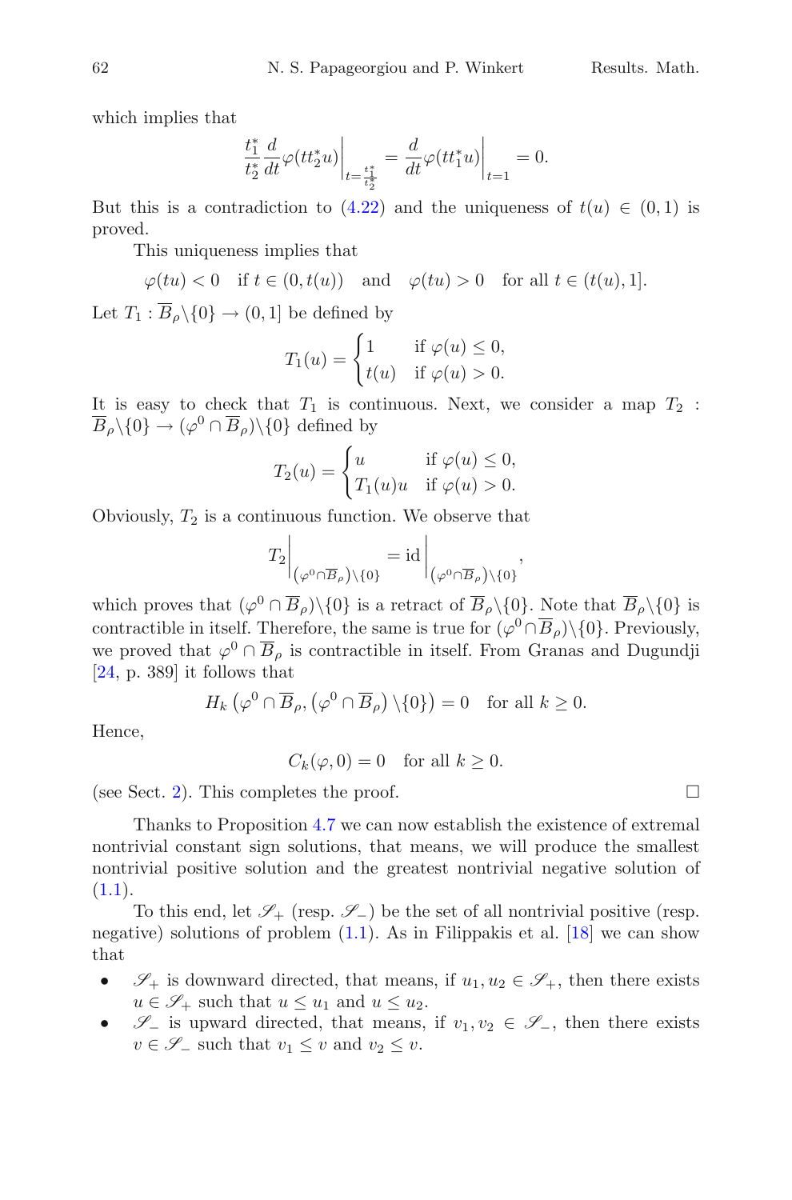which implies that

$$\frac{t_1^*}{t_2^*}\frac{d}{dt}\varphi(tt_2^*u)\bigg|_{t=\frac{t_1^*}{t_2^*}} = \frac{d}{dt}\varphi(tt_1^*u)\bigg|_{t=1} = 0.$$

But this is a contradiction to (4.22) and the uniqueness of $t(u) \in (0,1)$ is proved.

This uniqueness implies that

$$\varphi(tu) < 0 \quad \text{if } t \in (0, t(u)) \quad \text{and} \quad \varphi(tu) > 0 \quad \text{for all } t \in (t(u), 1].$$

Let $T_1 : \overline{B}_\rho \backslash \{0\} \to (0,1]$ be defined by

$$T_1(u) = \begin{cases} 1 & \text{if } \varphi(u) \leq 0, \\ t(u) & \text{if } \varphi(u) > 0. \end{cases}$$

It is easy to check that $T_1$ is continuous. Next, we consider a map $T_2 : \overline{B}_\rho \backslash \{0\} \to (\varphi^0 \cap \overline{B}_\rho) \backslash \{0\}$ defined by

$$T_2(u) = \begin{cases} u & \text{if } \varphi(u) \leq 0, \\ T_1(u)u & \text{if } \varphi(u) > 0. \end{cases}$$

Obviously, $T_2$ is a continuous function. We observe that

$$T_2\Big|_{(\varphi^0 \cap \overline{B}_\rho) \backslash \{0\}} = \text{id}\Big|_{(\varphi^0 \cap \overline{B}_\rho) \backslash \{0\}},$$

which proves that $(\varphi^0 \cap \overline{B}_\rho) \backslash \{0\}$ is a retract of $\overline{B}_\rho \backslash \{0\}$. Note that $\overline{B}_\rho \backslash \{0\}$ is contractible in itself. Therefore, the same is true for $(\varphi^0 \cap \overline{B}_\rho) \backslash \{0\}$. Previously, we proved that $\varphi^0 \cap \overline{B}_\rho$ is contractible in itself. From Granas and Dugundji [24, p. 389] it follows that

$$H_k\left(\varphi^0 \cap \overline{B}_\rho, \left(\varphi^0 \cap \overline{B}_\rho\right) \backslash \{0\}\right) = 0 \quad \text{for all } k \geq 0.$$

Hence,

$$C_k(\varphi, 0) = 0 \quad \text{for all } k \geq 0.$$

(see Sect. 2). This completes the proof. □

Thanks to Proposition 4.7 we can now establish the existence of extremal nontrivial constant sign solutions, that means, we will produce the smallest nontrivial positive solution and the greatest nontrivial negative solution of (1.1).

To this end, let $\mathscr{S}_+$ (resp. $\mathscr{S}_-$) be the set of all nontrivial positive (resp. negative) solutions of problem (1.1). As in Filippakis et al. [18] we can show that

- $\mathscr{S}_+$ is downward directed, that means, if $u_1, u_2 \in \mathscr{S}_+$, then there exists $u \in \mathscr{S}_+$ such that $u \leq u_1$ and $u \leq u_2$.
- $\mathscr{S}_-$ is upward directed, that means, if $v_1, v_2 \in \mathscr{S}_-$, then there exists $v \in \mathscr{S}_-$ such that $v_1 \leq v$ and $v_2 \leq v$.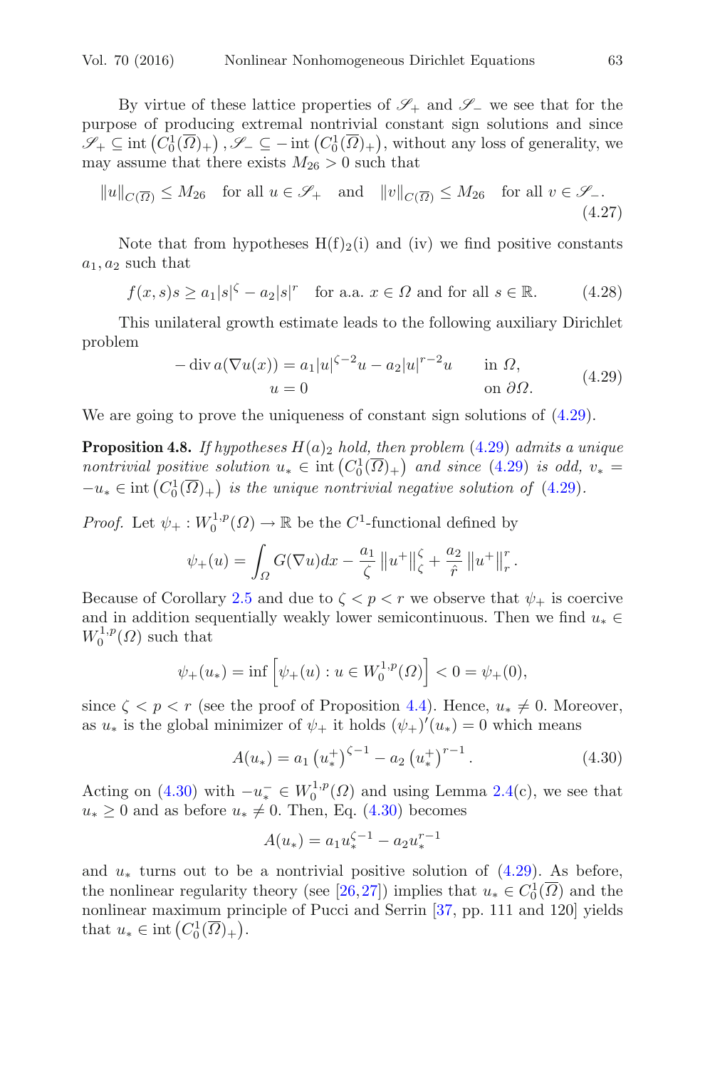By virtue of these lattice properties of $\mathscr{S}_+$ and $\mathscr{S}_-$ we see that for the purpose of producing extremal nontrivial constant sign solutions and since $\mathscr{S}_+ \subseteq \operatorname{int}\left(C_0^1(\overline{\Omega})_+\right), \mathscr{S}_- \subseteq -\operatorname{int}\left(C_0^1(\overline{\Omega})_+\right)$, without any loss of generality, we may assume that there exists $M_{26} > 0$ such that

$$\|u\|_{C(\overline{\Omega})} \leq M_{26} \quad \text{for all } u \in \mathscr{S}_+ \quad \text{and} \quad \|v\|_{C(\overline{\Omega})} \leq M_{26} \quad \text{for all } v \in \mathscr{S}_-. \tag{4.27}$$

Note that from hypotheses $\mathrm{H(f)}_2$(i) and (iv) we find positive constants $a_1, a_2$ such that

$$f(x,s)s \geq a_1|s|^{\zeta} - a_2|s|^r \quad \text{for a.a. } x \in \Omega \text{ and for all } s \in \mathbb{R}. \tag{4.28}$$

This unilateral growth estimate leads to the following auxiliary Dirichlet problem

$$\begin{aligned} -\operatorname{div} a(\nabla u(x)) &= a_1|u|^{\zeta-2}u - a_2|u|^{r-2}u \qquad &&\text{in } \Omega, \\ u &= 0 &&\text{on } \partial\Omega. \end{aligned} \tag{4.29}$$

We are going to prove the uniqueness of constant sign solutions of (4.29).

**Proposition 4.8.** *If hypotheses $H(a)_2$ hold, then problem (4.29) admits a unique nontrivial positive solution $u_* \in \operatorname{int}\left(C_0^1(\overline{\Omega})_+\right)$ and since (4.29) is odd, $v_* = -u_* \in \operatorname{int}\left(C_0^1(\overline{\Omega})_+\right)$ is the unique nontrivial negative solution of (4.29).*

*Proof.* Let $\psi_+ : W_0^{1,p}(\Omega) \to \mathbb{R}$ be the $C^1$-functional defined by

$$\psi_+(u) = \int_{\Omega} G(\nabla u)dx - \frac{a_1}{\zeta}\left\|u^+\right\|_{\zeta}^{\zeta} + \frac{a_2}{\hat{r}}\left\|u^+\right\|_r^r.$$

Because of Corollary 2.5 and due to $\zeta < p < r$ we observe that $\psi_+$ is coercive and in addition sequentially weakly lower semicontinuous. Then we find $u_* \in W_0^{1,p}(\Omega)$ such that

$$\psi_+(u_*) = \inf\left[\psi_+(u) : u \in W_0^{1,p}(\Omega)\right] < 0 = \psi_+(0),$$

since $\zeta < p < r$ (see the proof of Proposition 4.4). Hence, $u_* \neq 0$. Moreover, as $u_*$ is the global minimizer of $\psi_+$ it holds $(\psi_+)'(u_*) = 0$ which means

$$A(u_*) = a_1\left(u_*^+\right)^{\zeta-1} - a_2\left(u_*^+\right)^{r-1}. \tag{4.30}$$

Acting on (4.30) with $-u_*^- \in W_0^{1,p}(\Omega)$ and using Lemma 2.4(c), we see that $u_* \geq 0$ and as before $u_* \neq 0$. Then, Eq. (4.30) becomes

$$A(u_*) = a_1 u_*^{\zeta-1} - a_2 u_*^{r-1}$$

and $u_*$ turns out to be a nontrivial positive solution of (4.29). As before, the nonlinear regularity theory (see [26,27]) implies that $u_* \in C_0^1(\overline{\Omega})$ and the nonlinear maximum principle of Pucci and Serrin [37, pp. 111 and 120] yields that $u_* \in \operatorname{int}\left(C_0^1(\overline{\Omega})_+\right)$.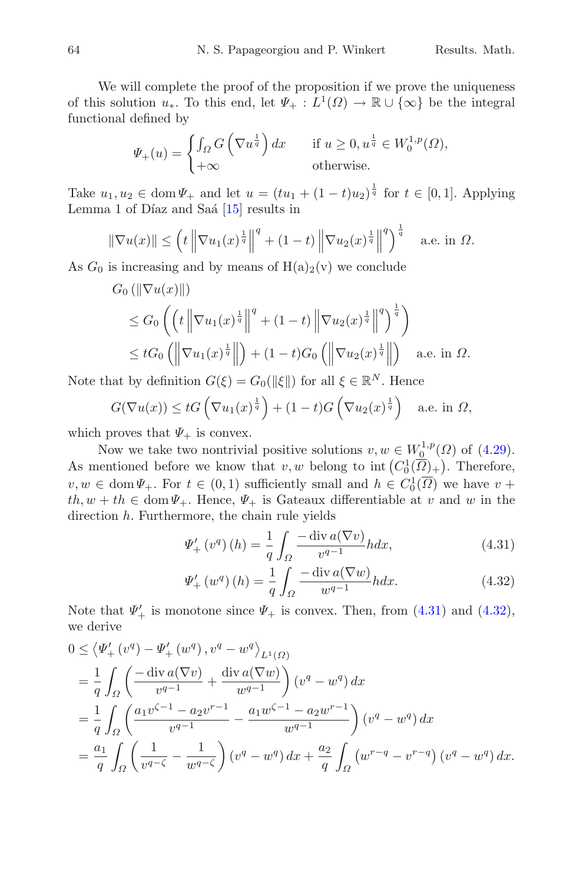We will complete the proof of the proposition if we prove the uniqueness of this solution $u_*$. To this end, let $\Psi_+ : L^1(\Omega) \to \mathbb{R} \cup \{\infty\}$ be the integral functional defined by

$$\Psi_+(u) = \begin{cases} \int_\Omega G\left(\nabla u^{\frac{1}{q}}\right) dx & \text{if } u \geq 0, u^{\frac{1}{q}} \in W_0^{1,p}(\Omega), \\ +\infty & \text{otherwise.} \end{cases}$$

Take $u_1, u_2 \in \operatorname{dom} \Psi_+$ and let $u = (tu_1 + (1-t)u_2)^{\frac{1}{q}}$ for $t \in [0,1]$. Applying Lemma 1 of Díaz and Saá [15] results in

$$\|\nabla u(x)\| \leq \left(t \left\|\nabla u_1(x)^{\frac{1}{q}}\right\|^q + (1-t)\left\|\nabla u_2(x)^{\frac{1}{q}}\right\|^q\right)^{\frac{1}{q}} \quad \text{a.e. in } \Omega.$$

As $G_0$ is increasing and by means of H(a)$_2$(v) we conclude

$$\begin{aligned} &G_0\left(\|\nabla u(x)\|\right) \\ &\leq G_0\left(\left(t\left\|\nabla u_1(x)^{\frac{1}{q}}\right\|^q + (1-t)\left\|\nabla u_2(x)^{\frac{1}{q}}\right\|^q\right)^{\frac{1}{q}}\right) \\ &\leq tG_0\left(\left\|\nabla u_1(x)^{\frac{1}{q}}\right\|\right) + (1-t)G_0\left(\left\|\nabla u_2(x)^{\frac{1}{q}}\right\|\right) \quad \text{a.e. in } \Omega. \end{aligned}$$

Note that by definition $G(\xi) = G_0(\|\xi\|)$ for all $\xi \in \mathbb{R}^N$. Hence

$$G(\nabla u(x)) \leq tG\left(\nabla u_1(x)^{\frac{1}{q}}\right) + (1-t)G\left(\nabla u_2(x)^{\frac{1}{q}}\right) \quad \text{a.e. in } \Omega,$$

which proves that $\Psi_+$ is convex.

Now we take two nontrivial positive solutions $v, w \in W_0^{1,p}(\Omega)$ of (4.29). As mentioned before we know that $v, w$ belong to $\operatorname{int}\left(C_0^1(\overline{\Omega})_+\right)$. Therefore, $v, w \in \operatorname{dom} \Psi_+$. For $t \in (0,1)$ sufficiently small and $h \in C_0^1(\overline{\Omega})$ we have $v + th, w + th \in \operatorname{dom} \Psi_+$. Hence, $\Psi_+$ is Gateaux differentiable at $v$ and $w$ in the direction $h$. Furthermore, the chain rule yields

$$\Psi_+'\left(v^q\right)(h) = \frac{1}{q}\int_\Omega \frac{-\operatorname{div} a(\nabla v)}{v^{q-1}} h dx, \tag{4.31}$$

$$\Psi_+'\left(w^q\right)(h) = \frac{1}{q}\int_\Omega \frac{-\operatorname{div} a(\nabla w)}{w^{q-1}} h dx. \tag{4.32}$$

Note that $\Psi_+'$ is monotone since $\Psi_+$ is convex. Then, from (4.31) and (4.32), we derive

$$\begin{aligned} 0 &\leq \left\langle \Psi_+'\left(v^q\right) - \Psi_+'\left(w^q\right), v^q - w^q \right\rangle_{L^1(\Omega)} \\ &= \frac{1}{q}\int_\Omega \left(\frac{-\operatorname{div} a(\nabla v)}{v^{q-1}} + \frac{\operatorname{div} a(\nabla w)}{w^{q-1}}\right)\left(v^q - w^q\right) dx \\ &= \frac{1}{q}\int_\Omega \left(\frac{a_1 v^{\zeta-1} - a_2 v^{r-1}}{v^{q-1}} - \frac{a_1 w^{\zeta-1} - a_2 w^{r-1}}{w^{q-1}}\right)\left(v^q - w^q\right) dx \\ &= \frac{a_1}{q}\int_\Omega \left(\frac{1}{v^{q-\zeta}} - \frac{1}{w^{q-\zeta}}\right)\left(v^q - w^q\right) dx + \frac{a_2}{q}\int_\Omega \left(w^{r-q} - v^{r-q}\right)\left(v^q - w^q\right) dx. \end{aligned}$$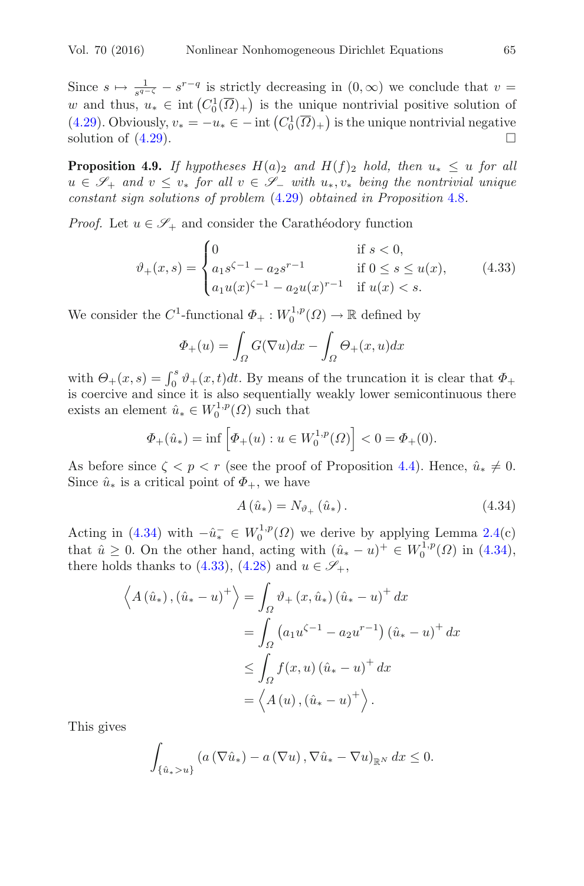Since $s \mapsto \frac{1}{s^{q-\zeta}} - s^{r-q}$ is strictly decreasing in $(0, \infty)$ we conclude that $v = w$ and thus, $u_* \in \operatorname{int}\left(C_0^1(\overline{\Omega})_+\right)$ is the unique nontrivial positive solution of (4.29). Obviously, $v_* = -u_* \in -\operatorname{int}\left(C_0^1(\overline{\Omega})_+\right)$ is the unique nontrivial negative solution of (4.29). □

**Proposition 4.9.** *If hypotheses $H(a)_2$ and $H(f)_2$ hold, then $u_* \leq u$ for all $u \in \mathscr{S}_+$ and $v \leq v_*$ for all $v \in \mathscr{S}_-$ with $u_*, v_*$ being the nontrivial unique constant sign solutions of problem (4.29) obtained in Proposition 4.8.*

*Proof.* Let $u \in \mathscr{S}_+$ and consider the Carathéodory function

$$\vartheta_+(x,s) = \begin{cases} 0 & \text{if } s < 0, \\ a_1 s^{\zeta-1} - a_2 s^{r-1} & \text{if } 0 \leq s \leq u(x), \\ a_1 u(x)^{\zeta-1} - a_2 u(x)^{r-1} & \text{if } u(x) < s. \end{cases} \tag{4.33}$$

We consider the $C^1$-functional $\Phi_+ : W_0^{1,p}(\Omega) \to \mathbb{R}$ defined by

$$\Phi_+(u) = \int_\Omega G(\nabla u)dx - \int_\Omega \Theta_+(x,u)dx$$

with $\Theta_+(x,s) = \int_0^s \vartheta_+(x,t)dt$. By means of the truncation it is clear that $\Phi_+$ is coercive and since it is also sequentially weakly lower semicontinuous there exists an element $\hat{u}_* \in W_0^{1,p}(\Omega)$ such that

$$\Phi_+(\hat{u}_*) = \inf\left[\Phi_+(u) : u \in W_0^{1,p}(\Omega)\right] < 0 = \Phi_+(0).$$

As before since $\zeta < p < r$ (see the proof of Proposition 4.4). Hence, $\hat{u}_* \neq 0$. Since $\hat{u}_*$ is a critical point of $\Phi_+$, we have

$$A\left(\hat{u}_*\right) = N_{\vartheta_+}\left(\hat{u}_*\right). \tag{4.34}$$

Acting in (4.34) with $-\hat{u}_*^- \in W_0^{1,p}(\Omega)$ we derive by applying Lemma 2.4(c) that $\hat{u} \geq 0$. On the other hand, acting with $(\hat{u}_* - u)^+ \in W_0^{1,p}(\Omega)$ in (4.34), there holds thanks to (4.33), (4.28) and $u \in \mathscr{S}_+$,

$$\begin{aligned}
\left\langle A\left(\hat{u}_*\right), \left(\hat{u}_* - u\right)^+ \right\rangle &= \int_\Omega \vartheta_+\left(x, \hat{u}_*\right)\left(\hat{u}_* - u\right)^+ dx \\
&= \int_\Omega \left(a_1 u^{\zeta-1} - a_2 u^{r-1}\right)\left(\hat{u}_* - u\right)^+ dx \\
&\leq \int_\Omega f(x,u)\left(\hat{u}_* - u\right)^+ dx \\
&= \left\langle A\left(u\right), \left(\hat{u}_* - u\right)^+ \right\rangle.
\end{aligned}$$

This gives

$$\int_{\{\hat{u}_* > u\}} \left(a\left(\nabla \hat{u}_*\right) - a\left(\nabla u\right), \nabla \hat{u}_* - \nabla u\right)_{\mathbb{R}^N} dx \leq 0.$$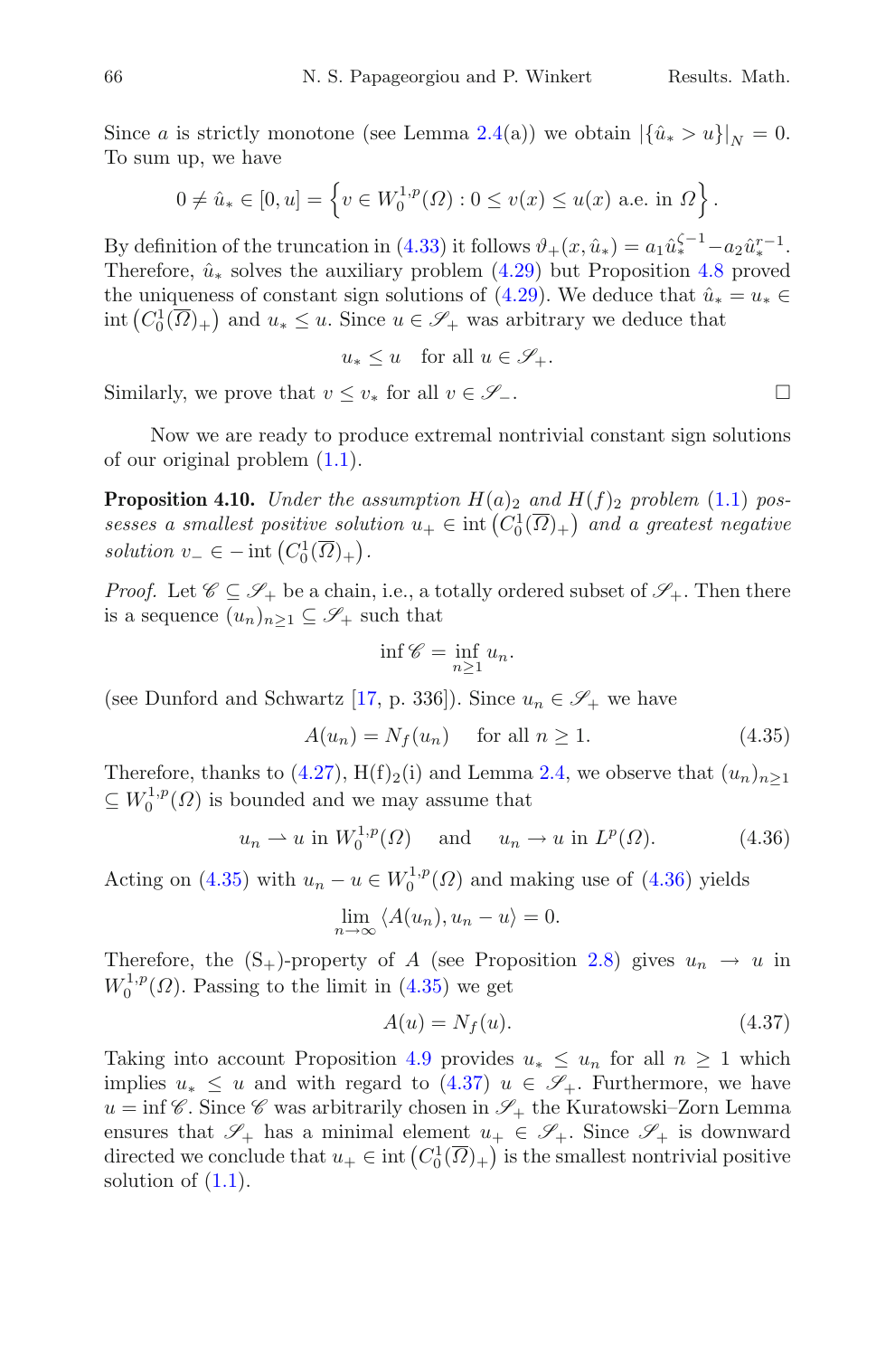Since $a$ is strictly monotone (see Lemma 2.4(a)) we obtain $|\{\hat{u}_* > u\}|_N = 0$. To sum up, we have

$$0 \neq \hat{u}_* \in [0, u] = \left\{ v \in W_0^{1,p}(\Omega) : 0 \leq v(x) \leq u(x) \text{ a.e. in } \Omega \right\}.$$

By definition of the truncation in (4.33) it follows $\vartheta_+(x, \hat{u}_*) = a_1 \hat{u}_*^{\zeta-1} - a_2 \hat{u}_*^{r-1}$. Therefore, $\hat{u}_*$ solves the auxiliary problem (4.29) but Proposition 4.8 proved the uniqueness of constant sign solutions of (4.29). We deduce that $\hat{u}_* = u_* \in \operatorname{int}\left(C_0^1(\overline{\Omega})_+\right)$ and $u_* \leq u$. Since $u \in \mathscr{S}_+$ was arbitrary we deduce that

$$u_* \leq u \quad \text{for all } u \in \mathscr{S}_+.$$

Similarly, we prove that $v \leq v_*$ for all $v \in \mathscr{S}_-$. □

Now we are ready to produce extremal nontrivial constant sign solutions of our original problem (1.1).

**Proposition 4.10.** *Under the assumption $H(a)_2$ and $H(f)_2$ problem (1.1) possesses a smallest positive solution $u_+ \in \operatorname{int}\left(C_0^1(\overline{\Omega})_+\right)$ and a greatest negative solution $v_- \in -\operatorname{int}\left(C_0^1(\overline{\Omega})_+\right)$.*

*Proof.* Let $\mathscr{C} \subseteq \mathscr{S}_+$ be a chain, i.e., a totally ordered subset of $\mathscr{S}_+$. Then there is a sequence $(u_n)_{n\geq 1} \subseteq \mathscr{S}_+$ such that

$$\inf \mathscr{C} = \inf_{n\geq 1} u_n.$$

(see Dunford and Schwartz [17, p. 336]). Since $u_n \in \mathscr{S}_+$ we have

$$A(u_n) = N_f(u_n) \quad \text{for all } n \geq 1. \tag{4.35}$$

Therefore, thanks to (4.27), H(f)$_2$(i) and Lemma 2.4, we observe that $(u_n)_{n\geq 1} \subseteq W_0^{1,p}(\Omega)$ is bounded and we may assume that

$$u_n \rightharpoonup u \text{ in } W_0^{1,p}(\Omega) \quad \text{and} \quad u_n \to u \text{ in } L^p(\Omega). \tag{4.36}$$

Acting on (4.35) with $u_n - u \in W_0^{1,p}(\Omega)$ and making use of (4.36) yields

$$\lim_{n\to\infty} \langle A(u_n), u_n - u \rangle = 0.$$

Therefore, the (S$_+$)-property of $A$ (see Proposition 2.8) gives $u_n \to u$ in $W_0^{1,p}(\Omega)$. Passing to the limit in (4.35) we get

$$A(u) = N_f(u). \tag{4.37}$$

Taking into account Proposition 4.9 provides $u_* \leq u_n$ for all $n \geq 1$ which implies $u_* \leq u$ and with regard to (4.37) $u \in \mathscr{S}_+$. Furthermore, we have $u = \inf \mathscr{C}$. Since $\mathscr{C}$ was arbitrarily chosen in $\mathscr{S}_+$ the Kuratowski–Zorn Lemma ensures that $\mathscr{S}_+$ has a minimal element $u_+ \in \mathscr{S}_+$. Since $\mathscr{S}_+$ is downward directed we conclude that $u_+ \in \operatorname{int}\left(C_0^1(\overline{\Omega})_+\right)$ is the smallest nontrivial positive solution of (1.1).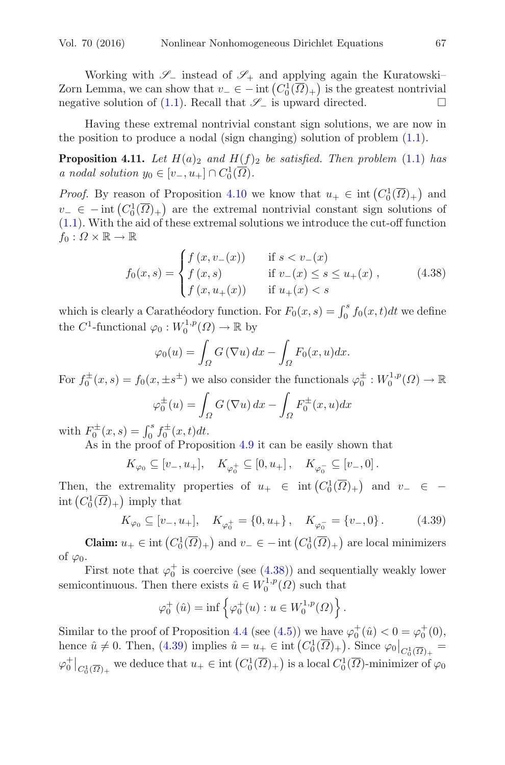Working with $\mathscr{S}_-$ instead of $\mathscr{S}_+$ and applying again the Kuratowski–Zorn Lemma, we can show that $v_- \in -\operatorname{int}\left(C_0^1(\overline{\Omega})_+\right)$ is the greatest nontrivial negative solution of (1.1). Recall that $\mathscr{S}_-$ is upward directed. $\square$

Having these extremal nontrivial constant sign solutions, we are now in the position to produce a nodal (sign changing) solution of problem (1.1).

**Proposition 4.11.** *Let $H(a)_2$ and $H(f)_2$ be satisfied. Then problem (1.1) has a nodal solution $y_0 \in [v_-, u_+] \cap C_0^1(\overline{\Omega})$.*

*Proof.* By reason of Proposition 4.10 we know that $u_+ \in \operatorname{int}\left(C_0^1(\overline{\Omega})_+\right)$ and $v_- \in -\operatorname{int}\left(C_0^1(\overline{\Omega})_+\right)$ are the extremal nontrivial constant sign solutions of (1.1). With the aid of these extremal solutions we introduce the cut-off function $f_0 : \Omega \times \mathbb{R} \to \mathbb{R}$

$$f_0(x,s) = \begin{cases} f\left(x, v_-(x)\right) & \text{if } s < v_-(x) \\ f\left(x, s\right) & \text{if } v_-(x) \leq s \leq u_+(x) \\ f\left(x, u_+(x)\right) & \text{if } u_+(x) < s \end{cases}, \tag{4.38}$$

which is clearly a Carathéodory function. For $F_0(x,s) = \int_0^s f_0(x,t)dt$ we define the $C^1$-functional $\varphi_0 : W_0^{1,p}(\Omega) \to \mathbb{R}$ by

$$\varphi_0(u) = \int_\Omega G\left(\nabla u\right)dx - \int_\Omega F_0(x,u)dx.$$

For $f_0^\pm(x,s) = f_0(x, \pm s^\pm)$ we also consider the functionals $\varphi_0^\pm : W_0^{1,p}(\Omega) \to \mathbb{R}$

$$\varphi_0^\pm(u) = \int_\Omega G\left(\nabla u\right)dx - \int_\Omega F_0^\pm(x,u)dx$$

with $F_0^\pm(x,s) = \int_0^s f_0^\pm(x,t)dt$.

As in the proof of Proposition 4.9 it can be easily shown that

$$K_{\varphi_0} \subseteq [v_-, u_+], \quad K_{\varphi_0^+} \subseteq [0, u_+], \quad K_{\varphi_0^-} \subseteq [v_-, 0].$$

Then, the extremality properties of $u_+ \in \operatorname{int}\left(C_0^1(\overline{\Omega})_+\right)$ and $v_- \in -\operatorname{int}\left(C_0^1(\overline{\Omega})_+\right)$ imply that

$$K_{\varphi_0} \subseteq [v_-, u_+], \quad K_{\varphi_0^+} = \{0, u_+\}, \quad K_{\varphi_0^-} = \{v_-, 0\}. \tag{4.39}$$

**Claim:** $u_+ \in \operatorname{int}\left(C_0^1(\overline{\Omega})_+\right)$ and $v_- \in -\operatorname{int}\left(C_0^1(\overline{\Omega})_+\right)$ are local minimizers of $\varphi_0$.

First note that $\varphi_0^+$ is coercive (see (4.38)) and sequentially weakly lower semicontinuous. Then there exists $\hat{u} \in W_0^{1,p}(\Omega)$ such that

$$\varphi_0^+\left(\hat{u}\right) = \inf\left\{\varphi_0^+(u) : u \in W_0^{1,p}(\Omega)\right\}.$$

Similar to the proof of Proposition 4.4 (see (4.5)) we have $\varphi_0^+(\hat{u}) < 0 = \varphi_0^+(0)$, hence $\hat{u} \neq 0$. Then, (4.39) implies $\hat{u} = u_+ \in \operatorname{int}\left(C_0^1(\overline{\Omega})_+\right)$. Since $\varphi_0\big|_{C_0^1(\overline{\Omega})_+} = \varphi_0^+\big|_{C_0^1(\overline{\Omega})_+}$ we deduce that $u_+ \in \operatorname{int}\left(C_0^1(\overline{\Omega})_+\right)$ is a local $C_0^1(\overline{\Omega})$-minimizer of $\varphi_0$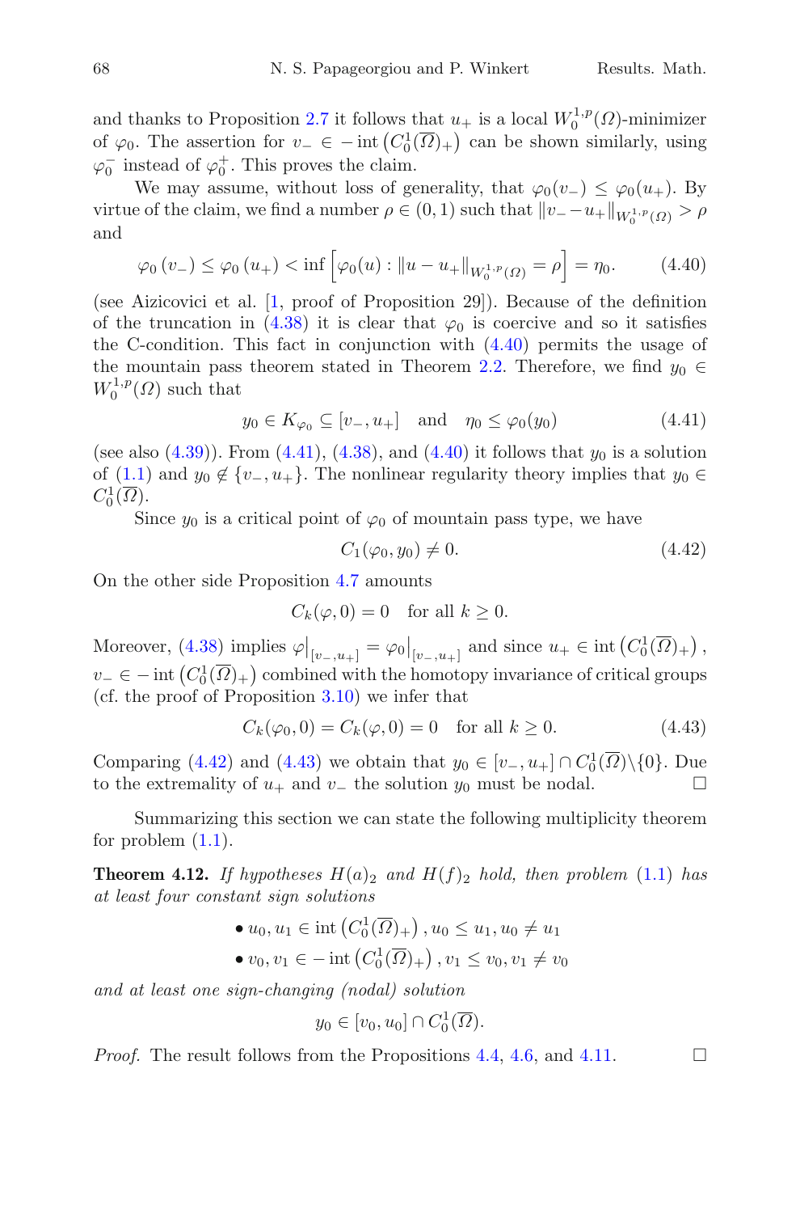and thanks to Proposition 2.7 it follows that $u_+$ is a local $W_0^{1,p}(\Omega)$-minimizer of $\varphi_0$. The assertion for $v_- \in -\operatorname{int}\left(C_0^1(\overline{\Omega})_+\right)$ can be shown similarly, using $\varphi_0^-$ instead of $\varphi_0^+$. This proves the claim.

We may assume, without loss of generality, that $\varphi_0(v_-) \leq \varphi_0(u_+)$. By virtue of the claim, we find a number $\rho \in (0,1)$ such that $\|v_- - u_+\|_{W_0^{1,p}(\Omega)} > \rho$ and

$$\varphi_0\left(v_-\right) \leq \varphi_0\left(u_+\right) < \inf\left[\varphi_0(u) : \|u - u_+\|_{W_0^{1,p}(\Omega)} = \rho\right] = \eta_0. \tag{4.40}$$

(see Aizicovici et al. [1, proof of Proposition 29]). Because of the definition of the truncation in (4.38) it is clear that $\varphi_0$ is coercive and so it satisfies the C-condition. This fact in conjunction with (4.40) permits the usage of the mountain pass theorem stated in Theorem 2.2. Therefore, we find $y_0 \in W_0^{1,p}(\Omega)$ such that

$$y_0 \in K_{\varphi_0} \subseteq [v_-, u_+] \quad \text{and} \quad \eta_0 \leq \varphi_0(y_0) \tag{4.41}$$

(see also (4.39)). From (4.41), (4.38), and (4.40) it follows that $y_0$ is a solution of (1.1) and $y_0 \notin \{v_-, u_+\}$. The nonlinear regularity theory implies that $y_0 \in C_0^1(\overline{\Omega})$.

Since $y_0$ is a critical point of $\varphi_0$ of mountain pass type, we have

$$C_1(\varphi_0, y_0) \neq 0. \tag{4.42}$$

On the other side Proposition 4.7 amounts

$$C_k(\varphi, 0) = 0 \quad \text{for all } k \geq 0.$$

Moreover, (4.38) implies $\varphi\big|_{[v_-,u_+]} = \varphi_0\big|_{[v_-,u_+]}$ and since $u_+ \in \operatorname{int}\left(C_0^1(\overline{\Omega})_+\right)$, $v_- \in -\operatorname{int}\left(C_0^1(\overline{\Omega})_+\right)$ combined with the homotopy invariance of critical groups (cf. the proof of Proposition 3.10) we infer that

$$C_k(\varphi_0, 0) = C_k(\varphi, 0) = 0 \quad \text{for all } k \geq 0. \tag{4.43}$$

Comparing (4.42) and (4.43) we obtain that $y_0 \in [v_-, u_+] \cap C_0^1(\overline{\Omega}) \backslash \{0\}$. Due to the extremality of $u_+$ and $v_-$ the solution $y_0$ must be nodal. $\square$

Summarizing this section we can state the following multiplicity theorem for problem (1.1).

**Theorem 4.12.** *If hypotheses $H(a)_2$ and $H(f)_2$ hold, then problem (1.1) has at least four constant sign solutions*

- $u_0, u_1 \in \operatorname{int}\left(C_0^1(\overline{\Omega})_+\right), u_0 \leq u_1, u_0 \neq u_1$
- $v_0, v_1 \in -\operatorname{int}\left(C_0^1(\overline{\Omega})_+\right), v_1 \leq v_0, v_1 \neq v_0$

*and at least one sign-changing (nodal) solution*

$$y_0 \in [v_0, u_0] \cap C_0^1(\overline{\Omega}).$$

*Proof.* The result follows from the Propositions 4.4, 4.6, and 4.11. $\square$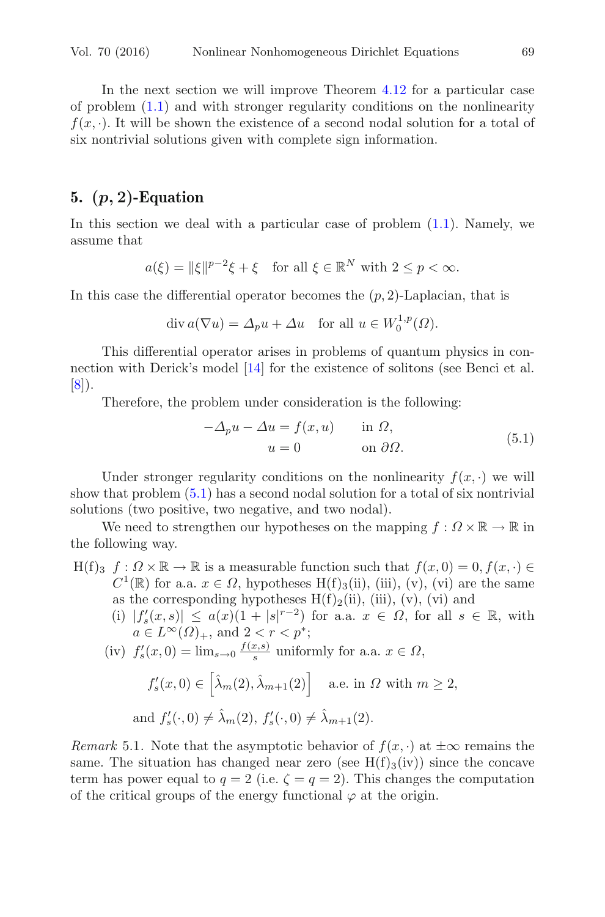In the next section we will improve Theorem 4.12 for a particular case of problem (1.1) and with stronger regularity conditions on the nonlinearity $f(x, \cdot)$. It will be shown the existence of a second nodal solution for a total of six nontrivial solutions given with complete sign information.

## 5. $(p, 2)$-Equation

In this section we deal with a particular case of problem (1.1). Namely, we assume that

$$a(\xi) = \|\xi\|^{p-2}\xi + \xi \quad \text{for all } \xi \in \mathbb{R}^N \text{ with } 2 \leq p < \infty.$$

In this case the differential operator becomes the $(p, 2)$-Laplacian, that is

$$\operatorname{div} a(\nabla u) = \Delta_p u + \Delta u \quad \text{for all } u \in W_0^{1,p}(\Omega).$$

This differential operator arises in problems of quantum physics in connection with Derick's model [14] for the existence of solitons (see Benci et al. [8]).

Therefore, the problem under consideration is the following:

$$\begin{aligned} -\Delta_p u - \Delta u &= f(x, u) \qquad \text{in } \Omega, \\ u &= 0 \qquad\qquad\quad \text{on } \partial\Omega. \end{aligned} \tag{5.1}$$

Under stronger regularity conditions on the nonlinearity $f(x, \cdot)$ we will show that problem (5.1) has a second nodal solution for a total of six nontrivial solutions (two positive, two negative, and two nodal).

We need to strengthen our hypotheses on the mapping $f : \Omega \times \mathbb{R} \to \mathbb{R}$ in the following way.

H(f)$_3$ $f : \Omega \times \mathbb{R} \to \mathbb{R}$ is a measurable function such that $f(x, 0) = 0, f(x, \cdot) \in C^1(\mathbb{R})$ for a.a. $x \in \Omega$, hypotheses H(f)$_3$(ii), (iii), (v), (vi) are the same as the corresponding hypotheses H(f)$_2$(ii), (iii), (v), (vi) and

- (i) $|f_s'(x, s)| \leq a(x)(1 + |s|^{r-2})$ for a.a. $x \in \Omega$, for all $s \in \mathbb{R}$, with $a \in L^\infty(\Omega)_+$, and $2 < r < p^*$;
- (iv) $f_s'(x, 0) = \lim_{s \to 0} \frac{f(x,s)}{s}$ uniformly for a.a. $x \in \Omega$,

  $$f_s'(x, 0) \in \left[\hat{\lambda}_m(2), \hat{\lambda}_{m+1}(2)\right] \quad \text{a.e. in } \Omega \text{ with } m \geq 2,$$

  and $f_s'(\cdot, 0) \neq \hat{\lambda}_m(2)$, $f_s'(\cdot, 0) \neq \hat{\lambda}_{m+1}(2)$.

*Remark* 5.1. Note that the asymptotic behavior of $f(x, \cdot)$ at $\pm\infty$ remains the same. The situation has changed near zero (see H(f)$_3$(iv)) since the concave term has power equal to $q = 2$ (i.e. $\zeta = q = 2$). This changes the computation of the critical groups of the energy functional $\varphi$ at the origin.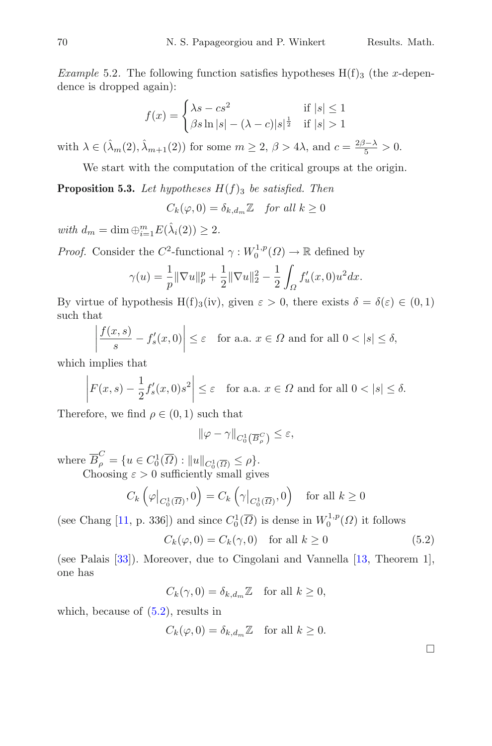*Example* 5.2. The following function satisfies hypotheses H(f)$_3$ (the $x$-dependence is dropped again):

$$f(x) = \begin{cases} \lambda s - cs^2 & \text{if } |s| \leq 1 \\ \beta s \ln |s| - (\lambda - c)|s|^{\frac{1}{2}} & \text{if } |s| > 1 \end{cases}$$

with $\lambda \in (\hat{\lambda}_m(2), \hat{\lambda}_{m+1}(2))$ for some $m \geq 2$, $\beta > 4\lambda$, and $c = \frac{2\beta - \lambda}{5} > 0$.

We start with the computation of the critical groups at the origin.

**Proposition 5.3.** *Let hypotheses* $H(f)_3$ *be satisfied. Then*

$$C_k(\varphi, 0) = \delta_{k,d_m}\mathbb{Z} \quad \textit{for all } k \geq 0$$

*with* $d_m = \dim \oplus_{i=1}^m E(\hat{\lambda}_i(2)) \geq 2$.

*Proof.* Consider the $C^2$-functional $\gamma : W_0^{1,p}(\Omega) \to \mathbb{R}$ defined by

$$\gamma(u) = \frac{1}{p}\|\nabla u\|_p^p + \frac{1}{2}\|\nabla u\|_2^2 - \frac{1}{2}\int_\Omega f_u'(x,0)u^2 dx.$$

By virtue of hypothesis H(f)$_3$(iv), given $\varepsilon > 0$, there exists $\delta = \delta(\varepsilon) \in (0, 1)$ such that

$$\left|\frac{f(x,s)}{s} - f_s'(x,0)\right| \leq \varepsilon \quad \text{for a.a. } x \in \Omega \text{ and for all } 0 < |s| \leq \delta,$$

which implies that

$$\left|F(x,s) - \frac{1}{2}f_s'(x,0)s^2\right| \leq \varepsilon \quad \text{for a.a. } x \in \Omega \text{ and for all } 0 < |s| \leq \delta.$$

Therefore, we find $\rho \in (0, 1)$ such that

$$\|\varphi - \gamma\|_{C_0^1(\overline{B}_\rho^C)} \leq \varepsilon,$$

where $\overline{B}_\rho^C = \{u \in C_0^1(\overline{\Omega}) : \|u\|_{C_0^1(\overline{\Omega})} \leq \rho\}$.

Choosing $\varepsilon > 0$ sufficiently small gives

$$C_k\left(\varphi\big|_{C_0^1(\overline{\Omega})}, 0\right) = C_k\left(\gamma\big|_{C_0^1(\overline{\Omega})}, 0\right) \quad \text{for all } k \geq 0$$

(see Chang [11, p. 336]) and since $C_0^1(\overline{\Omega})$ is dense in $W_0^{1,p}(\Omega)$ it follows

$$C_k(\varphi, 0) = C_k(\gamma, 0) \quad \text{for all } k \geq 0 \tag{5.2}$$

(see Palais [33]). Moreover, due to Cingolani and Vannella [13, Theorem 1], one has

$$C_k(\gamma, 0) = \delta_{k,d_m}\mathbb{Z} \quad \text{for all } k \geq 0,$$

which, because of (5.2), results in

$$C_k(\varphi, 0) = \delta_{k,d_m}\mathbb{Z} \quad \text{for all } k \geq 0.$$

□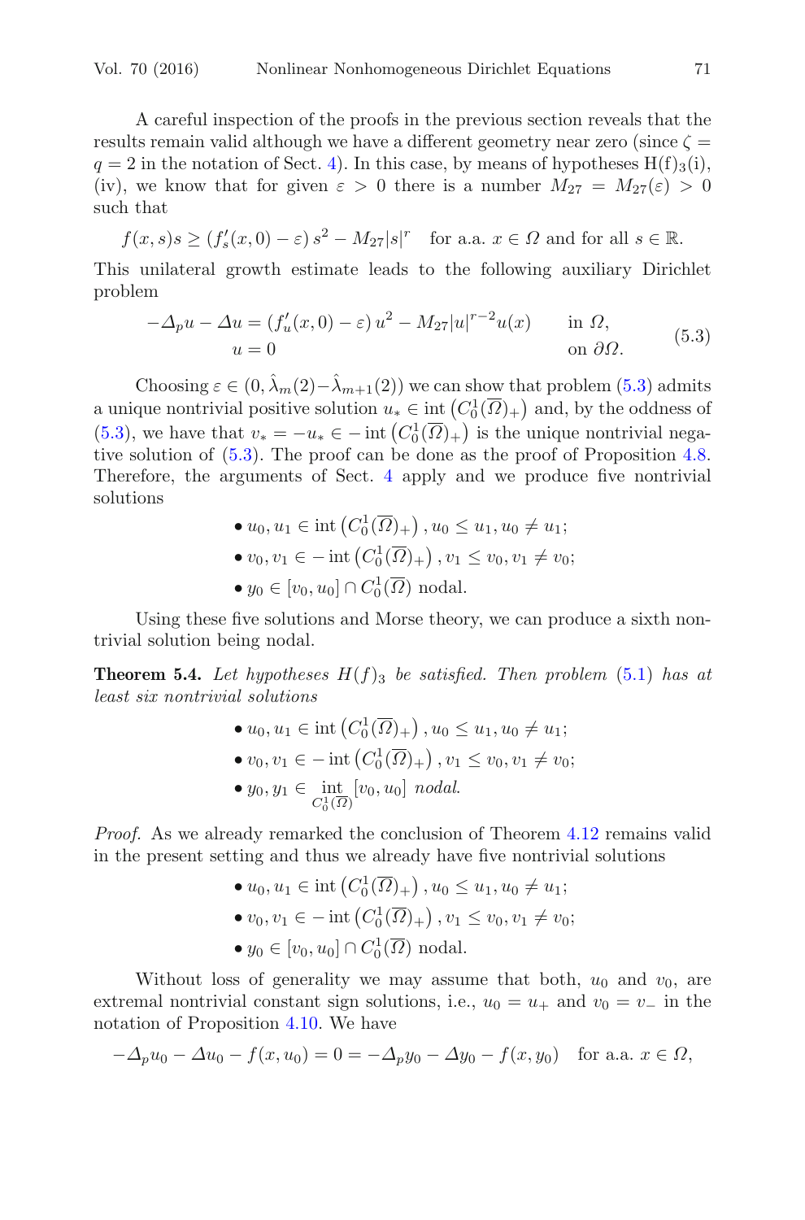A careful inspection of the proofs in the previous section reveals that the results remain valid although we have a different geometry near zero (since $\zeta = q = 2$ in the notation of Sect. 4). In this case, by means of hypotheses $\mathrm{H(f)}_3$(i), (iv), we know that for given $\varepsilon > 0$ there is a number $M_{27} = M_{27}(\varepsilon) > 0$ such that

$$f(x,s)s \geq (f'_s(x,0) - \varepsilon)\, s^2 - M_{27}|s|^r \quad \text{for a.a. } x \in \Omega \text{ and for all } s \in \mathbb{R}.$$

This unilateral growth estimate leads to the following auxiliary Dirichlet problem

$$\begin{aligned} -\Delta_p u - \Delta u &= (f'_u(x,0) - \varepsilon)\, u^2 - M_{27}|u|^{r-2}u(x) && \text{in } \Omega, \\ u &= 0 && \text{on } \partial\Omega. \end{aligned} \tag{5.3}$$

Choosing $\varepsilon \in (0, \hat{\lambda}_m(2) - \hat{\lambda}_{m+1}(2))$ we can show that problem (5.3) admits a unique nontrivial positive solution $u_* \in \operatorname{int}\left(C_0^1(\overline{\Omega})_+\right)$ and, by the oddness of (5.3), we have that $v_* = -u_* \in -\operatorname{int}\left(C_0^1(\overline{\Omega})_+\right)$ is the unique nontrivial negative solution of (5.3). The proof can be done as the proof of Proposition 4.8. Therefore, the arguments of Sect. 4 apply and we produce five nontrivial solutions

- $u_0, u_1 \in \operatorname{int}\left(C_0^1(\overline{\Omega})_+\right), u_0 \leq u_1, u_0 \neq u_1;$
- $v_0, v_1 \in -\operatorname{int}\left(C_0^1(\overline{\Omega})_+\right), v_1 \leq v_0, v_1 \neq v_0;$
- $y_0 \in [v_0, u_0] \cap C_0^1(\overline{\Omega})$ nodal.

Using these five solutions and Morse theory, we can produce a sixth nontrivial solution being nodal.

**Theorem 5.4.** *Let hypotheses $H(f)_3$ be satisfied. Then problem (5.1) has at least six nontrivial solutions*

- $u_0, u_1 \in \operatorname{int}\left(C_0^1(\overline{\Omega})_+\right), u_0 \leq u_1, u_0 \neq u_1;$
- $v_0, v_1 \in -\operatorname{int}\left(C_0^1(\overline{\Omega})_+\right), v_1 \leq v_0, v_1 \neq v_0;$
- $y_0, y_1 \in \operatorname{int}_{C_0^1(\overline{\Omega})}[v_0, u_0]$ *nodal.*

*Proof.* As we already remarked the conclusion of Theorem 4.12 remains valid in the present setting and thus we already have five nontrivial solutions

- $u_0, u_1 \in \operatorname{int}\left(C_0^1(\overline{\Omega})_+\right), u_0 \leq u_1, u_0 \neq u_1;$
- $v_0, v_1 \in -\operatorname{int}\left(C_0^1(\overline{\Omega})_+\right), v_1 \leq v_0, v_1 \neq v_0;$
- $y_0 \in [v_0, u_0] \cap C_0^1(\overline{\Omega})$ nodal.

Without loss of generality we may assume that both, $u_0$ and $v_0$, are extremal nontrivial constant sign solutions, i.e., $u_0 = u_+$ and $v_0 = v_-$ in the notation of Proposition 4.10. We have

$$-\Delta_p u_0 - \Delta u_0 - f(x, u_0) = 0 = -\Delta_p y_0 - \Delta y_0 - f(x, y_0) \quad \text{for a.a. } x \in \Omega,$$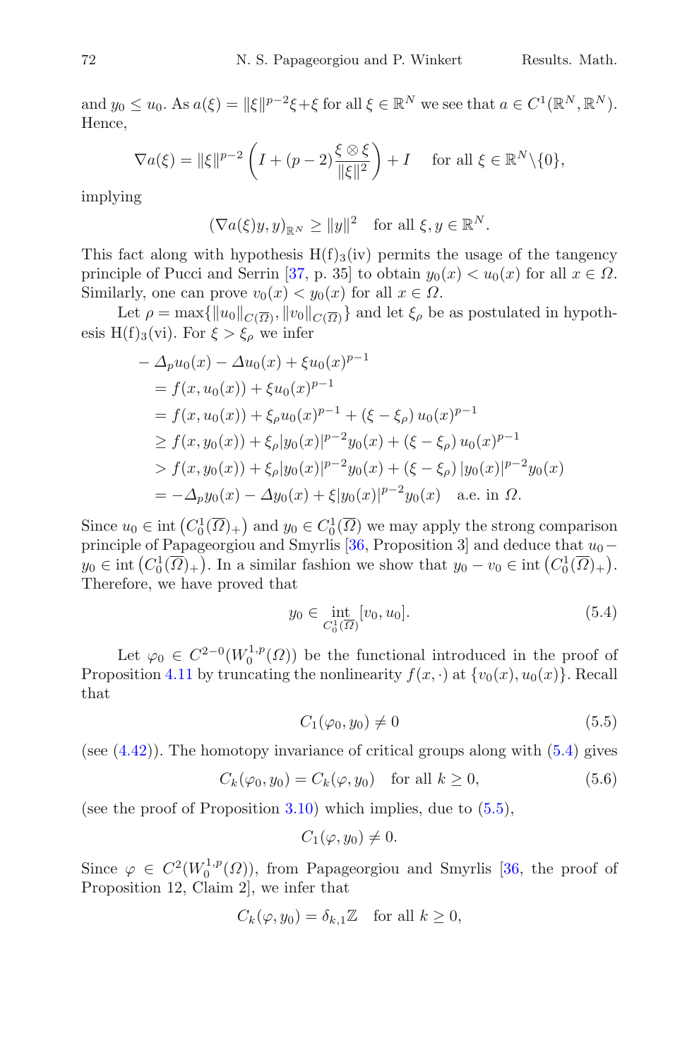and $y_0 \leq u_0$. As $a(\xi) = \|\xi\|^{p-2}\xi + \xi$ for all $\xi \in \mathbb{R}^N$ we see that $a \in C^1(\mathbb{R}^N, \mathbb{R}^N)$. Hence,

$$\nabla a(\xi) = \|\xi\|^{p-2} \left( I + (p-2) \frac{\xi \otimes \xi}{\|\xi\|^2} \right) + I \quad \text{for all } \xi \in \mathbb{R}^N \backslash \{0\},$$

implying

$$(\nabla a(\xi) y, y)_{\mathbb{R}^N} \geq \|y\|^2 \quad \text{for all } \xi, y \in \mathbb{R}^N.$$

This fact along with hypothesis H(f)$_3$(iv) permits the usage of the tangency principle of Pucci and Serrin [37, p. 35] to obtain $y_0(x) < u_0(x)$ for all $x \in \Omega$. Similarly, one can prove $v_0(x) < y_0(x)$ for all $x \in \Omega$.

Let $\rho = \max\{\|u_0\|_{C(\overline{\Omega})}, \|v_0\|_{C(\overline{\Omega})}\}$ and let $\xi_\rho$ be as postulated in hypothesis H(f)$_3$(vi). For $\xi > \xi_\rho$ we infer

$$\begin{aligned}
&-\Delta_p u_0(x) - \Delta u_0(x) + \xi u_0(x)^{p-1} \\
&= f(x, u_0(x)) + \xi u_0(x)^{p-1} \\
&= f(x, u_0(x)) + \xi_\rho u_0(x)^{p-1} + (\xi - \xi_\rho)\, u_0(x)^{p-1} \\
&\geq f(x, y_0(x)) + \xi_\rho |y_0(x)|^{p-2} y_0(x) + (\xi - \xi_\rho)\, u_0(x)^{p-1} \\
&> f(x, y_0(x)) + \xi_\rho |y_0(x)|^{p-2} y_0(x) + (\xi - \xi_\rho)\, |y_0(x)|^{p-2} y_0(x) \\
&= -\Delta_p y_0(x) - \Delta y_0(x) + \xi |y_0(x)|^{p-2} y_0(x) \quad \text{a.e. in } \Omega.
\end{aligned}$$

Since $u_0 \in \operatorname{int}\left(C_0^1(\overline{\Omega})_+\right)$ and $y_0 \in C_0^1(\overline{\Omega})$ we may apply the strong comparison principle of Papageorgiou and Smyrlis [36, Proposition 3] and deduce that $u_0 - y_0 \in \operatorname{int}\left(C_0^1(\overline{\Omega})_+\right)$. In a similar fashion we show that $y_0 - v_0 \in \operatorname{int}\left(C_0^1(\overline{\Omega})_+\right)$. Therefore, we have proved that

$$y_0 \in \operatorname*{int}_{C_0^1(\overline{\Omega})} [v_0, u_0]. \tag{5.4}$$

Let $\varphi_0 \in C^{2-0}(W_0^{1,p}(\Omega))$ be the functional introduced in the proof of Proposition 4.11 by truncating the nonlinearity $f(x, \cdot)$ at $\{v_0(x), u_0(x)\}$. Recall that

$$C_1(\varphi_0, y_0) \neq 0 \tag{5.5}$$

(see (4.42)). The homotopy invariance of critical groups along with (5.4) gives

$$C_k(\varphi_0, y_0) = C_k(\varphi, y_0) \quad \text{for all } k \geq 0, \tag{5.6}$$

(see the proof of Proposition 3.10) which implies, due to (5.5),

$$C_1(\varphi, y_0) \neq 0.$$

Since $\varphi \in C^2(W_0^{1,p}(\Omega))$, from Papageorgiou and Smyrlis [36, the proof of Proposition 12, Claim 2], we infer that

$$C_k(\varphi, y_0) = \delta_{k,1} \mathbb{Z} \quad \text{for all } k \geq 0,$$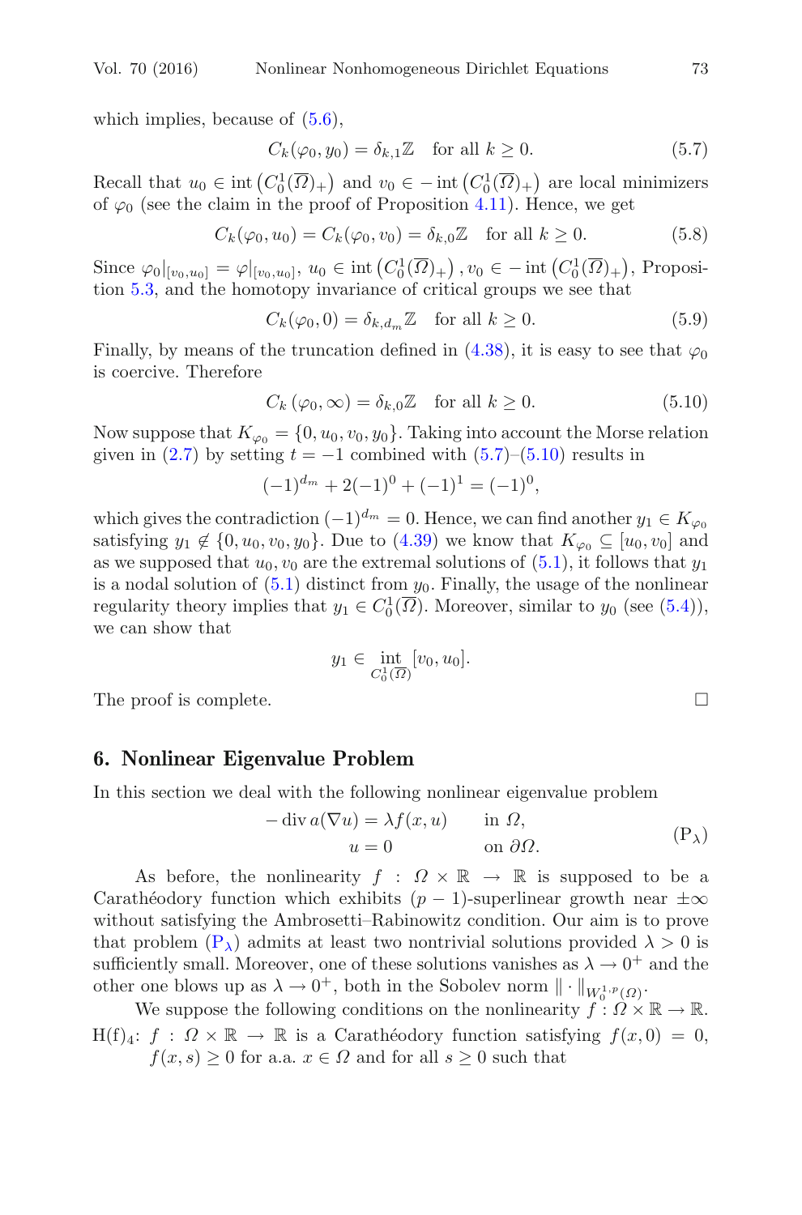which implies, because of (5.6),

$$C_k(\varphi_0, y_0) = \delta_{k,1}\mathbb{Z} \quad \text{for all } k \geq 0. \tag{5.7}$$

Recall that $u_0 \in \operatorname{int}\left(C_0^1(\overline{\Omega})_+\right)$ and $v_0 \in -\operatorname{int}\left(C_0^1(\overline{\Omega})_+\right)$ are local minimizers of $\varphi_0$ (see the claim in the proof of Proposition 4.11). Hence, we get

$$C_k(\varphi_0, u_0) = C_k(\varphi_0, v_0) = \delta_{k,0}\mathbb{Z} \quad \text{for all } k \geq 0. \tag{5.8}$$

Since $\varphi_0|_{[v_0,u_0]} = \varphi|_{[v_0,u_0]}$, $u_0 \in \operatorname{int}\left(C_0^1(\overline{\Omega})_+\right), v_0 \in -\operatorname{int}\left(C_0^1(\overline{\Omega})_+\right)$, Proposition 5.3, and the homotopy invariance of critical groups we see that

$$C_k(\varphi_0, 0) = \delta_{k,d_m}\mathbb{Z} \quad \text{for all } k \geq 0. \tag{5.9}$$

Finally, by means of the truncation defined in (4.38), it is easy to see that $\varphi_0$ is coercive. Therefore

$$C_k\left(\varphi_0, \infty\right) = \delta_{k,0}\mathbb{Z} \quad \text{for all } k \geq 0. \tag{5.10}$$

Now suppose that $K_{\varphi_0} = \{0, u_0, v_0, y_0\}$. Taking into account the Morse relation given in (2.7) by setting $t = -1$ combined with (5.7)–(5.10) results in

$$(-1)^{d_m} + 2(-1)^0 + (-1)^1 = (-1)^0,$$

which gives the contradiction $(-1)^{d_m} = 0$. Hence, we can find another $y_1 \in K_{\varphi_0}$ satisfying $y_1 \notin \{0, u_0, v_0, y_0\}$. Due to (4.39) we know that $K_{\varphi_0} \subseteq [u_0, v_0]$ and as we supposed that $u_0, v_0$ are the extremal solutions of (5.1), it follows that $y_1$ is a nodal solution of (5.1) distinct from $y_0$. Finally, the usage of the nonlinear regularity theory implies that $y_1 \in C_0^1(\overline{\Omega})$. Moreover, similar to $y_0$ (see (5.4)), we can show that

$$y_1 \in \operatorname*{int}_{C_0^1(\overline{\Omega})} [v_0, u_0].$$

The proof is complete. □

## 6. Nonlinear Eigenvalue Problem

In this section we deal with the following nonlinear eigenvalue problem

$$\begin{aligned} -\operatorname{div} a(\nabla u) &= \lambda f(x, u) \qquad \text{in } \Omega, \\ u &= 0 \qquad\qquad\quad \text{on } \partial\Omega. \end{aligned} \tag{P$_\lambda$}$$

As before, the nonlinearity $f : \Omega \times \mathbb{R} \to \mathbb{R}$ is supposed to be a Carathéodory function which exhibits $(p-1)$-superlinear growth near $\pm\infty$ without satisfying the Ambrosetti–Rabinowitz condition. Our aim is to prove that problem (P$_\lambda$) admits at least two nontrivial solutions provided $\lambda > 0$ is sufficiently small. Moreover, one of these solutions vanishes as $\lambda \to 0^+$ and the other one blows up as $\lambda \to 0^+$, both in the Sobolev norm $\|\cdot\|_{W_0^{1,p}(\Omega)}$.

We suppose the following conditions on the nonlinearity $f : \Omega \times \mathbb{R} \to \mathbb{R}$.

H(f)$_4$: $f : \Omega \times \mathbb{R} \to \mathbb{R}$ is a Carathéodory function satisfying $f(x, 0) = 0$, $f(x, s) \geq 0$ for a.a. $x \in \Omega$ and for all $s \geq 0$ such that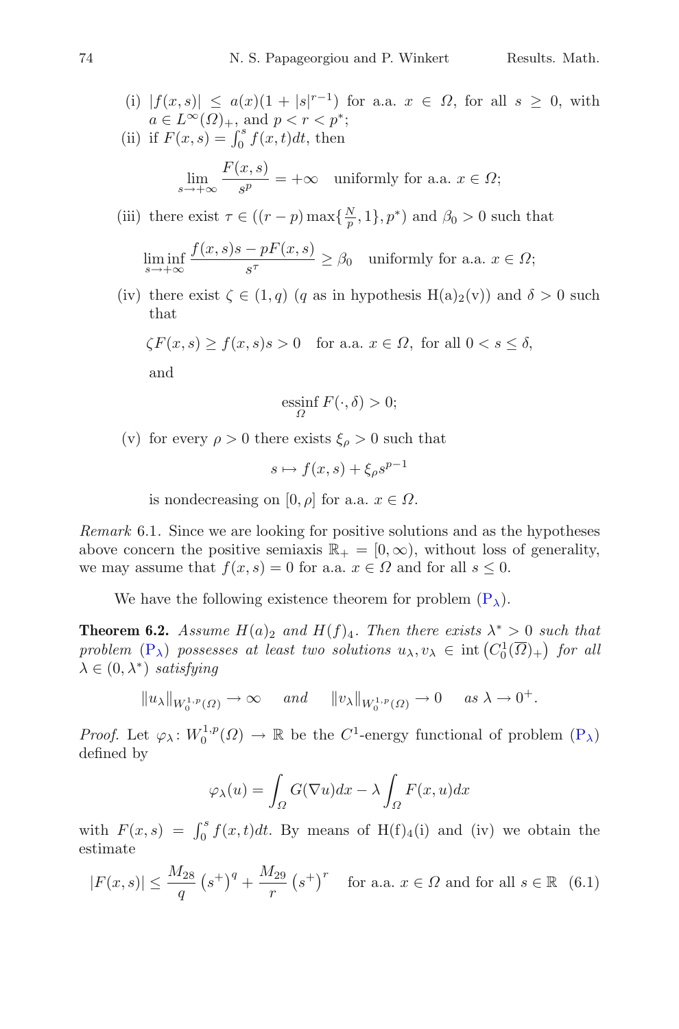(i) $|f(x,s)| \leq a(x)(1+|s|^{r-1})$ for a.a. $x \in \Omega$, for all $s \geq 0$, with $a \in L^\infty(\Omega)_+$, and $p < r < p^*$;

(ii) if $F(x,s) = \int_0^s f(x,t)dt$, then

$$\lim_{s\to+\infty} \frac{F(x,s)}{s^p} = +\infty \quad \text{uniformly for a.a. } x \in \Omega;$$

(iii) there exist $\tau \in ((r-p)\max\{\frac{N}{p},1\}, p^*)$ and $\beta_0 > 0$ such that

$$\liminf_{s\to+\infty} \frac{f(x,s)s - pF(x,s)}{s^\tau} \geq \beta_0 \quad \text{uniformly for a.a. } x \in \Omega;$$

(iv) there exist $\zeta \in (1,q)$ ($q$ as in hypothesis H(a)$_2$(v)) and $\delta > 0$ such that

$$\zeta F(x,s) \geq f(x,s)s > 0 \quad \text{for a.a. } x \in \Omega, \text{ for all } 0 < s \leq \delta,$$

and

$$\operatorname*{essinf}_{\Omega} F(\cdot,\delta) > 0;$$

(v) for every $\rho > 0$ there exists $\xi_\rho > 0$ such that

$$s \mapsto f(x,s) + \xi_\rho s^{p-1}$$

is nondecreasing on $[0,\rho]$ for a.a. $x \in \Omega$.

*Remark* 6.1. Since we are looking for positive solutions and as the hypotheses above concern the positive semiaxis $\mathbb{R}_+ = [0,\infty)$, without loss of generality, we may assume that $f(x,s) = 0$ for a.a. $x \in \Omega$ and for all $s \leq 0$.

We have the following existence theorem for problem (P$_\lambda$).

**Theorem 6.2.** *Assume $H(a)_2$ and $H(f)_4$. Then there exists $\lambda^* > 0$ such that problem (P$_\lambda$) possesses at least two solutions $u_\lambda, v_\lambda \in \operatorname{int}\left(C_0^1(\overline{\Omega})_+\right)$ for all $\lambda \in (0,\lambda^*)$ satisfying*

$$\|u_\lambda\|_{W_0^{1,p}(\Omega)} \to \infty \quad \text{and} \quad \|v_\lambda\|_{W_0^{1,p}(\Omega)} \to 0 \quad \text{as } \lambda \to 0^+.$$

*Proof.* Let $\varphi_\lambda \colon W_0^{1,p}(\Omega) \to \mathbb{R}$ be the $C^1$-energy functional of problem (P$_\lambda$) defined by

$$\varphi_\lambda(u) = \int_\Omega G(\nabla u)dx - \lambda \int_\Omega F(x,u)dx$$

with $F(x,s) = \int_0^s f(x,t)dt$. By means of H(f)$_4$(i) and (iv) we obtain the estimate

$$|F(x,s)| \leq \frac{M_{28}}{q}\left(s^+\right)^q + \frac{M_{29}}{r}\left(s^+\right)^r \quad \text{for a.a. } x \in \Omega \text{ and for all } s \in \mathbb{R} \quad (6.1)$$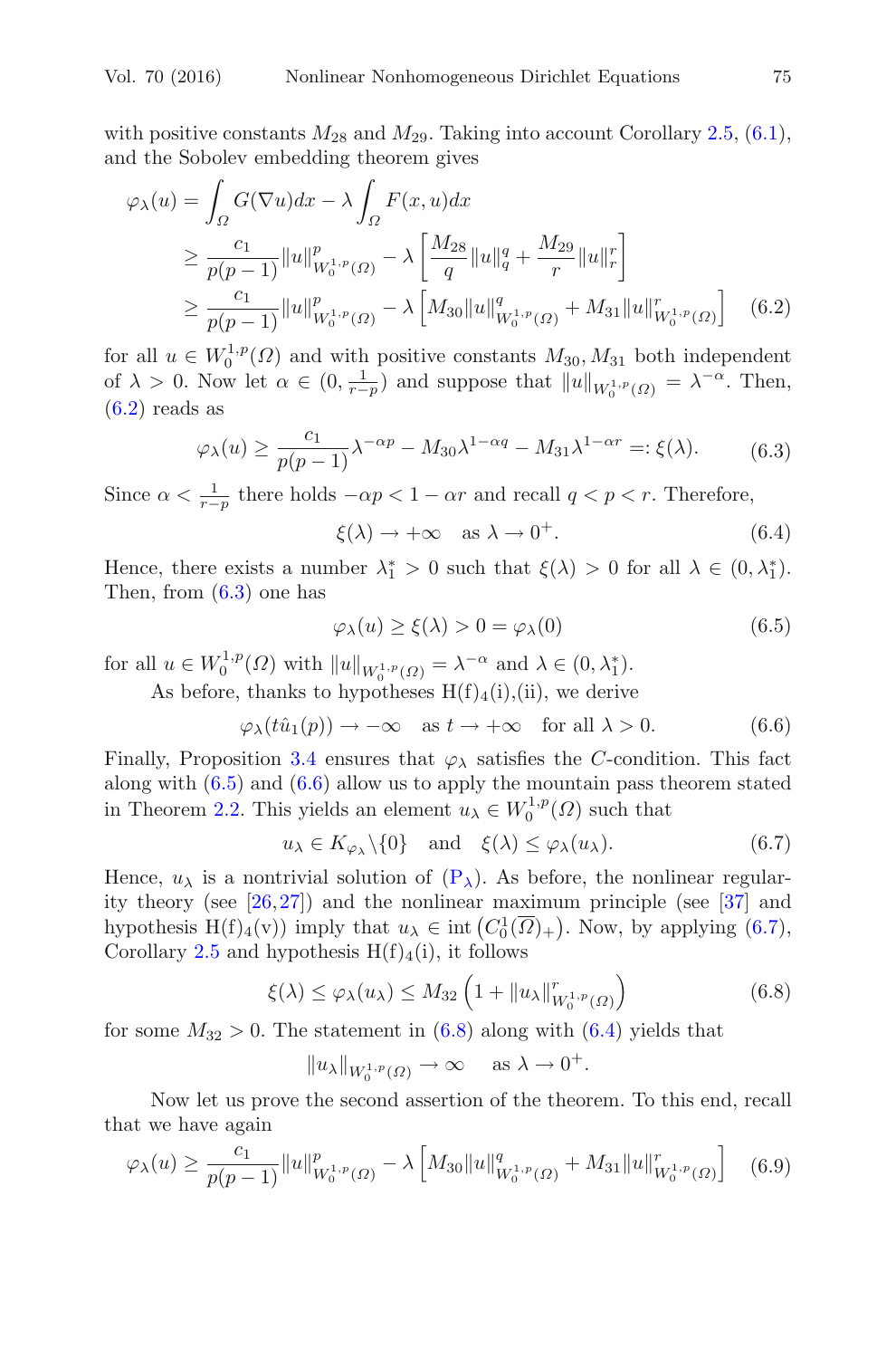with positive constants $M_{28}$ and $M_{29}$. Taking into account Corollary 2.5, (6.1), and the Sobolev embedding theorem gives

$$\begin{aligned}
\varphi_\lambda(u) &= \int_\Omega G(\nabla u)dx - \lambda \int_\Omega F(x,u)dx \\
&\geq \frac{c_1}{p(p-1)}\|u\|^p_{W_0^{1,p}(\Omega)} - \lambda\left[\frac{M_{28}}{q}\|u\|_q^q + \frac{M_{29}}{r}\|u\|_r^r\right] \\
&\geq \frac{c_1}{p(p-1)}\|u\|^p_{W_0^{1,p}(\Omega)} - \lambda\left[M_{30}\|u\|^q_{W_0^{1,p}(\Omega)} + M_{31}\|u\|^r_{W_0^{1,p}(\Omega)}\right] \qquad (6.2)
\end{aligned}$$

for all $u \in W_0^{1,p}(\Omega)$ and with positive constants $M_{30}, M_{31}$ both independent of $\lambda > 0$. Now let $\alpha \in (0, \frac{1}{r-p})$ and suppose that $\|u\|_{W_0^{1,p}(\Omega)} = \lambda^{-\alpha}$. Then, (6.2) reads as

$$\varphi_\lambda(u) \geq \frac{c_1}{p(p-1)}\lambda^{-\alpha p} - M_{30}\lambda^{1-\alpha q} - M_{31}\lambda^{1-\alpha r} =: \xi(\lambda). \qquad (6.3)$$

Since $\alpha < \frac{1}{r-p}$ there holds $-\alpha p < 1 - \alpha r$ and recall $q < p < r$. Therefore,

$$\xi(\lambda) \to +\infty \quad \text{as } \lambda \to 0^+. \qquad (6.4)$$

Hence, there exists a number $\lambda_1^* > 0$ such that $\xi(\lambda) > 0$ for all $\lambda \in (0, \lambda_1^*)$. Then, from (6.3) one has

$$\varphi_\lambda(u) \geq \xi(\lambda) > 0 = \varphi_\lambda(0) \qquad (6.5)$$

for all $u \in W_0^{1,p}(\Omega)$ with $\|u\|_{W_0^{1,p}(\Omega)} = \lambda^{-\alpha}$ and $\lambda \in (0, \lambda_1^*)$.

As before, thanks to hypotheses H(f)$_4$(i),(ii), we derive

$$\varphi_\lambda(t\hat{u}_1(p)) \to -\infty \quad \text{as } t \to +\infty \quad \text{for all } \lambda > 0. \qquad (6.6)$$

Finally, Proposition 3.4 ensures that $\varphi_\lambda$ satisfies the $C$-condition. This fact along with (6.5) and (6.6) allow us to apply the mountain pass theorem stated in Theorem 2.2. This yields an element $u_\lambda \in W_0^{1,p}(\Omega)$ such that

$$u_\lambda \in K_{\varphi_\lambda}\backslash\{0\} \quad \text{and} \quad \xi(\lambda) \leq \varphi_\lambda(u_\lambda). \qquad (6.7)$$

Hence, $u_\lambda$ is a nontrivial solution of (P$_\lambda$). As before, the nonlinear regularity theory (see [26,27]) and the nonlinear maximum principle (see [37] and hypothesis H(f)$_4$(v)) imply that $u_\lambda \in \operatorname{int}\left(C_0^1(\overline{\Omega})_+\right)$. Now, by applying (6.7), Corollary 2.5 and hypothesis H(f)$_4$(i), it follows

$$\xi(\lambda) \leq \varphi_\lambda(u_\lambda) \leq M_{32}\left(1 + \|u_\lambda\|^r_{W_0^{1,p}(\Omega)}\right) \qquad (6.8)$$

for some $M_{32} > 0$. The statement in (6.8) along with (6.4) yields that

$$\|u_\lambda\|_{W_0^{1,p}(\Omega)} \to \infty \quad \text{as } \lambda \to 0^+.$$

Now let us prove the second assertion of the theorem. To this end, recall that we have again

$$\varphi_\lambda(u) \geq \frac{c_1}{p(p-1)}\|u\|^p_{W_0^{1,p}(\Omega)} - \lambda\left[M_{30}\|u\|^q_{W_0^{1,p}(\Omega)} + M_{31}\|u\|^r_{W_0^{1,p}(\Omega)}\right] \qquad (6.9)$$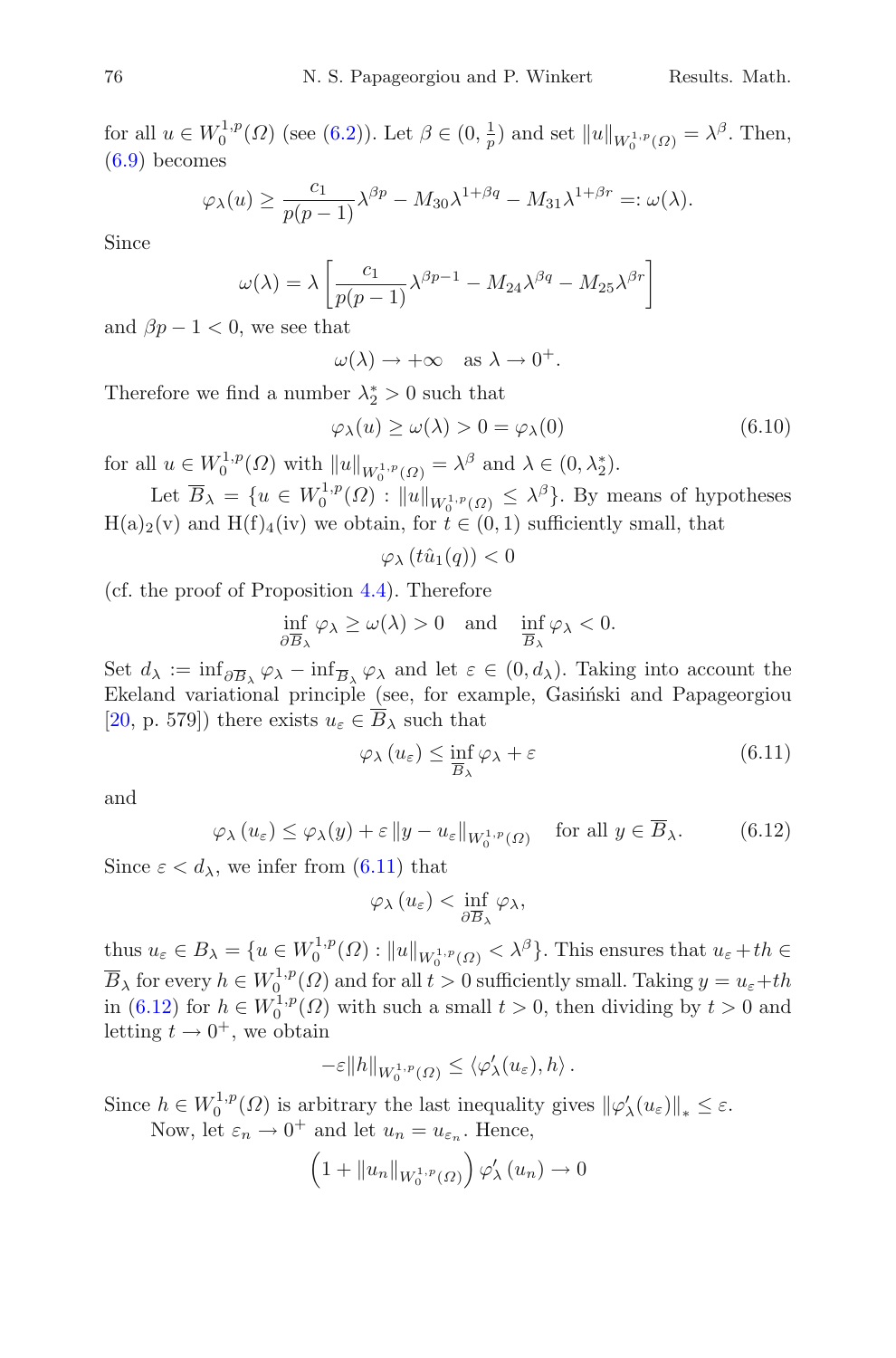for all $u \in W_0^{1,p}(\Omega)$ (see (6.2)). Let $\beta \in (0, \frac{1}{p})$ and set $\|u\|_{W_0^{1,p}(\Omega)} = \lambda^\beta$. Then, (6.9) becomes

$$\varphi_\lambda(u) \geq \frac{c_1}{p(p-1)}\lambda^{\beta p} - M_{30}\lambda^{1+\beta q} - M_{31}\lambda^{1+\beta r} =: \omega(\lambda).$$

Since

$$\omega(\lambda) = \lambda\left[\frac{c_1}{p(p-1)}\lambda^{\beta p-1} - M_{24}\lambda^{\beta q} - M_{25}\lambda^{\beta r}\right]$$

and $\beta p - 1 < 0$, we see that

$$\omega(\lambda) \to +\infty \quad \text{as } \lambda \to 0^+.$$

Therefore we find a number $\lambda_2^* > 0$ such that

$$\varphi_\lambda(u) \geq \omega(\lambda) > 0 = \varphi_\lambda(0) \tag{6.10}$$

for all $u \in W_0^{1,p}(\Omega)$ with $\|u\|_{W_0^{1,p}(\Omega)} = \lambda^\beta$ and $\lambda \in (0, \lambda_2^*)$.

Let $\overline{B}_\lambda = \{u \in W_0^{1,p}(\Omega) : \|u\|_{W_0^{1,p}(\Omega)} \leq \lambda^\beta\}$. By means of hypotheses H(a)$_2$(v) and H(f)$_4$(iv) we obtain, for $t \in (0,1)$ sufficiently small, that

$$\varphi_\lambda\left(t\hat{u}_1(q)\right) < 0$$

(cf. the proof of Proposition 4.4). Therefore

$$\inf_{\partial\overline{B}_\lambda} \varphi_\lambda \geq \omega(\lambda) > 0 \quad \text{and} \quad \inf_{\overline{B}_\lambda} \varphi_\lambda < 0.$$

Set $d_\lambda := \inf_{\partial\overline{B}_\lambda} \varphi_\lambda - \inf_{\overline{B}_\lambda} \varphi_\lambda$ and let $\varepsilon \in (0, d_\lambda)$. Taking into account the Ekeland variational principle (see, for example, Gasiński and Papageorgiou [20, p. 579]) there exists $u_\varepsilon \in \overline{B}_\lambda$ such that

$$\varphi_\lambda\left(u_\varepsilon\right) \leq \inf_{\overline{B}_\lambda} \varphi_\lambda + \varepsilon \tag{6.11}$$

and

$$\varphi_\lambda\left(u_\varepsilon\right) \leq \varphi_\lambda(y) + \varepsilon\left\|y - u_\varepsilon\right\|_{W_0^{1,p}(\Omega)} \quad \text{for all } y \in \overline{B}_\lambda. \tag{6.12}$$

Since $\varepsilon < d_\lambda$, we infer from (6.11) that

$$\varphi_\lambda\left(u_\varepsilon\right) < \inf_{\partial\overline{B}_\lambda} \varphi_\lambda,$$

thus $u_\varepsilon \in B_\lambda = \{u \in W_0^{1,p}(\Omega) : \|u\|_{W_0^{1,p}(\Omega)} < \lambda^\beta\}$. This ensures that $u_\varepsilon + th \in \overline{B}_\lambda$ for every $h \in W_0^{1,p}(\Omega)$ and for all $t > 0$ sufficiently small. Taking $y = u_\varepsilon + th$ in (6.12) for $h \in W_0^{1,p}(\Omega)$ with such a small $t > 0$, then dividing by $t > 0$ and letting $t \to 0^+$, we obtain

$$-\varepsilon\|h\|_{W_0^{1,p}(\Omega)} \leq \left\langle \varphi_\lambda'(u_\varepsilon), h\right\rangle.$$

Since $h \in W_0^{1,p}(\Omega)$ is arbitrary the last inequality gives $\|\varphi_\lambda'(u_\varepsilon)\|_* \leq \varepsilon$.

Now, let $\varepsilon_n \to 0^+$ and let $u_n = u_{\varepsilon_n}$. Hence,

$$\left(1 + \|u_n\|_{W_0^{1,p}(\Omega)}\right)\varphi_\lambda'\left(u_n\right) \to 0$$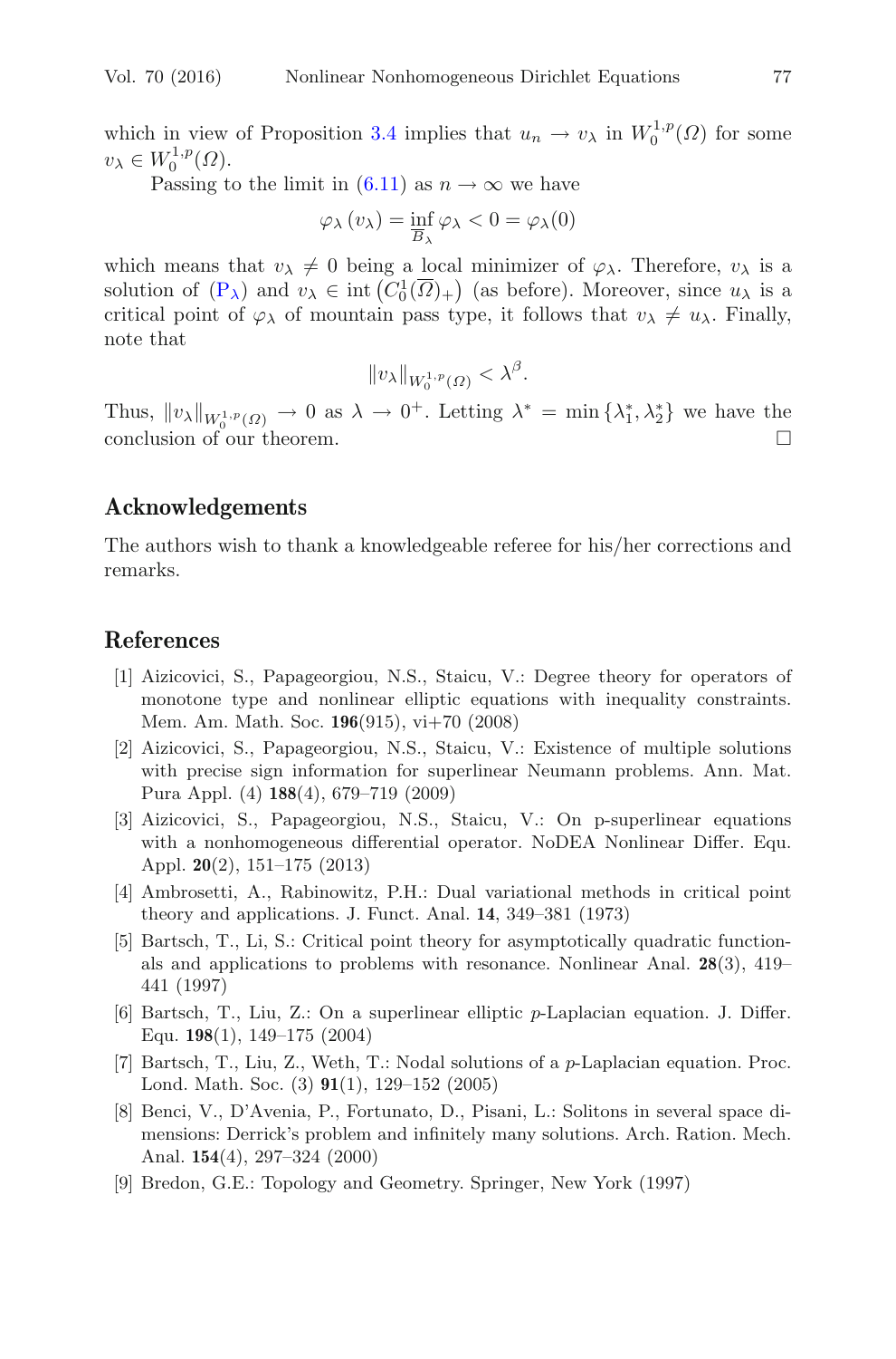which in view of Proposition 3.4 implies that $u_n \to v_\lambda$ in $W_0^{1,p}(\Omega)$ for some $v_\lambda \in W_0^{1,p}(\Omega)$.

Passing to the limit in (6.11) as $n \to \infty$ we have

$$\varphi_\lambda(v_\lambda) = \inf_{\overline{B}_\lambda} \varphi_\lambda < 0 = \varphi_\lambda(0)$$

which means that $v_\lambda \neq 0$ being a local minimizer of $\varphi_\lambda$. Therefore, $v_\lambda$ is a solution of ($P_\lambda$) and $v_\lambda \in \operatorname{int}\left(C_0^1(\overline{\Omega})_+\right)$ (as before). Moreover, since $u_\lambda$ is a critical point of $\varphi_\lambda$ of mountain pass type, it follows that $v_\lambda \neq u_\lambda$. Finally, note that

$$\|v_\lambda\|_{W_0^{1,p}(\Omega)} < \lambda^\beta.$$

Thus, $\|v_\lambda\|_{W_0^{1,p}(\Omega)} \to 0$ as $\lambda \to 0^+$. Letting $\lambda^* = \min\{\lambda_1^*, \lambda_2^*\}$ we have the conclusion of our theorem. □

## Acknowledgements

The authors wish to thank a knowledgeable referee for his/her corrections and remarks.

## References

[1] Aizicovici, S., Papageorgiou, N.S., Staicu, V.: Degree theory for operators of monotone type and nonlinear elliptic equations with inequality constraints. Mem. Am. Math. Soc. **196**(915), vi+70 (2008)

[2] Aizicovici, S., Papageorgiou, N.S., Staicu, V.: Existence of multiple solutions with precise sign information for superlinear Neumann problems. Ann. Mat. Pura Appl. (4) **188**(4), 679–719 (2009)

[3] Aizicovici, S., Papageorgiou, N.S., Staicu, V.: On p-superlinear equations with a nonhomogeneous differential operator. NoDEA Nonlinear Differ. Equ. Appl. **20**(2), 151–175 (2013)

[4] Ambrosetti, A., Rabinowitz, P.H.: Dual variational methods in critical point theory and applications. J. Funct. Anal. **14**, 349–381 (1973)

[5] Bartsch, T., Li, S.: Critical point theory for asymptotically quadratic functionals and applications to problems with resonance. Nonlinear Anal. **28**(3), 419–441 (1997)

[6] Bartsch, T., Liu, Z.: On a superlinear elliptic $p$-Laplacian equation. J. Differ. Equ. **198**(1), 149–175 (2004)

[7] Bartsch, T., Liu, Z., Weth, T.: Nodal solutions of a $p$-Laplacian equation. Proc. Lond. Math. Soc. (3) **91**(1), 129–152 (2005)

[8] Benci, V., D'Avenia, P., Fortunato, D., Pisani, L.: Solitons in several space dimensions: Derrick's problem and infinitely many solutions. Arch. Ration. Mech. Anal. **154**(4), 297–324 (2000)

[9] Bredon, G.E.: Topology and Geometry. Springer, New York (1997)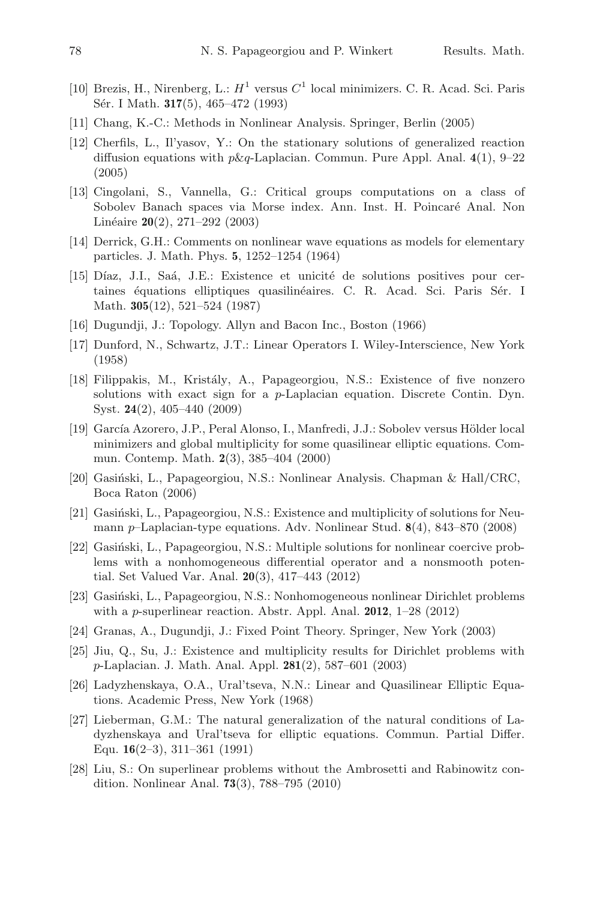[10] Brezis, H., Nirenberg, L.: $H^1$ versus $C^1$ local minimizers. C. R. Acad. Sci. Paris Sér. I Math. **317**(5), 465–472 (1993)

[11] Chang, K.-C.: Methods in Nonlinear Analysis. Springer, Berlin (2005)

[12] Cherfils, L., Il'yasov, Y.: On the stationary solutions of generalized reaction diffusion equations with $p$&$q$-Laplacian. Commun. Pure Appl. Anal. **4**(1), 9–22 (2005)

[13] Cingolani, S., Vannella, G.: Critical groups computations on a class of Sobolev Banach spaces via Morse index. Ann. Inst. H. Poincaré Anal. Non Linéaire **20**(2), 271–292 (2003)

[14] Derrick, G.H.: Comments on nonlinear wave equations as models for elementary particles. J. Math. Phys. **5**, 1252–1254 (1964)

[15] Díaz, J.I., Saá, J.E.: Existence et unicité de solutions positives pour certaines équations elliptiques quasilinéaires. C. R. Acad. Sci. Paris Sér. I Math. **305**(12), 521–524 (1987)

[16] Dugundji, J.: Topology. Allyn and Bacon Inc., Boston (1966)

[17] Dunford, N., Schwartz, J.T.: Linear Operators I. Wiley-Interscience, New York (1958)

[18] Filippakis, M., Kristály, A., Papageorgiou, N.S.: Existence of five nonzero solutions with exact sign for a $p$-Laplacian equation. Discrete Contin. Dyn. Syst. **24**(2), 405–440 (2009)

[19] García Azorero, J.P., Peral Alonso, I., Manfredi, J.J.: Sobolev versus Hölder local minimizers and global multiplicity for some quasilinear elliptic equations. Commun. Contemp. Math. **2**(3), 385–404 (2000)

[20] Gasiński, L., Papageorgiou, N.S.: Nonlinear Analysis. Chapman & Hall/CRC, Boca Raton (2006)

[21] Gasiński, L., Papageorgiou, N.S.: Existence and multiplicity of solutions for Neumann $p$–Laplacian-type equations. Adv. Nonlinear Stud. **8**(4), 843–870 (2008)

[22] Gasiński, L., Papageorgiou, N.S.: Multiple solutions for nonlinear coercive problems with a nonhomogeneous differential operator and a nonsmooth potential. Set Valued Var. Anal. **20**(3), 417–443 (2012)

[23] Gasiński, L., Papageorgiou, N.S.: Nonhomogeneous nonlinear Dirichlet problems with a $p$-superlinear reaction. Abstr. Appl. Anal. **2012**, 1–28 (2012)

[24] Granas, A., Dugundji, J.: Fixed Point Theory. Springer, New York (2003)

[25] Jiu, Q., Su, J.: Existence and multiplicity results for Dirichlet problems with $p$-Laplacian. J. Math. Anal. Appl. **281**(2), 587–601 (2003)

[26] Ladyzhenskaya, O.A., Ural'tseva, N.N.: Linear and Quasilinear Elliptic Equations. Academic Press, New York (1968)

[27] Lieberman, G.M.: The natural generalization of the natural conditions of Ladyzhenskaya and Ural'tseva for elliptic equations. Commun. Partial Differ. Equ. **16**(2–3), 311–361 (1991)

[28] Liu, S.: On superlinear problems without the Ambrosetti and Rabinowitz condition. Nonlinear Anal. **73**(3), 788–795 (2010)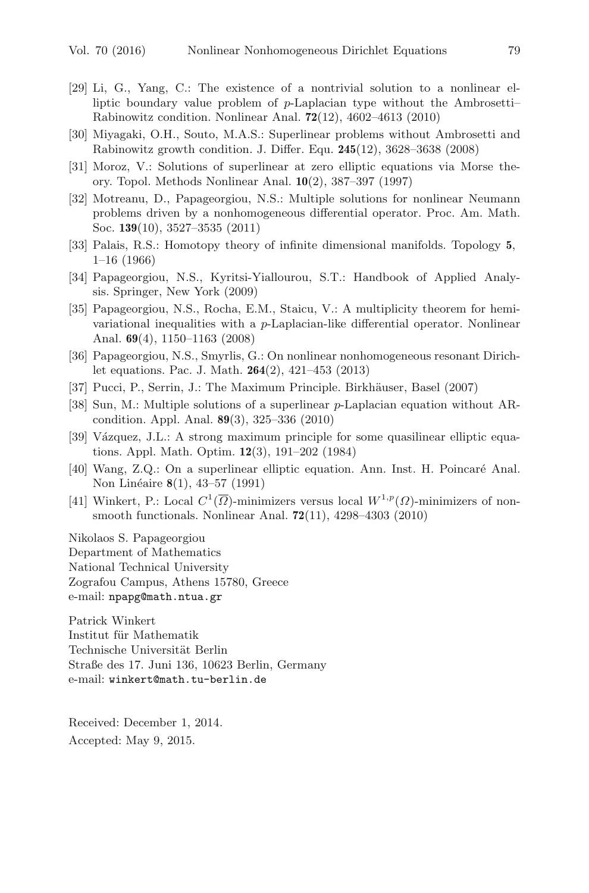[29] Li, G., Yang, C.: The existence of a nontrivial solution to a nonlinear elliptic boundary value problem of $p$-Laplacian type without the Ambrosetti–Rabinowitz condition. Nonlinear Anal. **72**(12), 4602–4613 (2010)

[30] Miyagaki, O.H., Souto, M.A.S.: Superlinear problems without Ambrosetti and Rabinowitz growth condition. J. Differ. Equ. **245**(12), 3628–3638 (2008)

[31] Moroz, V.: Solutions of superlinear at zero elliptic equations via Morse theory. Topol. Methods Nonlinear Anal. **10**(2), 387–397 (1997)

[32] Motreanu, D., Papageorgiou, N.S.: Multiple solutions for nonlinear Neumann problems driven by a nonhomogeneous differential operator. Proc. Am. Math. Soc. **139**(10), 3527–3535 (2011)

[33] Palais, R.S.: Homotopy theory of infinite dimensional manifolds. Topology **5**, 1–16 (1966)

[34] Papageorgiou, N.S., Kyritsi-Yiallourou, S.T.: Handbook of Applied Analysis. Springer, New York (2009)

[35] Papageorgiou, N.S., Rocha, E.M., Staicu, V.: A multiplicity theorem for hemivariational inequalities with a $p$-Laplacian-like differential operator. Nonlinear Anal. **69**(4), 1150–1163 (2008)

[36] Papageorgiou, N.S., Smyrlis, G.: On nonlinear nonhomogeneous resonant Dirichlet equations. Pac. J. Math. **264**(2), 421–453 (2013)

[37] Pucci, P., Serrin, J.: The Maximum Principle. Birkhäuser, Basel (2007)

[38] Sun, M.: Multiple solutions of a superlinear $p$-Laplacian equation without AR-condition. Appl. Anal. **89**(3), 325–336 (2010)

[39] Vázquez, J.L.: A strong maximum principle for some quasilinear elliptic equations. Appl. Math. Optim. **12**(3), 191–202 (1984)

[40] Wang, Z.Q.: On a superlinear elliptic equation. Ann. Inst. H. Poincaré Anal. Non Linéaire **8**(1), 43–57 (1991)

[41] Winkert, P.: Local $C^1(\overline{\Omega})$-minimizers versus local $W^{1,p}(\Omega)$-minimizers of nonsmooth functionals. Nonlinear Anal. **72**(11), 4298–4303 (2010)

Nikolaos S. Papageorgiou
Department of Mathematics
National Technical University
Zografou Campus, Athens 15780, Greece
e-mail: npapg@math.ntua.gr

Patrick Winkert
Institut für Mathematik
Technische Universität Berlin
Straße des 17. Juni 136, 10623 Berlin, Germany
e-mail: winkert@math.tu-berlin.de

Received: December 1, 2014.
Accepted: May 9, 2015.